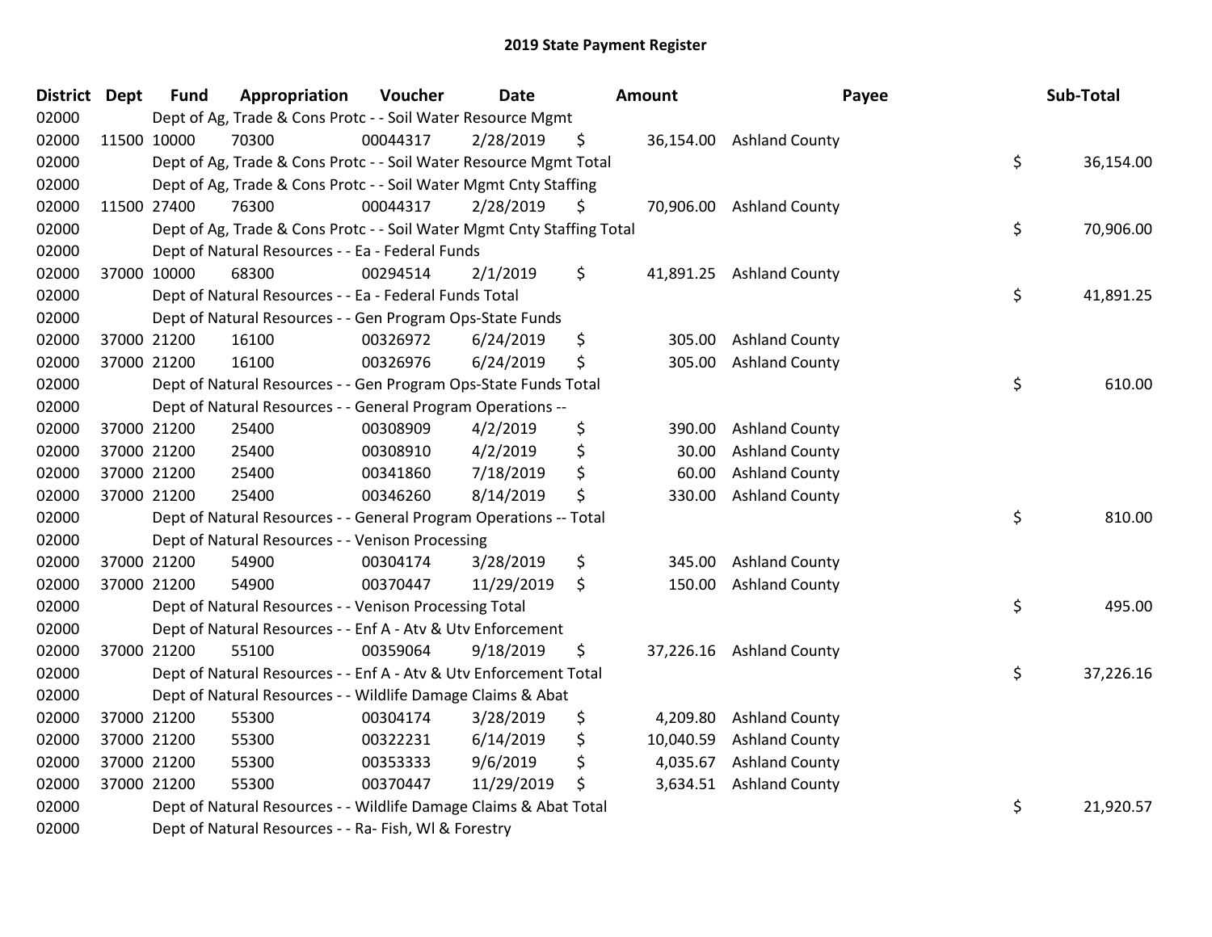# 2019 State Payment Register

| District | Dept | Fund | Appropriation | Voucher | Date | Amount | Payee | Sub-Total |
|---|---|---|---|---|---|---|---|---|
| 02000 | | Dept of Ag, Trade & Cons Protc - - Soil Water Resource Mgmt | | | | | | |
| 02000 | 11500 | 10000 | 70300 | 00044317 | 2/28/2019 | $ 36,154.00 | Ashland County | |
| 02000 | | Dept of Ag, Trade & Cons Protc - - Soil Water Resource Mgmt Total | | | | | | $ 36,154.00 |
| 02000 | | Dept of Ag, Trade & Cons Protc - - Soil Water Mgmt Cnty Staffing | | | | | | |
| 02000 | 11500 | 27400 | 76300 | 00044317 | 2/28/2019 | $ 70,906.00 | Ashland County | |
| 02000 | | Dept of Ag, Trade & Cons Protc - - Soil Water Mgmt Cnty Staffing Total | | | | | | $ 70,906.00 |
| 02000 | | Dept of Natural Resources - - Ea - Federal Funds | | | | | | |
| 02000 | 37000 | 10000 | 68300 | 00294514 | 2/1/2019 | $ 41,891.25 | Ashland County | |
| 02000 | | Dept of Natural Resources - - Ea - Federal Funds Total | | | | | | $ 41,891.25 |
| 02000 | | Dept of Natural Resources - - Gen Program Ops-State Funds | | | | | | |
| 02000 | 37000 | 21200 | 16100 | 00326972 | 6/24/2019 | $ 305.00 | Ashland County | |
| 02000 | 37000 | 21200 | 16100 | 00326976 | 6/24/2019 | $ 305.00 | Ashland County | |
| 02000 | | Dept of Natural Resources - - Gen Program Ops-State Funds Total | | | | | | $ 610.00 |
| 02000 | | Dept of Natural Resources - - General Program Operations -- | | | | | | |
| 02000 | 37000 | 21200 | 25400 | 00308909 | 4/2/2019 | $ 390.00 | Ashland County | |
| 02000 | 37000 | 21200 | 25400 | 00308910 | 4/2/2019 | $ 30.00 | Ashland County | |
| 02000 | 37000 | 21200 | 25400 | 00341860 | 7/18/2019 | $ 60.00 | Ashland County | |
| 02000 | 37000 | 21200 | 25400 | 00346260 | 8/14/2019 | $ 330.00 | Ashland County | |
| 02000 | | Dept of Natural Resources - - General Program Operations -- Total | | | | | | $ 810.00 |
| 02000 | | Dept of Natural Resources - - Venison Processing | | | | | | |
| 02000 | 37000 | 21200 | 54900 | 00304174 | 3/28/2019 | $ 345.00 | Ashland County | |
| 02000 | 37000 | 21200 | 54900 | 00370447 | 11/29/2019 | $ 150.00 | Ashland County | |
| 02000 | | Dept of Natural Resources - - Venison Processing Total | | | | | | $ 495.00 |
| 02000 | | Dept of Natural Resources - - Enf A - Atv & Utv Enforcement | | | | | | |
| 02000 | 37000 | 21200 | 55100 | 00359064 | 9/18/2019 | $ 37,226.16 | Ashland County | |
| 02000 | | Dept of Natural Resources - - Enf A - Atv & Utv Enforcement Total | | | | | | $ 37,226.16 |
| 02000 | | Dept of Natural Resources - - Wildlife Damage Claims & Abat | | | | | | |
| 02000 | 37000 | 21200 | 55300 | 00304174 | 3/28/2019 | $ 4,209.80 | Ashland County | |
| 02000 | 37000 | 21200 | 55300 | 00322231 | 6/14/2019 | $ 10,040.59 | Ashland County | |
| 02000 | 37000 | 21200 | 55300 | 00353333 | 9/6/2019 | $ 4,035.67 | Ashland County | |
| 02000 | 37000 | 21200 | 55300 | 00370447 | 11/29/2019 | $ 3,634.51 | Ashland County | |
| 02000 | | Dept of Natural Resources - - Wildlife Damage Claims & Abat Total | | | | | | $ 21,920.57 |
| 02000 | | Dept of Natural Resources - - Ra- Fish, Wl & Forestry | | | | | | |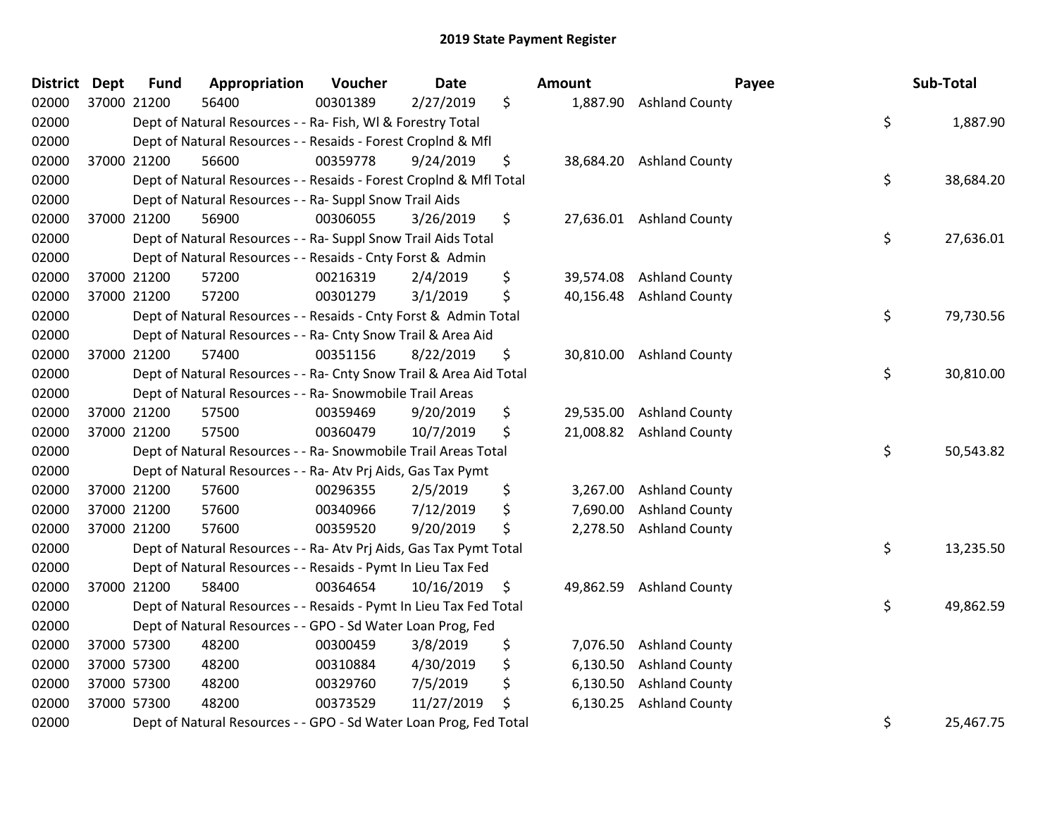# 2019 State Payment Register

| District | Dept | Fund | Appropriation | Voucher | Date | Amount | Payee | Sub-Total |
|---|---|---|---|---|---|---|---|---|
| 02000 | 37000 | 21200 | 56400 | 00301389 | 2/27/2019 | $ 1,887.90 | Ashland County | |
| 02000 | | Dept of Natural Resources - - Ra- Fish, Wl & Forestry Total | | | | | | $ 1,887.90 |
| 02000 | | Dept of Natural Resources - - Resaids - Forest Croplnd & Mfl | | | | | | |
| 02000 | 37000 | 21200 | 56600 | 00359778 | 9/24/2019 | $ 38,684.20 | Ashland County | |
| 02000 | | Dept of Natural Resources - - Resaids - Forest Croplnd & Mfl Total | | | | | | $ 38,684.20 |
| 02000 | | Dept of Natural Resources - - Ra- Suppl Snow Trail Aids | | | | | | |
| 02000 | 37000 | 21200 | 56900 | 00306055 | 3/26/2019 | $ 27,636.01 | Ashland County | |
| 02000 | | Dept of Natural Resources - - Ra- Suppl Snow Trail Aids Total | | | | | | $ 27,636.01 |
| 02000 | | Dept of Natural Resources - - Resaids - Cnty Forst & Admin | | | | | | |
| 02000 | 37000 | 21200 | 57200 | 00216319 | 2/4/2019 | $ 39,574.08 | Ashland County | |
| 02000 | 37000 | 21200 | 57200 | 00301279 | 3/1/2019 | $ 40,156.48 | Ashland County | |
| 02000 | | Dept of Natural Resources - - Resaids - Cnty Forst & Admin Total | | | | | | $ 79,730.56 |
| 02000 | | Dept of Natural Resources - - Ra- Cnty Snow Trail & Area Aid | | | | | | |
| 02000 | 37000 | 21200 | 57400 | 00351156 | 8/22/2019 | $ 30,810.00 | Ashland County | |
| 02000 | | Dept of Natural Resources - - Ra- Cnty Snow Trail & Area Aid Total | | | | | | $ 30,810.00 |
| 02000 | | Dept of Natural Resources - - Ra- Snowmobile Trail Areas | | | | | | |
| 02000 | 37000 | 21200 | 57500 | 00359469 | 9/20/2019 | $ 29,535.00 | Ashland County | |
| 02000 | 37000 | 21200 | 57500 | 00360479 | 10/7/2019 | $ 21,008.82 | Ashland County | |
| 02000 | | Dept of Natural Resources - - Ra- Snowmobile Trail Areas Total | | | | | | $ 50,543.82 |
| 02000 | | Dept of Natural Resources - - Ra- Atv Prj Aids, Gas Tax Pymt | | | | | | |
| 02000 | 37000 | 21200 | 57600 | 00296355 | 2/5/2019 | $ 3,267.00 | Ashland County | |
| 02000 | 37000 | 21200 | 57600 | 00340966 | 7/12/2019 | $ 7,690.00 | Ashland County | |
| 02000 | 37000 | 21200 | 57600 | 00359520 | 9/20/2019 | $ 2,278.50 | Ashland County | |
| 02000 | | Dept of Natural Resources - - Ra- Atv Prj Aids, Gas Tax Pymt Total | | | | | | $ 13,235.50 |
| 02000 | | Dept of Natural Resources - - Resaids - Pymt In Lieu Tax Fed | | | | | | |
| 02000 | 37000 | 21200 | 58400 | 00364654 | 10/16/2019 | $ 49,862.59 | Ashland County | |
| 02000 | | Dept of Natural Resources - - Resaids - Pymt In Lieu Tax Fed Total | | | | | | $ 49,862.59 |
| 02000 | | Dept of Natural Resources - - GPO - Sd Water Loan Prog, Fed | | | | | | |
| 02000 | 37000 | 57300 | 48200 | 00300459 | 3/8/2019 | $ 7,076.50 | Ashland County | |
| 02000 | 37000 | 57300 | 48200 | 00310884 | 4/30/2019 | $ 6,130.50 | Ashland County | |
| 02000 | 37000 | 57300 | 48200 | 00329760 | 7/5/2019 | $ 6,130.50 | Ashland County | |
| 02000 | 37000 | 57300 | 48200 | 00373529 | 11/27/2019 | $ 6,130.25 | Ashland County | |
| 02000 | | Dept of Natural Resources - - GPO - Sd Water Loan Prog, Fed Total | | | | | | $ 25,467.75 |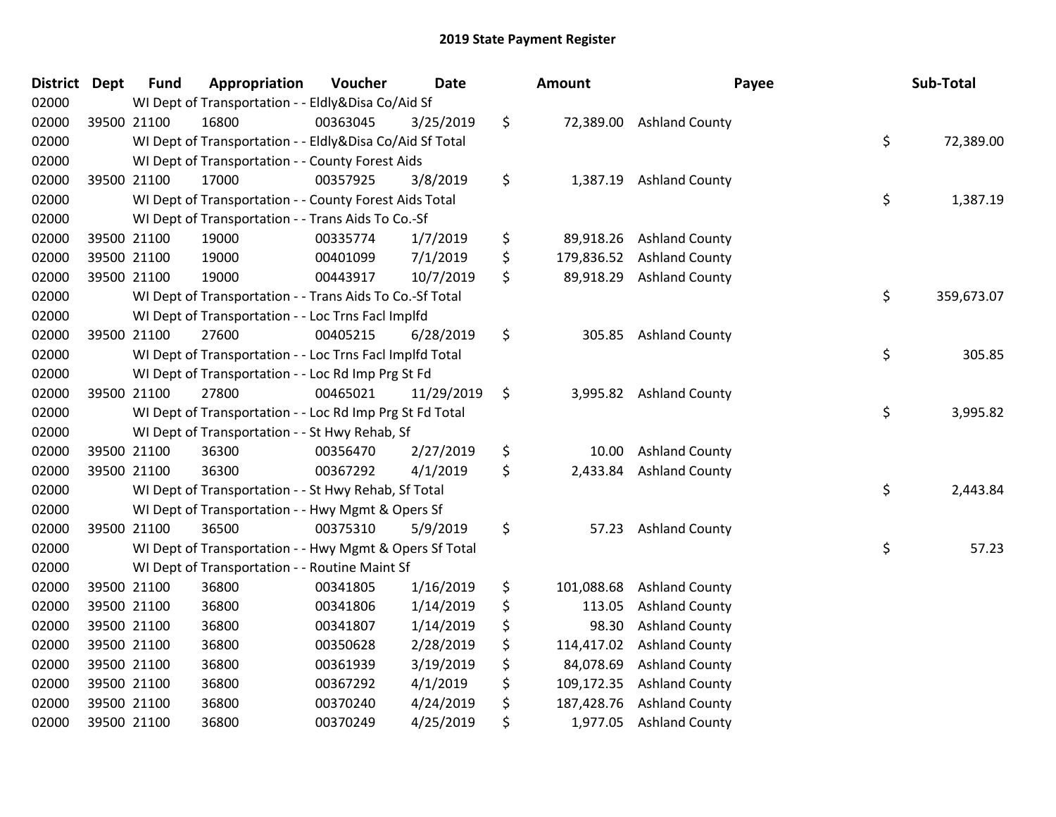# 2019 State Payment Register

| District | Dept | Fund | Appropriation | Voucher | Date | Amount | Payee | Sub-Total |
|---|---|---|---|---|---|---|---|---|
| 02000 | | WI Dept of Transportation - - Eldly&Disa Co/Aid Sf | | | | | | |
| 02000 | 39500 | 21100 | 16800 | 00363045 | 3/25/2019 | $ 72,389.00 | Ashland County | |
| 02000 | | WI Dept of Transportation - - Eldly&Disa Co/Aid Sf Total | | | | | | $ 72,389.00 |
| 02000 | | WI Dept of Transportation - - County Forest Aids | | | | | | |
| 02000 | 39500 | 21100 | 17000 | 00357925 | 3/8/2019 | $ 1,387.19 | Ashland County | |
| 02000 | | WI Dept of Transportation - - County Forest Aids Total | | | | | | $ 1,387.19 |
| 02000 | | WI Dept of Transportation - - Trans Aids To Co.-Sf | | | | | | |
| 02000 | 39500 | 21100 | 19000 | 00335774 | 1/7/2019 | $ 89,918.26 | Ashland County | |
| 02000 | 39500 | 21100 | 19000 | 00401099 | 7/1/2019 | $ 179,836.52 | Ashland County | |
| 02000 | 39500 | 21100 | 19000 | 00443917 | 10/7/2019 | $ 89,918.29 | Ashland County | |
| 02000 | | WI Dept of Transportation - - Trans Aids To Co.-Sf Total | | | | | | $ 359,673.07 |
| 02000 | | WI Dept of Transportation - - Loc Trns Facl Implfd | | | | | | |
| 02000 | 39500 | 21100 | 27600 | 00405215 | 6/28/2019 | $ 305.85 | Ashland County | |
| 02000 | | WI Dept of Transportation - - Loc Trns Facl Implfd Total | | | | | | $ 305.85 |
| 02000 | | WI Dept of Transportation - - Loc Rd Imp Prg St Fd | | | | | | |
| 02000 | 39500 | 21100 | 27800 | 00465021 | 11/29/2019 | $ 3,995.82 | Ashland County | |
| 02000 | | WI Dept of Transportation - - Loc Rd Imp Prg St Fd Total | | | | | | $ 3,995.82 |
| 02000 | | WI Dept of Transportation - - St Hwy Rehab, Sf | | | | | | |
| 02000 | 39500 | 21100 | 36300 | 00356470 | 2/27/2019 | $ 10.00 | Ashland County | |
| 02000 | 39500 | 21100 | 36300 | 00367292 | 4/1/2019 | $ 2,433.84 | Ashland County | |
| 02000 | | WI Dept of Transportation - - St Hwy Rehab, Sf Total | | | | | | $ 2,443.84 |
| 02000 | | WI Dept of Transportation - - Hwy Mgmt & Opers Sf | | | | | | |
| 02000 | 39500 | 21100 | 36500 | 00375310 | 5/9/2019 | $ 57.23 | Ashland County | |
| 02000 | | WI Dept of Transportation - - Hwy Mgmt & Opers Sf Total | | | | | | $ 57.23 |
| 02000 | | WI Dept of Transportation - - Routine Maint Sf | | | | | | |
| 02000 | 39500 | 21100 | 36800 | 00341805 | 1/16/2019 | $ 101,088.68 | Ashland County | |
| 02000 | 39500 | 21100 | 36800 | 00341806 | 1/14/2019 | $ 113.05 | Ashland County | |
| 02000 | 39500 | 21100 | 36800 | 00341807 | 1/14/2019 | $ 98.30 | Ashland County | |
| 02000 | 39500 | 21100 | 36800 | 00350628 | 2/28/2019 | $ 114,417.02 | Ashland County | |
| 02000 | 39500 | 21100 | 36800 | 00361939 | 3/19/2019 | $ 84,078.69 | Ashland County | |
| 02000 | 39500 | 21100 | 36800 | 00367292 | 4/1/2019 | $ 109,172.35 | Ashland County | |
| 02000 | 39500 | 21100 | 36800 | 00370240 | 4/24/2019 | $ 187,428.76 | Ashland County | |
| 02000 | 39500 | 21100 | 36800 | 00370249 | 4/25/2019 | $ 1,977.05 | Ashland County | |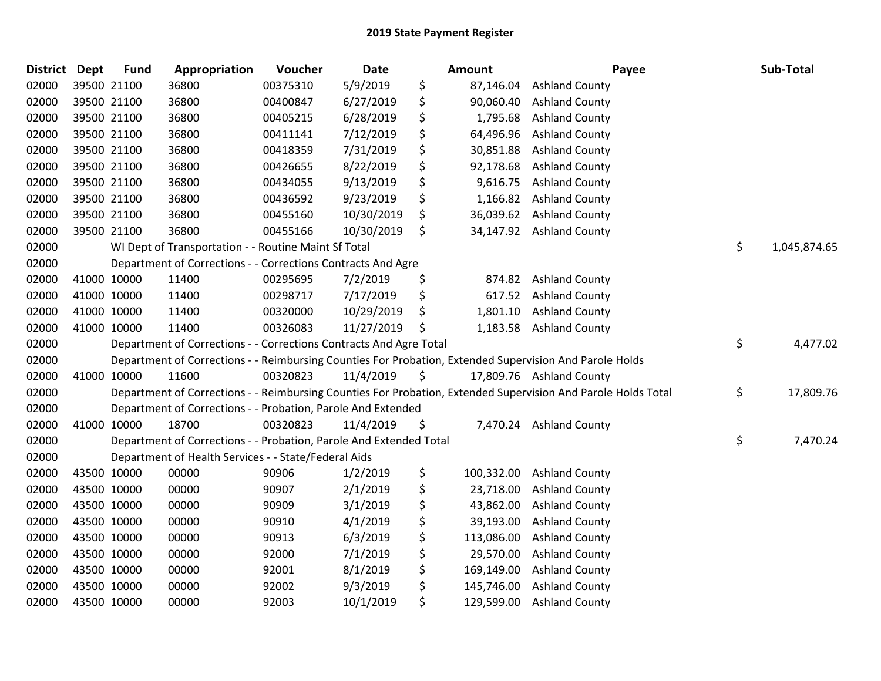# 2019 State Payment Register

| District | Dept | Fund | Appropriation | Voucher | Date | | Amount | Payee | | Sub-Total |
|---|---|---|---|---|---|---|---|---|---|---|
| 02000 | 39500 | 21100 | 36800 | 00375310 | 5/9/2019 | $ | 87,146.04 | Ashland County | | |
| 02000 | 39500 | 21100 | 36800 | 00400847 | 6/27/2019 | $ | 90,060.40 | Ashland County | | |
| 02000 | 39500 | 21100 | 36800 | 00405215 | 6/28/2019 | $ | 1,795.68 | Ashland County | | |
| 02000 | 39500 | 21100 | 36800 | 00411141 | 7/12/2019 | $ | 64,496.96 | Ashland County | | |
| 02000 | 39500 | 21100 | 36800 | 00418359 | 7/31/2019 | $ | 30,851.88 | Ashland County | | |
| 02000 | 39500 | 21100 | 36800 | 00426655 | 8/22/2019 | $ | 92,178.68 | Ashland County | | |
| 02000 | 39500 | 21100 | 36800 | 00434055 | 9/13/2019 | $ | 9,616.75 | Ashland County | | |
| 02000 | 39500 | 21100 | 36800 | 00436592 | 9/23/2019 | $ | 1,166.82 | Ashland County | | |
| 02000 | 39500 | 21100 | 36800 | 00455160 | 10/30/2019 | $ | 36,039.62 | Ashland County | | |
| 02000 | 39500 | 21100 | 36800 | 00455166 | 10/30/2019 | $ | 34,147.92 | Ashland County | | |
| 02000 | | | WI Dept of Transportation - - Routine Maint Sf Total | | | | | | $ | 1,045,874.65 |
| 02000 | | | Department of Corrections - - Corrections Contracts And Agre | | | | | | | |
| 02000 | 41000 | 10000 | 11400 | 00295695 | 7/2/2019 | $ | 874.82 | Ashland County | | |
| 02000 | 41000 | 10000 | 11400 | 00298717 | 7/17/2019 | $ | 617.52 | Ashland County | | |
| 02000 | 41000 | 10000 | 11400 | 00320000 | 10/29/2019 | $ | 1,801.10 | Ashland County | | |
| 02000 | 41000 | 10000 | 11400 | 00326083 | 11/27/2019 | $ | 1,183.58 | Ashland County | | |
| 02000 | | | Department of Corrections - - Corrections Contracts And Agre Total | | | | | | $ | 4,477.02 |
| 02000 | | | Department of Corrections - - Reimbursing Counties For Probation, Extended Supervision And Parole Holds | | | | | | | |
| 02000 | 41000 | 10000 | 11600 | 00320823 | 11/4/2019 | $ | 17,809.76 | Ashland County | | |
| 02000 | | | Department of Corrections - - Reimbursing Counties For Probation, Extended Supervision And Parole Holds Total | | | | | | $ | 17,809.76 |
| 02000 | | | Department of Corrections - - Probation, Parole And Extended | | | | | | | |
| 02000 | 41000 | 10000 | 18700 | 00320823 | 11/4/2019 | $ | 7,470.24 | Ashland County | | |
| 02000 | | | Department of Corrections - - Probation, Parole And Extended Total | | | | | | $ | 7,470.24 |
| 02000 | | | Department of Health Services - - State/Federal Aids | | | | | | | |
| 02000 | 43500 | 10000 | 00000 | 90906 | 1/2/2019 | $ | 100,332.00 | Ashland County | | |
| 02000 | 43500 | 10000 | 00000 | 90907 | 2/1/2019 | $ | 23,718.00 | Ashland County | | |
| 02000 | 43500 | 10000 | 00000 | 90909 | 3/1/2019 | $ | 43,862.00 | Ashland County | | |
| 02000 | 43500 | 10000 | 00000 | 90910 | 4/1/2019 | $ | 39,193.00 | Ashland County | | |
| 02000 | 43500 | 10000 | 00000 | 90913 | 6/3/2019 | $ | 113,086.00 | Ashland County | | |
| 02000 | 43500 | 10000 | 00000 | 92000 | 7/1/2019 | $ | 29,570.00 | Ashland County | | |
| 02000 | 43500 | 10000 | 00000 | 92001 | 8/1/2019 | $ | 169,149.00 | Ashland County | | |
| 02000 | 43500 | 10000 | 00000 | 92002 | 9/3/2019 | $ | 145,746.00 | Ashland County | | |
| 02000 | 43500 | 10000 | 00000 | 92003 | 10/1/2019 | $ | 129,599.00 | Ashland County | | |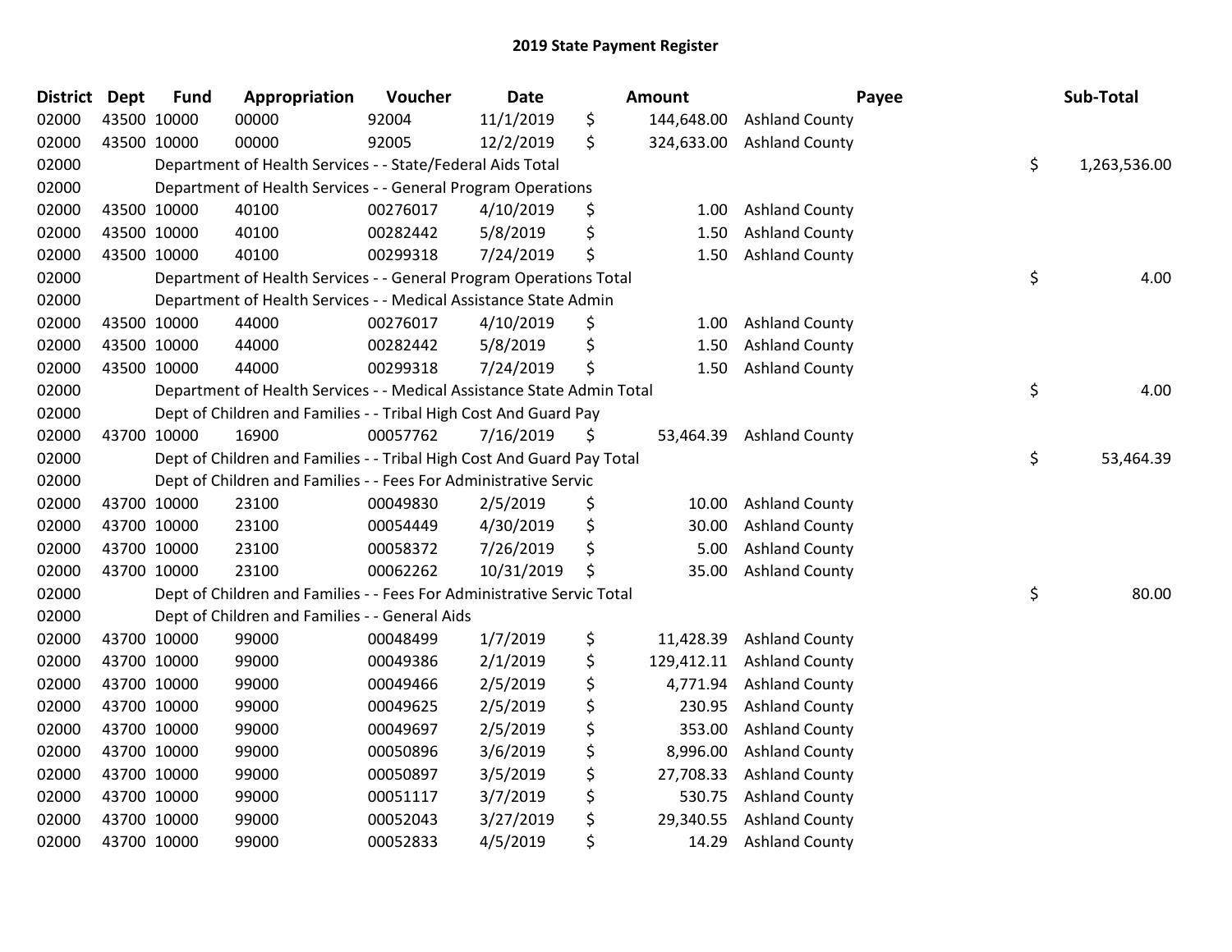# 2019 State Payment Register

| District | Dept | Fund | Appropriation | Voucher | Date | Amount | Payee | Sub-Total |
|---|---|---|---|---|---|---|---|---|
| 02000 | 43500 | 10000 | 00000 | 92004 | 11/1/2019 | $ 144,648.00 | Ashland County | |
| 02000 | 43500 | 10000 | 00000 | 92005 | 12/2/2019 | $ 324,633.00 | Ashland County | |
| 02000 | | Department of Health Services - - State/Federal Aids Total | | | | | | $ 1,263,536.00 |
| 02000 | | Department of Health Services - - General Program Operations | | | | | | |
| 02000 | 43500 | 10000 | 40100 | 00276017 | 4/10/2019 | $ 1.00 | Ashland County | |
| 02000 | 43500 | 10000 | 40100 | 00282442 | 5/8/2019 | $ 1.50 | Ashland County | |
| 02000 | 43500 | 10000 | 40100 | 00299318 | 7/24/2019 | $ 1.50 | Ashland County | |
| 02000 | | Department of Health Services - - General Program Operations Total | | | | | | $ 4.00 |
| 02000 | | Department of Health Services - - Medical Assistance State Admin | | | | | | |
| 02000 | 43500 | 10000 | 44000 | 00276017 | 4/10/2019 | $ 1.00 | Ashland County | |
| 02000 | 43500 | 10000 | 44000 | 00282442 | 5/8/2019 | $ 1.50 | Ashland County | |
| 02000 | 43500 | 10000 | 44000 | 00299318 | 7/24/2019 | $ 1.50 | Ashland County | |
| 02000 | | Department of Health Services - - Medical Assistance State Admin Total | | | | | | $ 4.00 |
| 02000 | | Dept of Children and Families - - Tribal High Cost And Guard Pay | | | | | | |
| 02000 | 43700 | 10000 | 16900 | 00057762 | 7/16/2019 | $ 53,464.39 | Ashland County | |
| 02000 | | Dept of Children and Families - - Tribal High Cost And Guard Pay Total | | | | | | $ 53,464.39 |
| 02000 | | Dept of Children and Families - - Fees For Administrative Servic | | | | | | |
| 02000 | 43700 | 10000 | 23100 | 00049830 | 2/5/2019 | $ 10.00 | Ashland County | |
| 02000 | 43700 | 10000 | 23100 | 00054449 | 4/30/2019 | $ 30.00 | Ashland County | |
| 02000 | 43700 | 10000 | 23100 | 00058372 | 7/26/2019 | $ 5.00 | Ashland County | |
| 02000 | 43700 | 10000 | 23100 | 00062262 | 10/31/2019 | $ 35.00 | Ashland County | |
| 02000 | | Dept of Children and Families - - Fees For Administrative Servic Total | | | | | | $ 80.00 |
| 02000 | | Dept of Children and Families - - General Aids | | | | | | |
| 02000 | 43700 | 10000 | 99000 | 00048499 | 1/7/2019 | $ 11,428.39 | Ashland County | |
| 02000 | 43700 | 10000 | 99000 | 00049386 | 2/1/2019 | $ 129,412.11 | Ashland County | |
| 02000 | 43700 | 10000 | 99000 | 00049466 | 2/5/2019 | $ 4,771.94 | Ashland County | |
| 02000 | 43700 | 10000 | 99000 | 00049625 | 2/5/2019 | $ 230.95 | Ashland County | |
| 02000 | 43700 | 10000 | 99000 | 00049697 | 2/5/2019 | $ 353.00 | Ashland County | |
| 02000 | 43700 | 10000 | 99000 | 00050896 | 3/6/2019 | $ 8,996.00 | Ashland County | |
| 02000 | 43700 | 10000 | 99000 | 00050897 | 3/5/2019 | $ 27,708.33 | Ashland County | |
| 02000 | 43700 | 10000 | 99000 | 00051117 | 3/7/2019 | $ 530.75 | Ashland County | |
| 02000 | 43700 | 10000 | 99000 | 00052043 | 3/27/2019 | $ 29,340.55 | Ashland County | |
| 02000 | 43700 | 10000 | 99000 | 00052833 | 4/5/2019 | $ 14.29 | Ashland County | |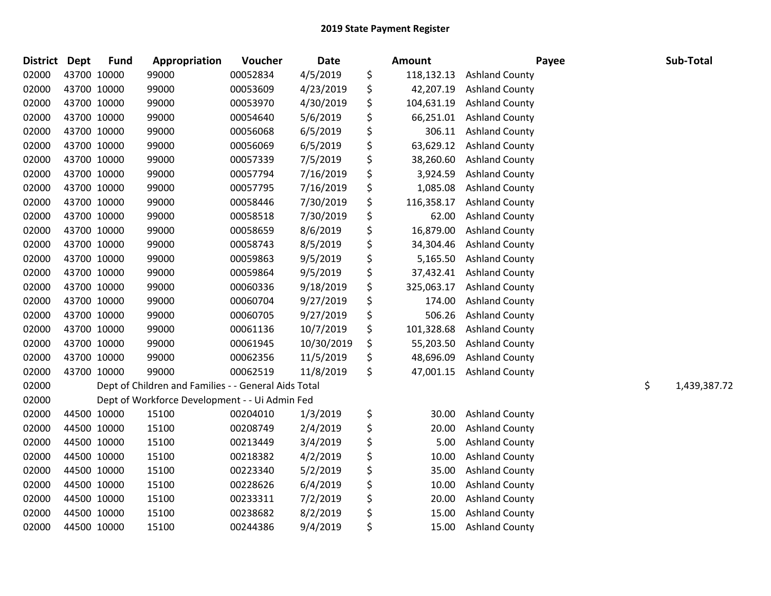## 2019 State Payment Register

| District | Dept | Fund | Appropriation | Voucher | Date | | Amount | Payee | | Sub-Total |
|---|---|---|---|---|---|---|---|---|---|---|
| 02000 | 43700 | 10000 | 99000 | 00052834 | 4/5/2019 | $ | 118,132.13 | Ashland County | | |
| 02000 | 43700 | 10000 | 99000 | 00053609 | 4/23/2019 | $ | 42,207.19 | Ashland County | | |
| 02000 | 43700 | 10000 | 99000 | 00053970 | 4/30/2019 | $ | 104,631.19 | Ashland County | | |
| 02000 | 43700 | 10000 | 99000 | 00054640 | 5/6/2019 | $ | 66,251.01 | Ashland County | | |
| 02000 | 43700 | 10000 | 99000 | 00056068 | 6/5/2019 | $ | 306.11 | Ashland County | | |
| 02000 | 43700 | 10000 | 99000 | 00056069 | 6/5/2019 | $ | 63,629.12 | Ashland County | | |
| 02000 | 43700 | 10000 | 99000 | 00057339 | 7/5/2019 | $ | 38,260.60 | Ashland County | | |
| 02000 | 43700 | 10000 | 99000 | 00057794 | 7/16/2019 | $ | 3,924.59 | Ashland County | | |
| 02000 | 43700 | 10000 | 99000 | 00057795 | 7/16/2019 | $ | 1,085.08 | Ashland County | | |
| 02000 | 43700 | 10000 | 99000 | 00058446 | 7/30/2019 | $ | 116,358.17 | Ashland County | | |
| 02000 | 43700 | 10000 | 99000 | 00058518 | 7/30/2019 | $ | 62.00 | Ashland County | | |
| 02000 | 43700 | 10000 | 99000 | 00058659 | 8/6/2019 | $ | 16,879.00 | Ashland County | | |
| 02000 | 43700 | 10000 | 99000 | 00058743 | 8/5/2019 | $ | 34,304.46 | Ashland County | | |
| 02000 | 43700 | 10000 | 99000 | 00059863 | 9/5/2019 | $ | 5,165.50 | Ashland County | | |
| 02000 | 43700 | 10000 | 99000 | 00059864 | 9/5/2019 | $ | 37,432.41 | Ashland County | | |
| 02000 | 43700 | 10000 | 99000 | 00060336 | 9/18/2019 | $ | 325,063.17 | Ashland County | | |
| 02000 | 43700 | 10000 | 99000 | 00060704 | 9/27/2019 | $ | 174.00 | Ashland County | | |
| 02000 | 43700 | 10000 | 99000 | 00060705 | 9/27/2019 | $ | 506.26 | Ashland County | | |
| 02000 | 43700 | 10000 | 99000 | 00061136 | 10/7/2019 | $ | 101,328.68 | Ashland County | | |
| 02000 | 43700 | 10000 | 99000 | 00061945 | 10/30/2019 | $ | 55,203.50 | Ashland County | | |
| 02000 | 43700 | 10000 | 99000 | 00062356 | 11/5/2019 | $ | 48,696.09 | Ashland County | | |
| 02000 | 43700 | 10000 | 99000 | 00062519 | 11/8/2019 | $ | 47,001.15 | Ashland County | | |
| 02000 | Dept of Children and Families - - General Aids Total | | | | | | | | $ | 1,439,387.72 |
| 02000 | Dept of Workforce Development - - Ui Admin Fed | | | | | | | | | |
| 02000 | 44500 | 10000 | 15100 | 00204010 | 1/3/2019 | $ | 30.00 | Ashland County | | |
| 02000 | 44500 | 10000 | 15100 | 00208749 | 2/4/2019 | $ | 20.00 | Ashland County | | |
| 02000 | 44500 | 10000 | 15100 | 00213449 | 3/4/2019 | $ | 5.00 | Ashland County | | |
| 02000 | 44500 | 10000 | 15100 | 00218382 | 4/2/2019 | $ | 10.00 | Ashland County | | |
| 02000 | 44500 | 10000 | 15100 | 00223340 | 5/2/2019 | $ | 35.00 | Ashland County | | |
| 02000 | 44500 | 10000 | 15100 | 00228626 | 6/4/2019 | $ | 10.00 | Ashland County | | |
| 02000 | 44500 | 10000 | 15100 | 00233311 | 7/2/2019 | $ | 20.00 | Ashland County | | |
| 02000 | 44500 | 10000 | 15100 | 00238682 | 8/2/2019 | $ | 15.00 | Ashland County | | |
| 02000 | 44500 | 10000 | 15100 | 00244386 | 9/4/2019 | $ | 15.00 | Ashland County | | |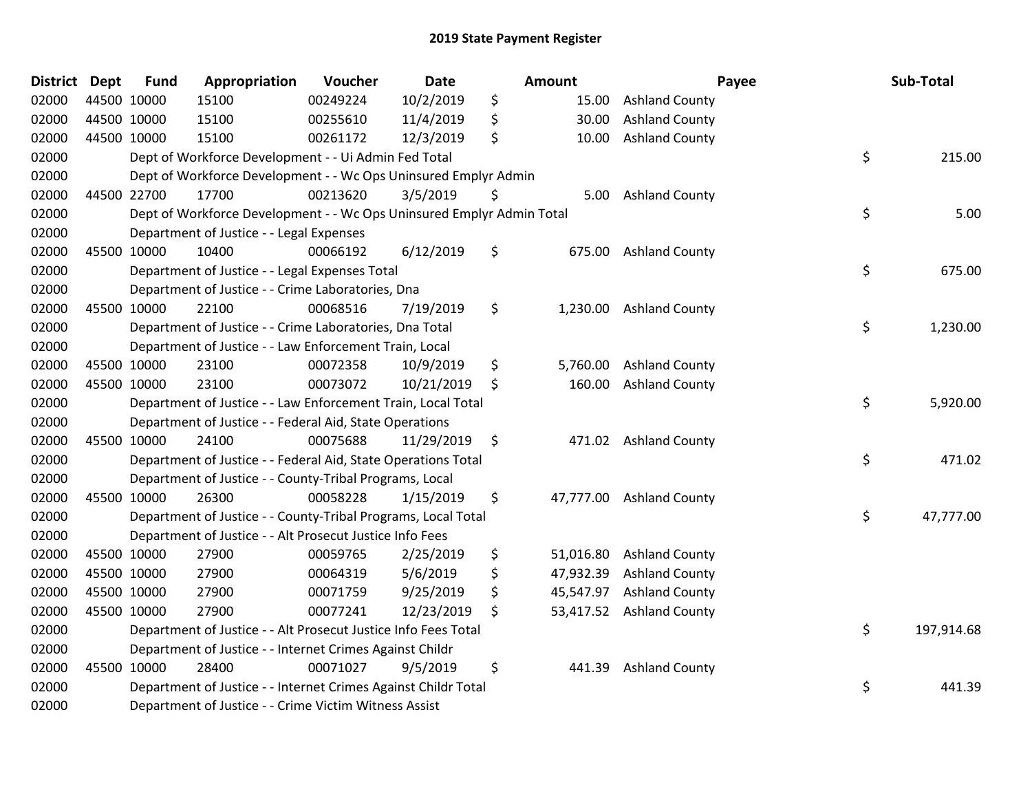# 2019 State Payment Register

| District | Dept | Fund | Appropriation | Voucher | Date | Amount | Payee | Sub-Total |
|---|---|---|---|---|---|---|---|---|
| 02000 | 44500 | 10000 | 15100 | 00249224 | 10/2/2019 | $ 15.00 | Ashland County | |
| 02000 | 44500 | 10000 | 15100 | 00255610 | 11/4/2019 | $ 30.00 | Ashland County | |
| 02000 | 44500 | 10000 | 15100 | 00261172 | 12/3/2019 | $ 10.00 | Ashland County | |
| 02000 | | Dept of Workforce Development - - Ui Admin Fed Total | | | | | | $ 215.00 |
| 02000 | | Dept of Workforce Development - - Wc Ops Uninsured Emplyr Admin | | | | | | |
| 02000 | 44500 | 22700 | 17700 | 00213620 | 3/5/2019 | $ 5.00 | Ashland County | |
| 02000 | | Dept of Workforce Development - - Wc Ops Uninsured Emplyr Admin Total | | | | | | $ 5.00 |
| 02000 | | Department of Justice - - Legal Expenses | | | | | | |
| 02000 | 45500 | 10000 | 10400 | 00066192 | 6/12/2019 | $ 675.00 | Ashland County | |
| 02000 | | Department of Justice - - Legal Expenses Total | | | | | | $ 675.00 |
| 02000 | | Department of Justice - - Crime Laboratories, Dna | | | | | | |
| 02000 | 45500 | 10000 | 22100 | 00068516 | 7/19/2019 | $ 1,230.00 | Ashland County | |
| 02000 | | Department of Justice - - Crime Laboratories, Dna Total | | | | | | $ 1,230.00 |
| 02000 | | Department of Justice - - Law Enforcement Train, Local | | | | | | |
| 02000 | 45500 | 10000 | 23100 | 00072358 | 10/9/2019 | $ 5,760.00 | Ashland County | |
| 02000 | 45500 | 10000 | 23100 | 00073072 | 10/21/2019 | $ 160.00 | Ashland County | |
| 02000 | | Department of Justice - - Law Enforcement Train, Local Total | | | | | | $ 5,920.00 |
| 02000 | | Department of Justice - - Federal Aid, State Operations | | | | | | |
| 02000 | 45500 | 10000 | 24100 | 00075688 | 11/29/2019 | $ 471.02 | Ashland County | |
| 02000 | | Department of Justice - - Federal Aid, State Operations Total | | | | | | $ 471.02 |
| 02000 | | Department of Justice - - County-Tribal Programs, Local | | | | | | |
| 02000 | 45500 | 10000 | 26300 | 00058228 | 1/15/2019 | $ 47,777.00 | Ashland County | |
| 02000 | | Department of Justice - - County-Tribal Programs, Local Total | | | | | | $ 47,777.00 |
| 02000 | | Department of Justice - - Alt Prosecut Justice Info Fees | | | | | | |
| 02000 | 45500 | 10000 | 27900 | 00059765 | 2/25/2019 | $ 51,016.80 | Ashland County | |
| 02000 | 45500 | 10000 | 27900 | 00064319 | 5/6/2019 | $ 47,932.39 | Ashland County | |
| 02000 | 45500 | 10000 | 27900 | 00071759 | 9/25/2019 | $ 45,547.97 | Ashland County | |
| 02000 | 45500 | 10000 | 27900 | 00077241 | 12/23/2019 | $ 53,417.52 | Ashland County | |
| 02000 | | Department of Justice - - Alt Prosecut Justice Info Fees Total | | | | | | $ 197,914.68 |
| 02000 | | Department of Justice - - Internet Crimes Against Childr | | | | | | |
| 02000 | 45500 | 10000 | 28400 | 00071027 | 9/5/2019 | $ 441.39 | Ashland County | |
| 02000 | | Department of Justice - - Internet Crimes Against Childr Total | | | | | | $ 441.39 |
| 02000 | | Department of Justice - - Crime Victim Witness Assist | | | | | | |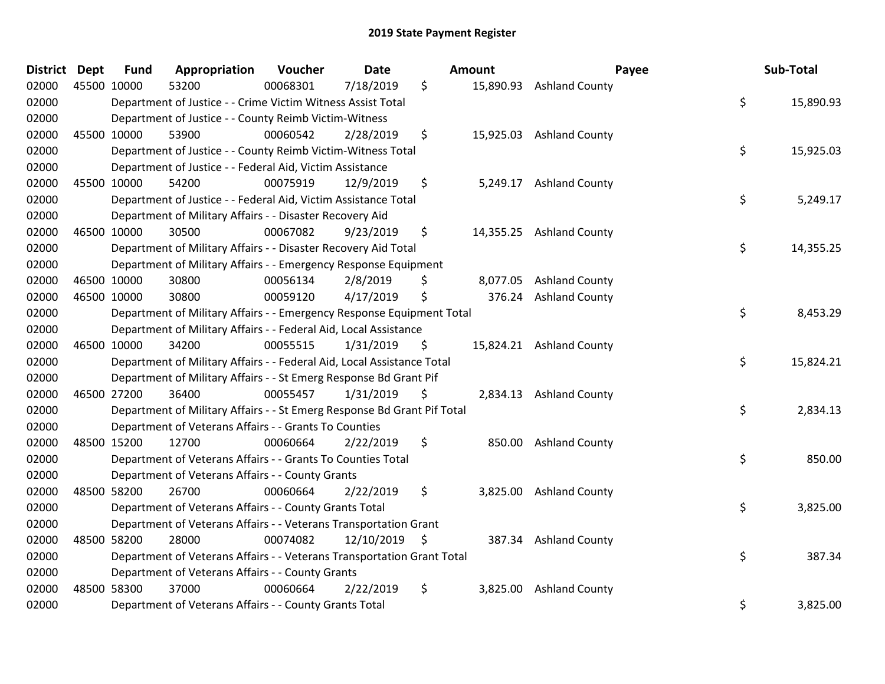# 2019 State Payment Register

| District | Dept | Fund | Appropriation | Voucher | Date | Amount | Payee | Sub-Total |
|---|---|---|---|---|---|---|---|---|
| 02000 | 45500 | 10000 | 53200 | 00068301 | 7/18/2019 | $ 15,890.93 | Ashland County | |
| 02000 | | Department of Justice - - Crime Victim Witness Assist Total | | | | | | $ 15,890.93 |
| 02000 | | Department of Justice - - County Reimb Victim-Witness | | | | | | |
| 02000 | 45500 | 10000 | 53900 | 00060542 | 2/28/2019 | $ 15,925.03 | Ashland County | |
| 02000 | | Department of Justice - - County Reimb Victim-Witness Total | | | | | | $ 15,925.03 |
| 02000 | | Department of Justice - - Federal Aid, Victim Assistance | | | | | | |
| 02000 | 45500 | 10000 | 54200 | 00075919 | 12/9/2019 | $ 5,249.17 | Ashland County | |
| 02000 | | Department of Justice - - Federal Aid, Victim Assistance Total | | | | | | $ 5,249.17 |
| 02000 | | Department of Military Affairs - - Disaster Recovery Aid | | | | | | |
| 02000 | 46500 | 10000 | 30500 | 00067082 | 9/23/2019 | $ 14,355.25 | Ashland County | |
| 02000 | | Department of Military Affairs - - Disaster Recovery Aid Total | | | | | | $ 14,355.25 |
| 02000 | | Department of Military Affairs - - Emergency Response Equipment | | | | | | |
| 02000 | 46500 | 10000 | 30800 | 00056134 | 2/8/2019 | $ 8,077.05 | Ashland County | |
| 02000 | 46500 | 10000 | 30800 | 00059120 | 4/17/2019 | $ 376.24 | Ashland County | |
| 02000 | | Department of Military Affairs - - Emergency Response Equipment Total | | | | | | $ 8,453.29 |
| 02000 | | Department of Military Affairs - - Federal Aid, Local Assistance | | | | | | |
| 02000 | 46500 | 10000 | 34200 | 00055515 | 1/31/2019 | $ 15,824.21 | Ashland County | |
| 02000 | | Department of Military Affairs - - Federal Aid, Local Assistance Total | | | | | | $ 15,824.21 |
| 02000 | | Department of Military Affairs - - St Emerg Response Bd Grant Pif | | | | | | |
| 02000 | 46500 | 27200 | 36400 | 00055457 | 1/31/2019 | $ 2,834.13 | Ashland County | |
| 02000 | | Department of Military Affairs - - St Emerg Response Bd Grant Pif Total | | | | | | $ 2,834.13 |
| 02000 | | Department of Veterans Affairs - - Grants To Counties | | | | | | |
| 02000 | 48500 | 15200 | 12700 | 00060664 | 2/22/2019 | $ 850.00 | Ashland County | |
| 02000 | | Department of Veterans Affairs - - Grants To Counties Total | | | | | | $ 850.00 |
| 02000 | | Department of Veterans Affairs - - County Grants | | | | | | |
| 02000 | 48500 | 58200 | 26700 | 00060664 | 2/22/2019 | $ 3,825.00 | Ashland County | |
| 02000 | | Department of Veterans Affairs - - County Grants Total | | | | | | $ 3,825.00 |
| 02000 | | Department of Veterans Affairs - - Veterans Transportation Grant | | | | | | |
| 02000 | 48500 | 58200 | 28000 | 00074082 | 12/10/2019 | $ 387.34 | Ashland County | |
| 02000 | | Department of Veterans Affairs - - Veterans Transportation Grant Total | | | | | | $ 387.34 |
| 02000 | | Department of Veterans Affairs - - County Grants | | | | | | |
| 02000 | 48500 | 58300 | 37000 | 00060664 | 2/22/2019 | $ 3,825.00 | Ashland County | |
| 02000 | | Department of Veterans Affairs - - County Grants Total | | | | | | $ 3,825.00 |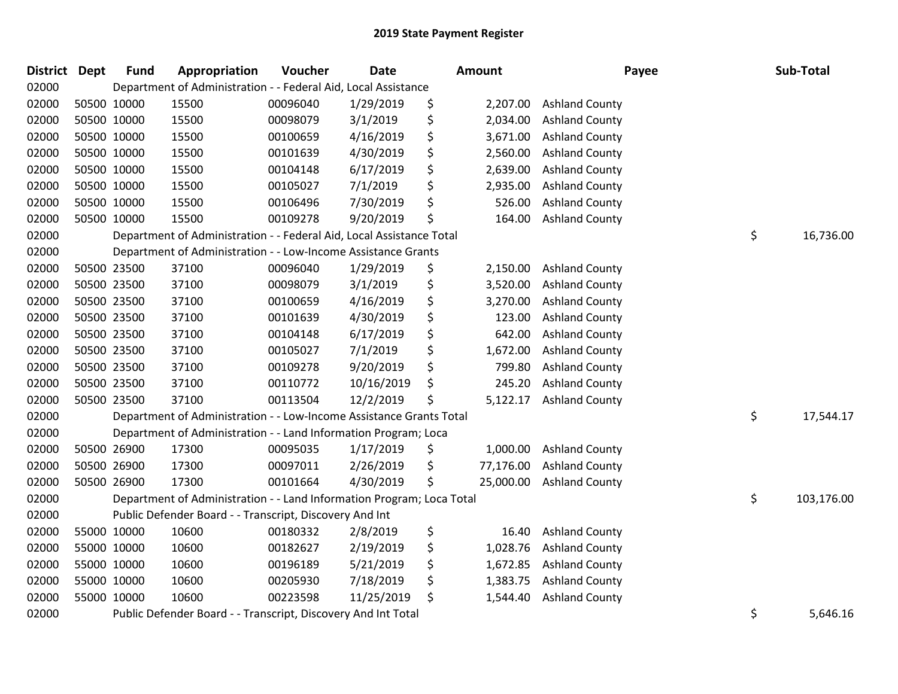# 2019 State Payment Register

| District | Dept | Fund | Appropriation | Voucher | Date | Amount | Payee | Sub-Total |
|---|---|---|---|---|---|---|---|---|
| 02000 | | Department of Administration - - Federal Aid, Local Assistance | | | | | | |
| 02000 | 50500 | 10000 | 15500 | 00096040 | 1/29/2019 | $ 2,207.00 | Ashland County | |
| 02000 | 50500 | 10000 | 15500 | 00098079 | 3/1/2019 | $ 2,034.00 | Ashland County | |
| 02000 | 50500 | 10000 | 15500 | 00100659 | 4/16/2019 | $ 3,671.00 | Ashland County | |
| 02000 | 50500 | 10000 | 15500 | 00101639 | 4/30/2019 | $ 2,560.00 | Ashland County | |
| 02000 | 50500 | 10000 | 15500 | 00104148 | 6/17/2019 | $ 2,639.00 | Ashland County | |
| 02000 | 50500 | 10000 | 15500 | 00105027 | 7/1/2019 | $ 2,935.00 | Ashland County | |
| 02000 | 50500 | 10000 | 15500 | 00106496 | 7/30/2019 | $ 526.00 | Ashland County | |
| 02000 | 50500 | 10000 | 15500 | 00109278 | 9/20/2019 | $ 164.00 | Ashland County | |
| 02000 | | Department of Administration - - Federal Aid, Local Assistance Total | | | | | | $ 16,736.00 |
| 02000 | | Department of Administration - - Low-Income Assistance Grants | | | | | | |
| 02000 | 50500 | 23500 | 37100 | 00096040 | 1/29/2019 | $ 2,150.00 | Ashland County | |
| 02000 | 50500 | 23500 | 37100 | 00098079 | 3/1/2019 | $ 3,520.00 | Ashland County | |
| 02000 | 50500 | 23500 | 37100 | 00100659 | 4/16/2019 | $ 3,270.00 | Ashland County | |
| 02000 | 50500 | 23500 | 37100 | 00101639 | 4/30/2019 | $ 123.00 | Ashland County | |
| 02000 | 50500 | 23500 | 37100 | 00104148 | 6/17/2019 | $ 642.00 | Ashland County | |
| 02000 | 50500 | 23500 | 37100 | 00105027 | 7/1/2019 | $ 1,672.00 | Ashland County | |
| 02000 | 50500 | 23500 | 37100 | 00109278 | 9/20/2019 | $ 799.80 | Ashland County | |
| 02000 | 50500 | 23500 | 37100 | 00110772 | 10/16/2019 | $ 245.20 | Ashland County | |
| 02000 | 50500 | 23500 | 37100 | 00113504 | 12/2/2019 | $ 5,122.17 | Ashland County | |
| 02000 | | Department of Administration - - Low-Income Assistance Grants Total | | | | | | $ 17,544.17 |
| 02000 | | Department of Administration - - Land Information Program; Loca | | | | | | |
| 02000 | 50500 | 26900 | 17300 | 00095035 | 1/17/2019 | $ 1,000.00 | Ashland County | |
| 02000 | 50500 | 26900 | 17300 | 00097011 | 2/26/2019 | $ 77,176.00 | Ashland County | |
| 02000 | 50500 | 26900 | 17300 | 00101664 | 4/30/2019 | $ 25,000.00 | Ashland County | |
| 02000 | | Department of Administration - - Land Information Program; Loca Total | | | | | | $ 103,176.00 |
| 02000 | | Public Defender Board - - Transcript, Discovery And Int | | | | | | |
| 02000 | 55000 | 10000 | 10600 | 00180332 | 2/8/2019 | $ 16.40 | Ashland County | |
| 02000 | 55000 | 10000 | 10600 | 00182627 | 2/19/2019 | $ 1,028.76 | Ashland County | |
| 02000 | 55000 | 10000 | 10600 | 00196189 | 5/21/2019 | $ 1,672.85 | Ashland County | |
| 02000 | 55000 | 10000 | 10600 | 00205930 | 7/18/2019 | $ 1,383.75 | Ashland County | |
| 02000 | 55000 | 10000 | 10600 | 00223598 | 11/25/2019 | $ 1,544.40 | Ashland County | |
| 02000 | | Public Defender Board - - Transcript, Discovery And Int Total | | | | | | $ 5,646.16 |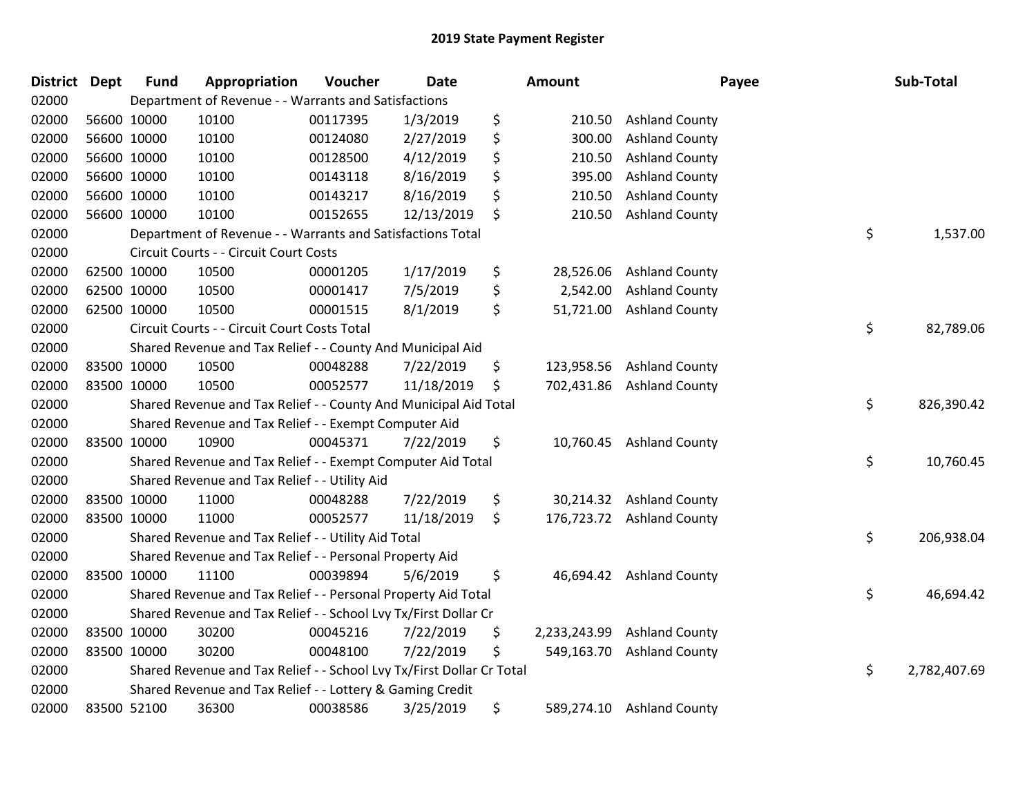# 2019 State Payment Register

| District | Dept | Fund | Appropriation | Voucher | Date | Amount | Payee | Sub-Total |
|---|---|---|---|---|---|---|---|---|
| 02000 | | Department of Revenue - - Warrants and Satisfactions | | | | | | |
| 02000 | 56600 | 10000 | 10100 | 00117395 | 1/3/2019 | $ 210.50 | Ashland County | |
| 02000 | 56600 | 10000 | 10100 | 00124080 | 2/27/2019 | $ 300.00 | Ashland County | |
| 02000 | 56600 | 10000 | 10100 | 00128500 | 4/12/2019 | $ 210.50 | Ashland County | |
| 02000 | 56600 | 10000 | 10100 | 00143118 | 8/16/2019 | $ 395.00 | Ashland County | |
| 02000 | 56600 | 10000 | 10100 | 00143217 | 8/16/2019 | $ 210.50 | Ashland County | |
| 02000 | 56600 | 10000 | 10100 | 00152655 | 12/13/2019 | $ 210.50 | Ashland County | |
| 02000 | | Department of Revenue - - Warrants and Satisfactions Total | | | | | | $ 1,537.00 |
| 02000 | | Circuit Courts - - Circuit Court Costs | | | | | | |
| 02000 | 62500 | 10000 | 10500 | 00001205 | 1/17/2019 | $ 28,526.06 | Ashland County | |
| 02000 | 62500 | 10000 | 10500 | 00001417 | 7/5/2019 | $ 2,542.00 | Ashland County | |
| 02000 | 62500 | 10000 | 10500 | 00001515 | 8/1/2019 | $ 51,721.00 | Ashland County | |
| 02000 | | Circuit Courts - - Circuit Court Costs Total | | | | | | $ 82,789.06 |
| 02000 | | Shared Revenue and Tax Relief - - County And Municipal Aid | | | | | | |
| 02000 | 83500 | 10000 | 10500 | 00048288 | 7/22/2019 | $ 123,958.56 | Ashland County | |
| 02000 | 83500 | 10000 | 10500 | 00052577 | 11/18/2019 | $ 702,431.86 | Ashland County | |
| 02000 | | Shared Revenue and Tax Relief - - County And Municipal Aid Total | | | | | | $ 826,390.42 |
| 02000 | | Shared Revenue and Tax Relief - - Exempt Computer Aid | | | | | | |
| 02000 | 83500 | 10000 | 10900 | 00045371 | 7/22/2019 | $ 10,760.45 | Ashland County | |
| 02000 | | Shared Revenue and Tax Relief - - Exempt Computer Aid Total | | | | | | $ 10,760.45 |
| 02000 | | Shared Revenue and Tax Relief - - Utility Aid | | | | | | |
| 02000 | 83500 | 10000 | 11000 | 00048288 | 7/22/2019 | $ 30,214.32 | Ashland County | |
| 02000 | 83500 | 10000 | 11000 | 00052577 | 11/18/2019 | $ 176,723.72 | Ashland County | |
| 02000 | | Shared Revenue and Tax Relief - - Utility Aid Total | | | | | | $ 206,938.04 |
| 02000 | | Shared Revenue and Tax Relief - - Personal Property Aid | | | | | | |
| 02000 | 83500 | 10000 | 11100 | 00039894 | 5/6/2019 | $ 46,694.42 | Ashland County | |
| 02000 | | Shared Revenue and Tax Relief - - Personal Property Aid Total | | | | | | $ 46,694.42 |
| 02000 | | Shared Revenue and Tax Relief - - School Lvy Tx/First Dollar Cr | | | | | | |
| 02000 | 83500 | 10000 | 30200 | 00045216 | 7/22/2019 | $ 2,233,243.99 | Ashland County | |
| 02000 | 83500 | 10000 | 30200 | 00048100 | 7/22/2019 | $ 549,163.70 | Ashland County | |
| 02000 | | Shared Revenue and Tax Relief - - School Lvy Tx/First Dollar Cr Total | | | | | | $ 2,782,407.69 |
| 02000 | | Shared Revenue and Tax Relief - - Lottery & Gaming Credit | | | | | | |
| 02000 | 83500 | 52100 | 36300 | 00038586 | 3/25/2019 | $ 589,274.10 | Ashland County | |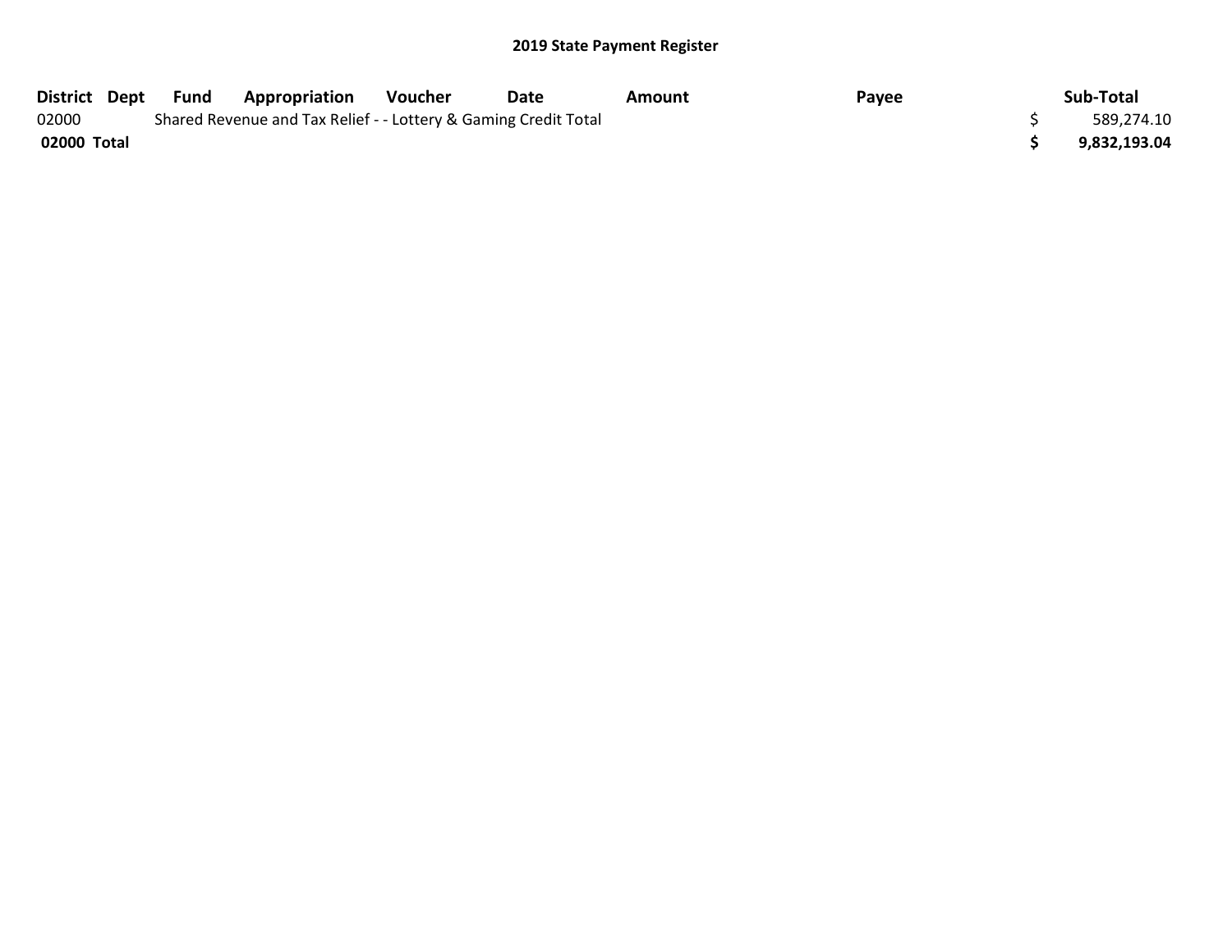# 2019 State Payment Register

| District | Dept | Fund | Appropriation | Voucher | Date | Amount | Payee | Sub-Total |
|---|---|---|---|---|---|---|---|---|
| 02000 | | Shared Revenue and Tax Relief - - Lottery & Gaming Credit Total | | | | | | $ 589,274.10 |
| **02000 Total** | | | | | | | | **$ 9,832,193.04** |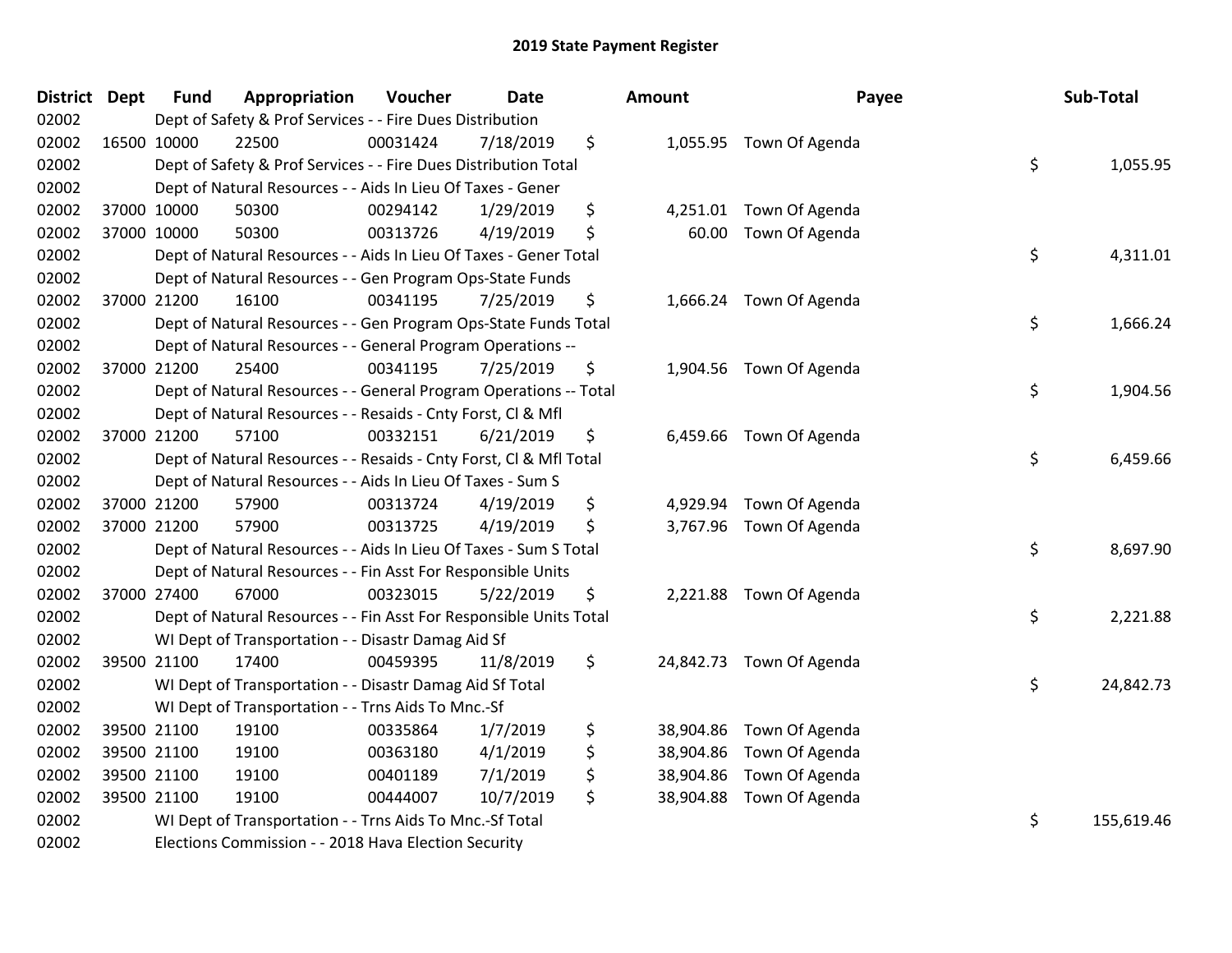# 2019 State Payment Register

| District | Dept | Fund | Appropriation | Voucher | Date | Amount | Payee | Sub-Total |
|---|---|---|---|---|---|---|---|---|
| 02002 | | Dept of Safety & Prof Services - - Fire Dues Distribution | | | | | | |
| 02002 | 16500 | 10000 | 22500 | 00031424 | 7/18/2019 | $ 1,055.95 | Town Of Agenda | |
| 02002 | | Dept of Safety & Prof Services - - Fire Dues Distribution Total | | | | | | $ 1,055.95 |
| 02002 | | Dept of Natural Resources - - Aids In Lieu Of Taxes - Gener | | | | | | |
| 02002 | 37000 | 10000 | 50300 | 00294142 | 1/29/2019 | $ 4,251.01 | Town Of Agenda | |
| 02002 | 37000 | 10000 | 50300 | 00313726 | 4/19/2019 | $ 60.00 | Town Of Agenda | |
| 02002 | | Dept of Natural Resources - - Aids In Lieu Of Taxes - Gener Total | | | | | | $ 4,311.01 |
| 02002 | | Dept of Natural Resources - - Gen Program Ops-State Funds | | | | | | |
| 02002 | 37000 | 21200 | 16100 | 00341195 | 7/25/2019 | $ 1,666.24 | Town Of Agenda | |
| 02002 | | Dept of Natural Resources - - Gen Program Ops-State Funds Total | | | | | | $ 1,666.24 |
| 02002 | | Dept of Natural Resources - - General Program Operations -- | | | | | | |
| 02002 | 37000 | 21200 | 25400 | 00341195 | 7/25/2019 | $ 1,904.56 | Town Of Agenda | |
| 02002 | | Dept of Natural Resources - - General Program Operations -- Total | | | | | | $ 1,904.56 |
| 02002 | | Dept of Natural Resources - - Resaids - Cnty Forst, Cl & Mfl | | | | | | |
| 02002 | 37000 | 21200 | 57100 | 00332151 | 6/21/2019 | $ 6,459.66 | Town Of Agenda | |
| 02002 | | Dept of Natural Resources - - Resaids - Cnty Forst, Cl & Mfl Total | | | | | | $ 6,459.66 |
| 02002 | | Dept of Natural Resources - - Aids In Lieu Of Taxes - Sum S | | | | | | |
| 02002 | 37000 | 21200 | 57900 | 00313724 | 4/19/2019 | $ 4,929.94 | Town Of Agenda | |
| 02002 | 37000 | 21200 | 57900 | 00313725 | 4/19/2019 | $ 3,767.96 | Town Of Agenda | |
| 02002 | | Dept of Natural Resources - - Aids In Lieu Of Taxes - Sum S Total | | | | | | $ 8,697.90 |
| 02002 | | Dept of Natural Resources - - Fin Asst For Responsible Units | | | | | | |
| 02002 | 37000 | 27400 | 67000 | 00323015 | 5/22/2019 | $ 2,221.88 | Town Of Agenda | |
| 02002 | | Dept of Natural Resources - - Fin Asst For Responsible Units Total | | | | | | $ 2,221.88 |
| 02002 | | WI Dept of Transportation - - Disastr Damag Aid Sf | | | | | | |
| 02002 | 39500 | 21100 | 17400 | 00459395 | 11/8/2019 | $ 24,842.73 | Town Of Agenda | |
| 02002 | | WI Dept of Transportation - - Disastr Damag Aid Sf Total | | | | | | $ 24,842.73 |
| 02002 | | WI Dept of Transportation - - Trns Aids To Mnc.-Sf | | | | | | |
| 02002 | 39500 | 21100 | 19100 | 00335864 | 1/7/2019 | $ 38,904.86 | Town Of Agenda | |
| 02002 | 39500 | 21100 | 19100 | 00363180 | 4/1/2019 | $ 38,904.86 | Town Of Agenda | |
| 02002 | 39500 | 21100 | 19100 | 00401189 | 7/1/2019 | $ 38,904.86 | Town Of Agenda | |
| 02002 | 39500 | 21100 | 19100 | 00444007 | 10/7/2019 | $ 38,904.88 | Town Of Agenda | |
| 02002 | | WI Dept of Transportation - - Trns Aids To Mnc.-Sf Total | | | | | | $ 155,619.46 |
| 02002 | | Elections Commission - - 2018 Hava Election Security | | | | | | |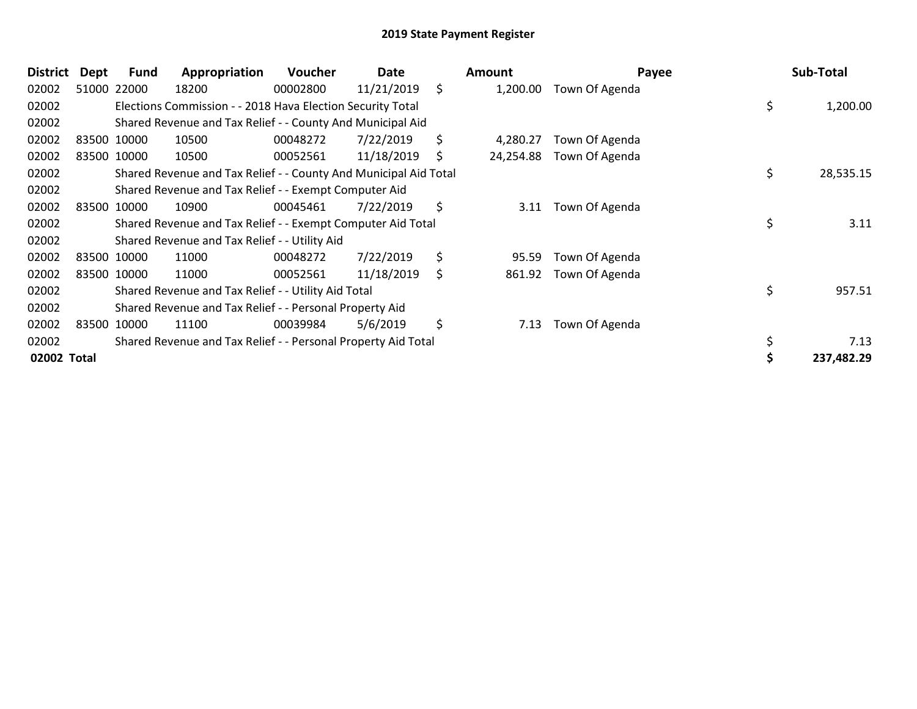## 2019 State Payment Register

| District | Dept | Fund | Appropriation | Voucher | Date | Amount | Payee | Sub-Total |
|---|---|---|---|---|---|---|---|---|
| 02002 | 51000 | 22000 | 18200 | 00002800 | 11/21/2019 | $ 1,200.00 | Town Of Agenda | |
| 02002 | | Elections Commission - - 2018 Hava Election Security Total | | | | | | $ 1,200.00 |
| 02002 | | Shared Revenue and Tax Relief - - County And Municipal Aid | | | | | | |
| 02002 | 83500 | 10000 | 10500 | 00048272 | 7/22/2019 | $ 4,280.27 | Town Of Agenda | |
| 02002 | 83500 | 10000 | 10500 | 00052561 | 11/18/2019 | $ 24,254.88 | Town Of Agenda | |
| 02002 | | Shared Revenue and Tax Relief - - County And Municipal Aid Total | | | | | | $ 28,535.15 |
| 02002 | | Shared Revenue and Tax Relief - - Exempt Computer Aid | | | | | | |
| 02002 | 83500 | 10000 | 10900 | 00045461 | 7/22/2019 | $ 3.11 | Town Of Agenda | |
| 02002 | | Shared Revenue and Tax Relief - - Exempt Computer Aid Total | | | | | | $ 3.11 |
| 02002 | | Shared Revenue and Tax Relief - - Utility Aid | | | | | | |
| 02002 | 83500 | 10000 | 11000 | 00048272 | 7/22/2019 | $ 95.59 | Town Of Agenda | |
| 02002 | 83500 | 10000 | 11000 | 00052561 | 11/18/2019 | $ 861.92 | Town Of Agenda | |
| 02002 | | Shared Revenue and Tax Relief - - Utility Aid Total | | | | | | $ 957.51 |
| 02002 | | Shared Revenue and Tax Relief - - Personal Property Aid | | | | | | |
| 02002 | 83500 | 10000 | 11100 | 00039984 | 5/6/2019 | $ 7.13 | Town Of Agenda | |
| 02002 | | Shared Revenue and Tax Relief - - Personal Property Aid Total | | | | | | $ 7.13 |
| **02002 Total** | | | | | | | | **$ 237,482.29** |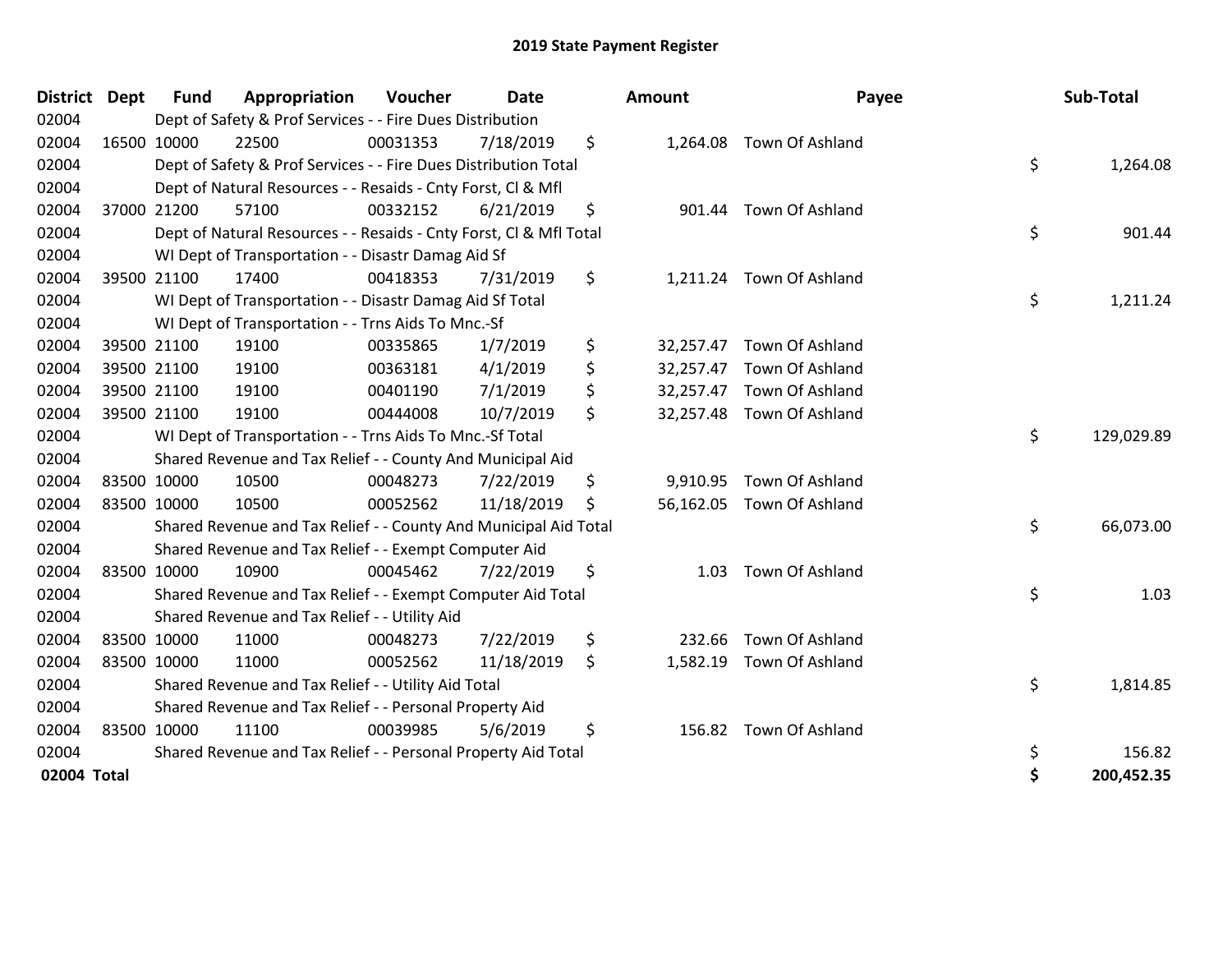# 2019 State Payment Register

| District | Dept | Fund | Appropriation | Voucher | Date | Amount | Payee | Sub-Total |
|---|---|---|---|---|---|---|---|---|
| 02004 | | Dept of Safety & Prof Services - - Fire Dues Distribution | | | | | | |
| 02004 | 16500 | 10000 | 22500 | 00031353 | 7/18/2019 | $ 1,264.08 | Town Of Ashland | |
| 02004 | | Dept of Safety & Prof Services - - Fire Dues Distribution Total | | | | | | $ 1,264.08 |
| 02004 | | Dept of Natural Resources - - Resaids - Cnty Forst, Cl & Mfl | | | | | | |
| 02004 | 37000 | 21200 | 57100 | 00332152 | 6/21/2019 | $ 901.44 | Town Of Ashland | |
| 02004 | | Dept of Natural Resources - - Resaids - Cnty Forst, Cl & Mfl Total | | | | | | $ 901.44 |
| 02004 | | WI Dept of Transportation - - Disastr Damag Aid Sf | | | | | | |
| 02004 | 39500 | 21100 | 17400 | 00418353 | 7/31/2019 | $ 1,211.24 | Town Of Ashland | |
| 02004 | | WI Dept of Transportation - - Disastr Damag Aid Sf Total | | | | | | $ 1,211.24 |
| 02004 | | WI Dept of Transportation - - Trns Aids To Mnc.-Sf | | | | | | |
| 02004 | 39500 | 21100 | 19100 | 00335865 | 1/7/2019 | $ 32,257.47 | Town Of Ashland | |
| 02004 | 39500 | 21100 | 19100 | 00363181 | 4/1/2019 | $ 32,257.47 | Town Of Ashland | |
| 02004 | 39500 | 21100 | 19100 | 00401190 | 7/1/2019 | $ 32,257.47 | Town Of Ashland | |
| 02004 | 39500 | 21100 | 19100 | 00444008 | 10/7/2019 | $ 32,257.48 | Town Of Ashland | |
| 02004 | | WI Dept of Transportation - - Trns Aids To Mnc.-Sf Total | | | | | | $ 129,029.89 |
| 02004 | | Shared Revenue and Tax Relief - - County And Municipal Aid | | | | | | |
| 02004 | 83500 | 10000 | 10500 | 00048273 | 7/22/2019 | $ 9,910.95 | Town Of Ashland | |
| 02004 | 83500 | 10000 | 10500 | 00052562 | 11/18/2019 | $ 56,162.05 | Town Of Ashland | |
| 02004 | | Shared Revenue and Tax Relief - - County And Municipal Aid Total | | | | | | $ 66,073.00 |
| 02004 | | Shared Revenue and Tax Relief - - Exempt Computer Aid | | | | | | |
| 02004 | 83500 | 10000 | 10900 | 00045462 | 7/22/2019 | $ 1.03 | Town Of Ashland | |
| 02004 | | Shared Revenue and Tax Relief - - Exempt Computer Aid Total | | | | | | $ 1.03 |
| 02004 | | Shared Revenue and Tax Relief - - Utility Aid | | | | | | |
| 02004 | 83500 | 10000 | 11000 | 00048273 | 7/22/2019 | $ 232.66 | Town Of Ashland | |
| 02004 | 83500 | 10000 | 11000 | 00052562 | 11/18/2019 | $ 1,582.19 | Town Of Ashland | |
| 02004 | | Shared Revenue and Tax Relief - - Utility Aid Total | | | | | | $ 1,814.85 |
| 02004 | | Shared Revenue and Tax Relief - - Personal Property Aid | | | | | | |
| 02004 | 83500 | 10000 | 11100 | 00039985 | 5/6/2019 | $ 156.82 | Town Of Ashland | |
| 02004 | | Shared Revenue and Tax Relief - - Personal Property Aid Total | | | | | | $ 156.82 |
| **02004 Total** | | | | | | | | **$ 200,452.35** |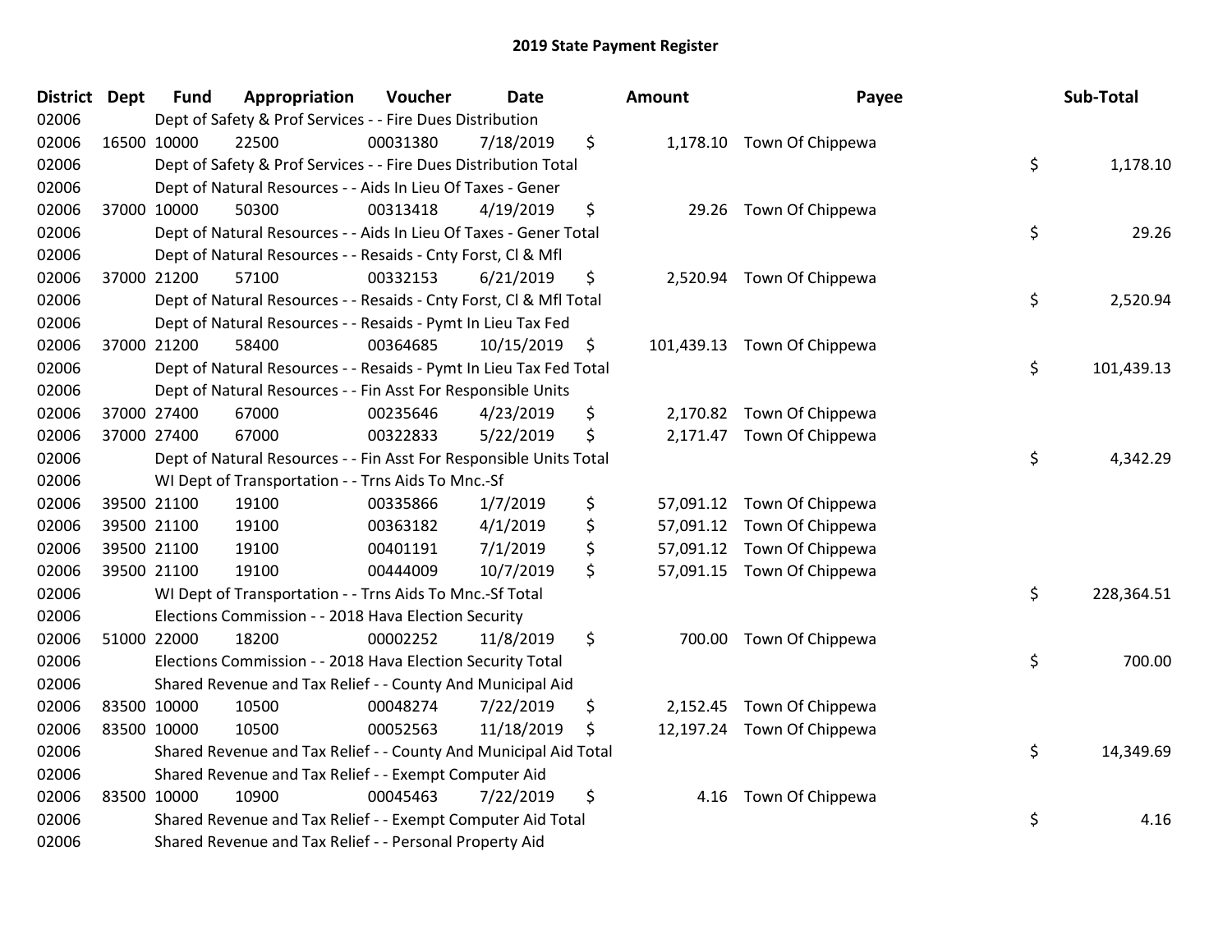# 2019 State Payment Register

| District | Dept | Fund | Appropriation | Voucher | Date | Amount | Payee | Sub-Total |
|---|---|---|---|---|---|---|---|---|
| 02006 | | Dept of Safety & Prof Services - - Fire Dues Distribution | | | | | | |
| 02006 | 16500 | 10000 | 22500 | 00031380 | 7/18/2019 | $ 1,178.10 | Town Of Chippewa | |
| 02006 | | Dept of Safety & Prof Services - - Fire Dues Distribution Total | | | | | | $ 1,178.10 |
| 02006 | | Dept of Natural Resources - - Aids In Lieu Of Taxes - Gener | | | | | | |
| 02006 | 37000 | 10000 | 50300 | 00313418 | 4/19/2019 | $ 29.26 | Town Of Chippewa | |
| 02006 | | Dept of Natural Resources - - Aids In Lieu Of Taxes - Gener Total | | | | | | $ 29.26 |
| 02006 | | Dept of Natural Resources - - Resaids - Cnty Forst, Cl & Mfl | | | | | | |
| 02006 | 37000 | 21200 | 57100 | 00332153 | 6/21/2019 | $ 2,520.94 | Town Of Chippewa | |
| 02006 | | Dept of Natural Resources - - Resaids - Cnty Forst, Cl & Mfl Total | | | | | | $ 2,520.94 |
| 02006 | | Dept of Natural Resources - - Resaids - Pymt In Lieu Tax Fed | | | | | | |
| 02006 | 37000 | 21200 | 58400 | 00364685 | 10/15/2019 | $ 101,439.13 | Town Of Chippewa | |
| 02006 | | Dept of Natural Resources - - Resaids - Pymt In Lieu Tax Fed Total | | | | | | $ 101,439.13 |
| 02006 | | Dept of Natural Resources - - Fin Asst For Responsible Units | | | | | | |
| 02006 | 37000 | 27400 | 67000 | 00235646 | 4/23/2019 | $ 2,170.82 | Town Of Chippewa | |
| 02006 | 37000 | 27400 | 67000 | 00322833 | 5/22/2019 | $ 2,171.47 | Town Of Chippewa | |
| 02006 | | Dept of Natural Resources - - Fin Asst For Responsible Units Total | | | | | | $ 4,342.29 |
| 02006 | | WI Dept of Transportation - - Trns Aids To Mnc.-Sf | | | | | | |
| 02006 | 39500 | 21100 | 19100 | 00335866 | 1/7/2019 | $ 57,091.12 | Town Of Chippewa | |
| 02006 | 39500 | 21100 | 19100 | 00363182 | 4/1/2019 | $ 57,091.12 | Town Of Chippewa | |
| 02006 | 39500 | 21100 | 19100 | 00401191 | 7/1/2019 | $ 57,091.12 | Town Of Chippewa | |
| 02006 | 39500 | 21100 | 19100 | 00444009 | 10/7/2019 | $ 57,091.15 | Town Of Chippewa | |
| 02006 | | WI Dept of Transportation - - Trns Aids To Mnc.-Sf Total | | | | | | $ 228,364.51 |
| 02006 | | Elections Commission - - 2018 Hava Election Security | | | | | | |
| 02006 | 51000 | 22000 | 18200 | 00002252 | 11/8/2019 | $ 700.00 | Town Of Chippewa | |
| 02006 | | Elections Commission - - 2018 Hava Election Security Total | | | | | | $ 700.00 |
| 02006 | | Shared Revenue and Tax Relief - - County And Municipal Aid | | | | | | |
| 02006 | 83500 | 10000 | 10500 | 00048274 | 7/22/2019 | $ 2,152.45 | Town Of Chippewa | |
| 02006 | 83500 | 10000 | 10500 | 00052563 | 11/18/2019 | $ 12,197.24 | Town Of Chippewa | |
| 02006 | | Shared Revenue and Tax Relief - - County And Municipal Aid Total | | | | | | $ 14,349.69 |
| 02006 | | Shared Revenue and Tax Relief - - Exempt Computer Aid | | | | | | |
| 02006 | 83500 | 10000 | 10900 | 00045463 | 7/22/2019 | $ 4.16 | Town Of Chippewa | |
| 02006 | | Shared Revenue and Tax Relief - - Exempt Computer Aid Total | | | | | | $ 4.16 |
| 02006 | | Shared Revenue and Tax Relief - - Personal Property Aid | | | | | | |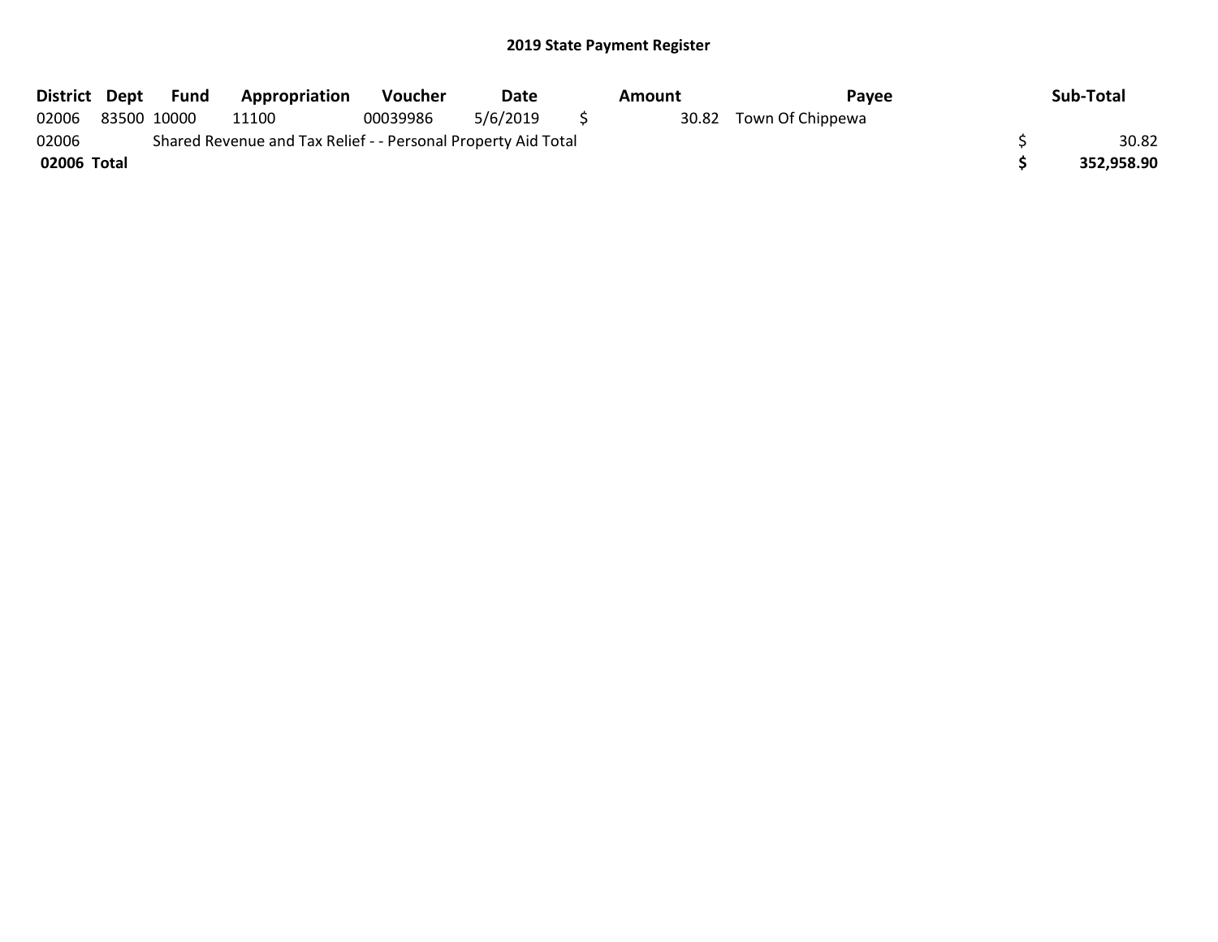## 2019 State Payment Register

| District | Dept | Fund | Appropriation | Voucher | Date | Amount | Payee | Sub-Total |
|---|---|---|---|---|---|---|---|---|
| 02006 | 83500 | 10000 | 11100 | 00039986 | 5/6/2019 | $ 30.82 | Town Of Chippewa | |
| 02006 | Shared Revenue and Tax Relief - - Personal Property Aid Total | | | | | | | $ 30.82 |
| **02006 Total** | | | | | | | | **$ 352,958.90** |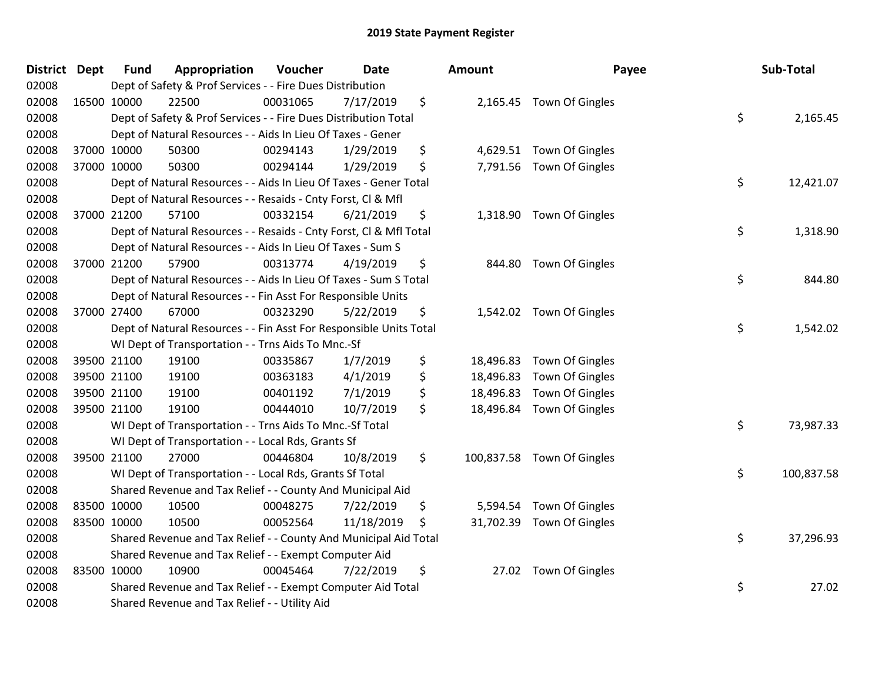# 2019 State Payment Register

| District | Dept | Fund | Appropriation | Voucher | Date | Amount | Payee | Sub-Total |
|---|---|---|---|---|---|---|---|---|
| 02008 | | Dept of Safety & Prof Services - - Fire Dues Distribution | | | | | | |
| 02008 | 16500 | 10000 | 22500 | 00031065 | 7/17/2019 | $ 2,165.45 | Town Of Gingles | |
| 02008 | | Dept of Safety & Prof Services - - Fire Dues Distribution Total | | | | | | $ 2,165.45 |
| 02008 | | Dept of Natural Resources - - Aids In Lieu Of Taxes - Gener | | | | | | |
| 02008 | 37000 | 10000 | 50300 | 00294143 | 1/29/2019 | $ 4,629.51 | Town Of Gingles | |
| 02008 | 37000 | 10000 | 50300 | 00294144 | 1/29/2019 | $ 7,791.56 | Town Of Gingles | |
| 02008 | | Dept of Natural Resources - - Aids In Lieu Of Taxes - Gener Total | | | | | | $ 12,421.07 |
| 02008 | | Dept of Natural Resources - - Resaids - Cnty Forst, Cl & Mfl | | | | | | |
| 02008 | 37000 | 21200 | 57100 | 00332154 | 6/21/2019 | $ 1,318.90 | Town Of Gingles | |
| 02008 | | Dept of Natural Resources - - Resaids - Cnty Forst, Cl & Mfl Total | | | | | | $ 1,318.90 |
| 02008 | | Dept of Natural Resources - - Aids In Lieu Of Taxes - Sum S | | | | | | |
| 02008 | 37000 | 21200 | 57900 | 00313774 | 4/19/2019 | $ 844.80 | Town Of Gingles | |
| 02008 | | Dept of Natural Resources - - Aids In Lieu Of Taxes - Sum S Total | | | | | | $ 844.80 |
| 02008 | | Dept of Natural Resources - - Fin Asst For Responsible Units | | | | | | |
| 02008 | 37000 | 27400 | 67000 | 00323290 | 5/22/2019 | $ 1,542.02 | Town Of Gingles | |
| 02008 | | Dept of Natural Resources - - Fin Asst For Responsible Units Total | | | | | | $ 1,542.02 |
| 02008 | | WI Dept of Transportation - - Trns Aids To Mnc.-Sf | | | | | | |
| 02008 | 39500 | 21100 | 19100 | 00335867 | 1/7/2019 | $ 18,496.83 | Town Of Gingles | |
| 02008 | 39500 | 21100 | 19100 | 00363183 | 4/1/2019 | $ 18,496.83 | Town Of Gingles | |
| 02008 | 39500 | 21100 | 19100 | 00401192 | 7/1/2019 | $ 18,496.83 | Town Of Gingles | |
| 02008 | 39500 | 21100 | 19100 | 00444010 | 10/7/2019 | $ 18,496.84 | Town Of Gingles | |
| 02008 | | WI Dept of Transportation - - Trns Aids To Mnc.-Sf Total | | | | | | $ 73,987.33 |
| 02008 | | WI Dept of Transportation - - Local Rds, Grants Sf | | | | | | |
| 02008 | 39500 | 21100 | 27000 | 00446804 | 10/8/2019 | $ 100,837.58 | Town Of Gingles | |
| 02008 | | WI Dept of Transportation - - Local Rds, Grants Sf Total | | | | | | $ 100,837.58 |
| 02008 | | Shared Revenue and Tax Relief - - County And Municipal Aid | | | | | | |
| 02008 | 83500 | 10000 | 10500 | 00048275 | 7/22/2019 | $ 5,594.54 | Town Of Gingles | |
| 02008 | 83500 | 10000 | 10500 | 00052564 | 11/18/2019 | $ 31,702.39 | Town Of Gingles | |
| 02008 | | Shared Revenue and Tax Relief - - County And Municipal Aid Total | | | | | | $ 37,296.93 |
| 02008 | | Shared Revenue and Tax Relief - - Exempt Computer Aid | | | | | | |
| 02008 | 83500 | 10000 | 10900 | 00045464 | 7/22/2019 | $ 27.02 | Town Of Gingles | |
| 02008 | | Shared Revenue and Tax Relief - - Exempt Computer Aid Total | | | | | | $ 27.02 |
| 02008 | | Shared Revenue and Tax Relief - - Utility Aid | | | | | | |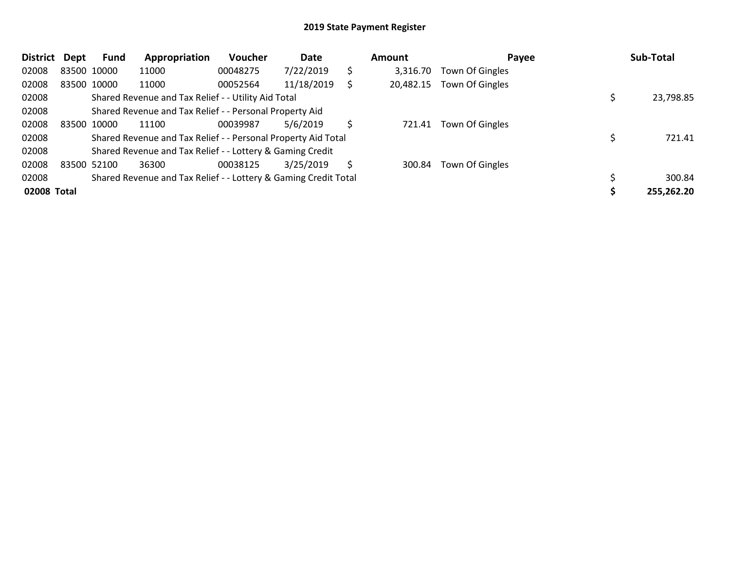# 2019 State Payment Register

| District | Dept | Fund | Appropriation | Voucher | Date | | Amount | Payee | | Sub-Total |
|---|---|---|---|---|---|---|---|---|---|---|
| 02008 | 83500 | 10000 | 11000 | 00048275 | 7/22/2019 | $ | 3,316.70 | Town Of Gingles | | |
| 02008 | 83500 | 10000 | 11000 | 00052564 | 11/18/2019 | $ | 20,482.15 | Town Of Gingles | | |
| 02008 | | Shared Revenue and Tax Relief - - Utility Aid Total | | | | | | | $ | 23,798.85 |
| 02008 | | Shared Revenue and Tax Relief - - Personal Property Aid | | | | | | | | |
| 02008 | 83500 | 10000 | 11100 | 00039987 | 5/6/2019 | $ | 721.41 | Town Of Gingles | | |
| 02008 | | Shared Revenue and Tax Relief - - Personal Property Aid Total | | | | | | | $ | 721.41 |
| 02008 | | Shared Revenue and Tax Relief - - Lottery & Gaming Credit | | | | | | | | |
| 02008 | 83500 | 52100 | 36300 | 00038125 | 3/25/2019 | $ | 300.84 | Town Of Gingles | | |
| 02008 | | Shared Revenue and Tax Relief - - Lottery & Gaming Credit Total | | | | | | | $ | 300.84 |
| **02008 Total** | | | | | | | | | **$** | **255,262.20** |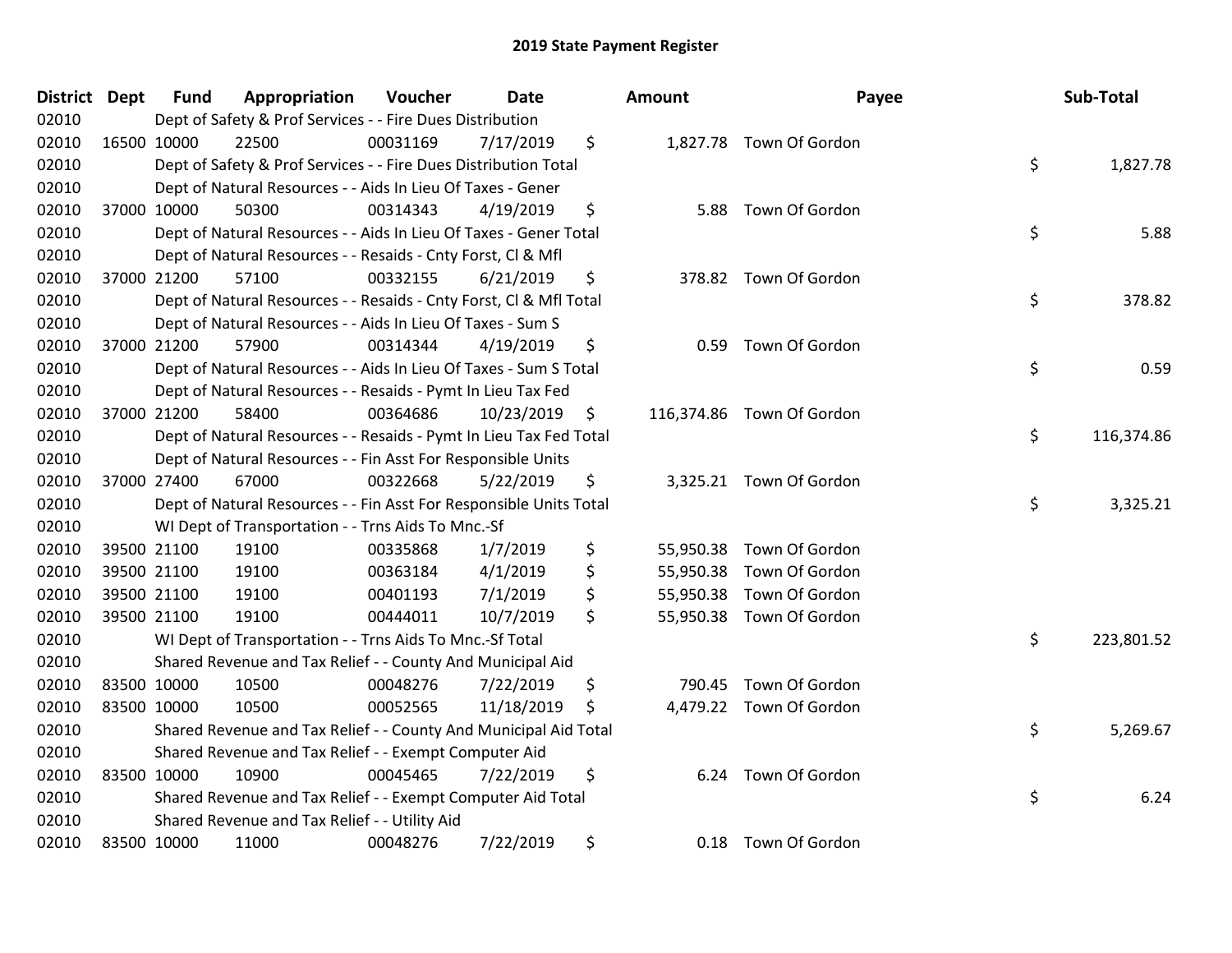## 2019 State Payment Register

| District | Dept | Fund | Appropriation | Voucher | Date | Amount | Payee | Sub-Total |
|---|---|---|---|---|---|---|---|---|
| 02010 | | Dept of Safety & Prof Services - - Fire Dues Distribution | | | | | | |
| 02010 | 16500 | 10000 | 22500 | 00031169 | 7/17/2019 | $ 1,827.78 | Town Of Gordon | |
| 02010 | | Dept of Safety & Prof Services - - Fire Dues Distribution Total | | | | | | $ 1,827.78 |
| 02010 | | Dept of Natural Resources - - Aids In Lieu Of Taxes - Gener | | | | | | |
| 02010 | 37000 | 10000 | 50300 | 00314343 | 4/19/2019 | $ 5.88 | Town Of Gordon | |
| 02010 | | Dept of Natural Resources - - Aids In Lieu Of Taxes - Gener Total | | | | | | $ 5.88 |
| 02010 | | Dept of Natural Resources - - Resaids - Cnty Forst, Cl & Mfl | | | | | | |
| 02010 | 37000 | 21200 | 57100 | 00332155 | 6/21/2019 | $ 378.82 | Town Of Gordon | |
| 02010 | | Dept of Natural Resources - - Resaids - Cnty Forst, Cl & Mfl Total | | | | | | $ 378.82 |
| 02010 | | Dept of Natural Resources - - Aids In Lieu Of Taxes - Sum S | | | | | | |
| 02010 | 37000 | 21200 | 57900 | 00314344 | 4/19/2019 | $ 0.59 | Town Of Gordon | |
| 02010 | | Dept of Natural Resources - - Aids In Lieu Of Taxes - Sum S Total | | | | | | $ 0.59 |
| 02010 | | Dept of Natural Resources - - Resaids - Pymt In Lieu Tax Fed | | | | | | |
| 02010 | 37000 | 21200 | 58400 | 00364686 | 10/23/2019 | $ 116,374.86 | Town Of Gordon | |
| 02010 | | Dept of Natural Resources - - Resaids - Pymt In Lieu Tax Fed Total | | | | | | $ 116,374.86 |
| 02010 | | Dept of Natural Resources - - Fin Asst For Responsible Units | | | | | | |
| 02010 | 37000 | 27400 | 67000 | 00322668 | 5/22/2019 | $ 3,325.21 | Town Of Gordon | |
| 02010 | | Dept of Natural Resources - - Fin Asst For Responsible Units Total | | | | | | $ 3,325.21 |
| 02010 | | WI Dept of Transportation - - Trns Aids To Mnc.-Sf | | | | | | |
| 02010 | 39500 | 21100 | 19100 | 00335868 | 1/7/2019 | $ 55,950.38 | Town Of Gordon | |
| 02010 | 39500 | 21100 | 19100 | 00363184 | 4/1/2019 | $ 55,950.38 | Town Of Gordon | |
| 02010 | 39500 | 21100 | 19100 | 00401193 | 7/1/2019 | $ 55,950.38 | Town Of Gordon | |
| 02010 | 39500 | 21100 | 19100 | 00444011 | 10/7/2019 | $ 55,950.38 | Town Of Gordon | |
| 02010 | | WI Dept of Transportation - - Trns Aids To Mnc.-Sf Total | | | | | | $ 223,801.52 |
| 02010 | | Shared Revenue and Tax Relief - - County And Municipal Aid | | | | | | |
| 02010 | 83500 | 10000 | 10500 | 00048276 | 7/22/2019 | $ 790.45 | Town Of Gordon | |
| 02010 | 83500 | 10000 | 10500 | 00052565 | 11/18/2019 | $ 4,479.22 | Town Of Gordon | |
| 02010 | | Shared Revenue and Tax Relief - - County And Municipal Aid Total | | | | | | $ 5,269.67 |
| 02010 | | Shared Revenue and Tax Relief - - Exempt Computer Aid | | | | | | |
| 02010 | 83500 | 10000 | 10900 | 00045465 | 7/22/2019 | $ 6.24 | Town Of Gordon | |
| 02010 | | Shared Revenue and Tax Relief - - Exempt Computer Aid Total | | | | | | $ 6.24 |
| 02010 | | Shared Revenue and Tax Relief - - Utility Aid | | | | | | |
| 02010 | 83500 | 10000 | 11000 | 00048276 | 7/22/2019 | $ 0.18 | Town Of Gordon | |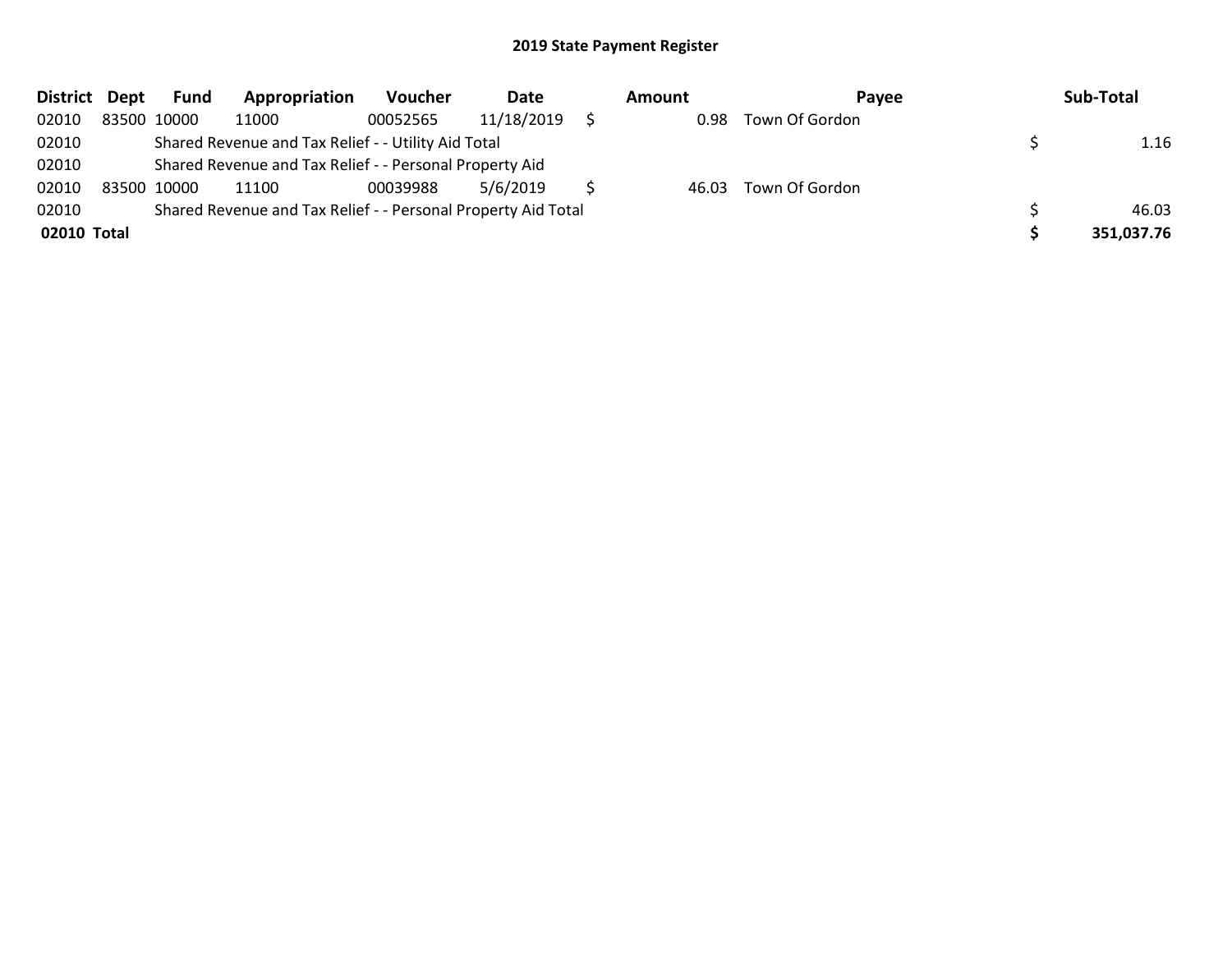# 2019 State Payment Register

| District | Dept | Fund | Appropriation | Voucher | Date | Amount | Payee | Sub-Total |
|---|---|---|---|---|---|---|---|---|
| 02010 | 83500 | 10000 | 11000 | 00052565 | 11/18/2019 | $ 0.98 | Town Of Gordon | |
| 02010 | | Shared Revenue and Tax Relief - - Utility Aid Total | | | | | | $ 1.16 |
| 02010 | | Shared Revenue and Tax Relief - - Personal Property Aid | | | | | | |
| 02010 | 83500 | 10000 | 11100 | 00039988 | 5/6/2019 | $ 46.03 | Town Of Gordon | |
| 02010 | | Shared Revenue and Tax Relief - - Personal Property Aid Total | | | | | | $ 46.03 |
| **02010** | **Total** | | | | | | | **$ 351,037.76** |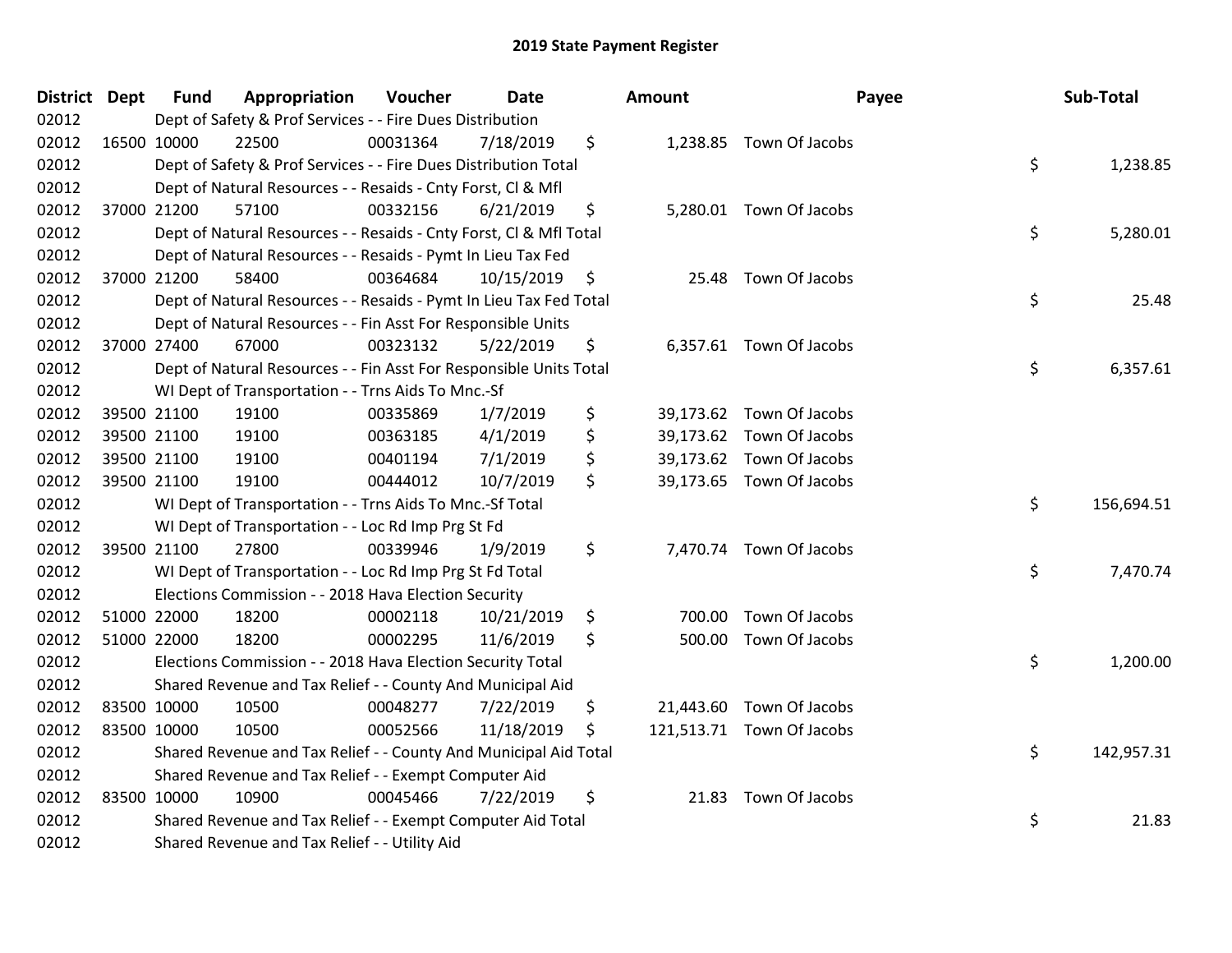## 2019 State Payment Register

| District | Dept | Fund | Appropriation | Voucher | Date | Amount | Payee | Sub-Total |
|---|---|---|---|---|---|---|---|---|
| 02012 | | Dept of Safety & Prof Services - - Fire Dues Distribution | | | | | | |
| 02012 | 16500 | 10000 | 22500 | 00031364 | 7/18/2019 | $ 1,238.85 | Town Of Jacobs | |
| 02012 | | Dept of Safety & Prof Services - - Fire Dues Distribution Total | | | | | | $ 1,238.85 |
| 02012 | | Dept of Natural Resources - - Resaids - Cnty Forst, Cl & Mfl | | | | | | |
| 02012 | 37000 | 21200 | 57100 | 00332156 | 6/21/2019 | $ 5,280.01 | Town Of Jacobs | |
| 02012 | | Dept of Natural Resources - - Resaids - Cnty Forst, Cl & Mfl Total | | | | | | $ 5,280.01 |
| 02012 | | Dept of Natural Resources - - Resaids - Pymt In Lieu Tax Fed | | | | | | |
| 02012 | 37000 | 21200 | 58400 | 00364684 | 10/15/2019 | $ 25.48 | Town Of Jacobs | |
| 02012 | | Dept of Natural Resources - - Resaids - Pymt In Lieu Tax Fed Total | | | | | | $ 25.48 |
| 02012 | | Dept of Natural Resources - - Fin Asst For Responsible Units | | | | | | |
| 02012 | 37000 | 27400 | 67000 | 00323132 | 5/22/2019 | $ 6,357.61 | Town Of Jacobs | |
| 02012 | | Dept of Natural Resources - - Fin Asst For Responsible Units Total | | | | | | $ 6,357.61 |
| 02012 | | WI Dept of Transportation - - Trns Aids To Mnc.-Sf | | | | | | |
| 02012 | 39500 | 21100 | 19100 | 00335869 | 1/7/2019 | $ 39,173.62 | Town Of Jacobs | |
| 02012 | 39500 | 21100 | 19100 | 00363185 | 4/1/2019 | $ 39,173.62 | Town Of Jacobs | |
| 02012 | 39500 | 21100 | 19100 | 00401194 | 7/1/2019 | $ 39,173.62 | Town Of Jacobs | |
| 02012 | 39500 | 21100 | 19100 | 00444012 | 10/7/2019 | $ 39,173.65 | Town Of Jacobs | |
| 02012 | | WI Dept of Transportation - - Trns Aids To Mnc.-Sf Total | | | | | | $ 156,694.51 |
| 02012 | | WI Dept of Transportation - - Loc Rd Imp Prg St Fd | | | | | | |
| 02012 | 39500 | 21100 | 27800 | 00339946 | 1/9/2019 | $ 7,470.74 | Town Of Jacobs | |
| 02012 | | WI Dept of Transportation - - Loc Rd Imp Prg St Fd Total | | | | | | $ 7,470.74 |
| 02012 | | Elections Commission - - 2018 Hava Election Security | | | | | | |
| 02012 | 51000 | 22000 | 18200 | 00002118 | 10/21/2019 | $ 700.00 | Town Of Jacobs | |
| 02012 | 51000 | 22000 | 18200 | 00002295 | 11/6/2019 | $ 500.00 | Town Of Jacobs | |
| 02012 | | Elections Commission - - 2018 Hava Election Security Total | | | | | | $ 1,200.00 |
| 02012 | | Shared Revenue and Tax Relief - - County And Municipal Aid | | | | | | |
| 02012 | 83500 | 10000 | 10500 | 00048277 | 7/22/2019 | $ 21,443.60 | Town Of Jacobs | |
| 02012 | 83500 | 10000 | 10500 | 00052566 | 11/18/2019 | $ 121,513.71 | Town Of Jacobs | |
| 02012 | | Shared Revenue and Tax Relief - - County And Municipal Aid Total | | | | | | $ 142,957.31 |
| 02012 | | Shared Revenue and Tax Relief - - Exempt Computer Aid | | | | | | |
| 02012 | 83500 | 10000 | 10900 | 00045466 | 7/22/2019 | $ 21.83 | Town Of Jacobs | |
| 02012 | | Shared Revenue and Tax Relief - - Exempt Computer Aid Total | | | | | | $ 21.83 |
| 02012 | | Shared Revenue and Tax Relief - - Utility Aid | | | | | | |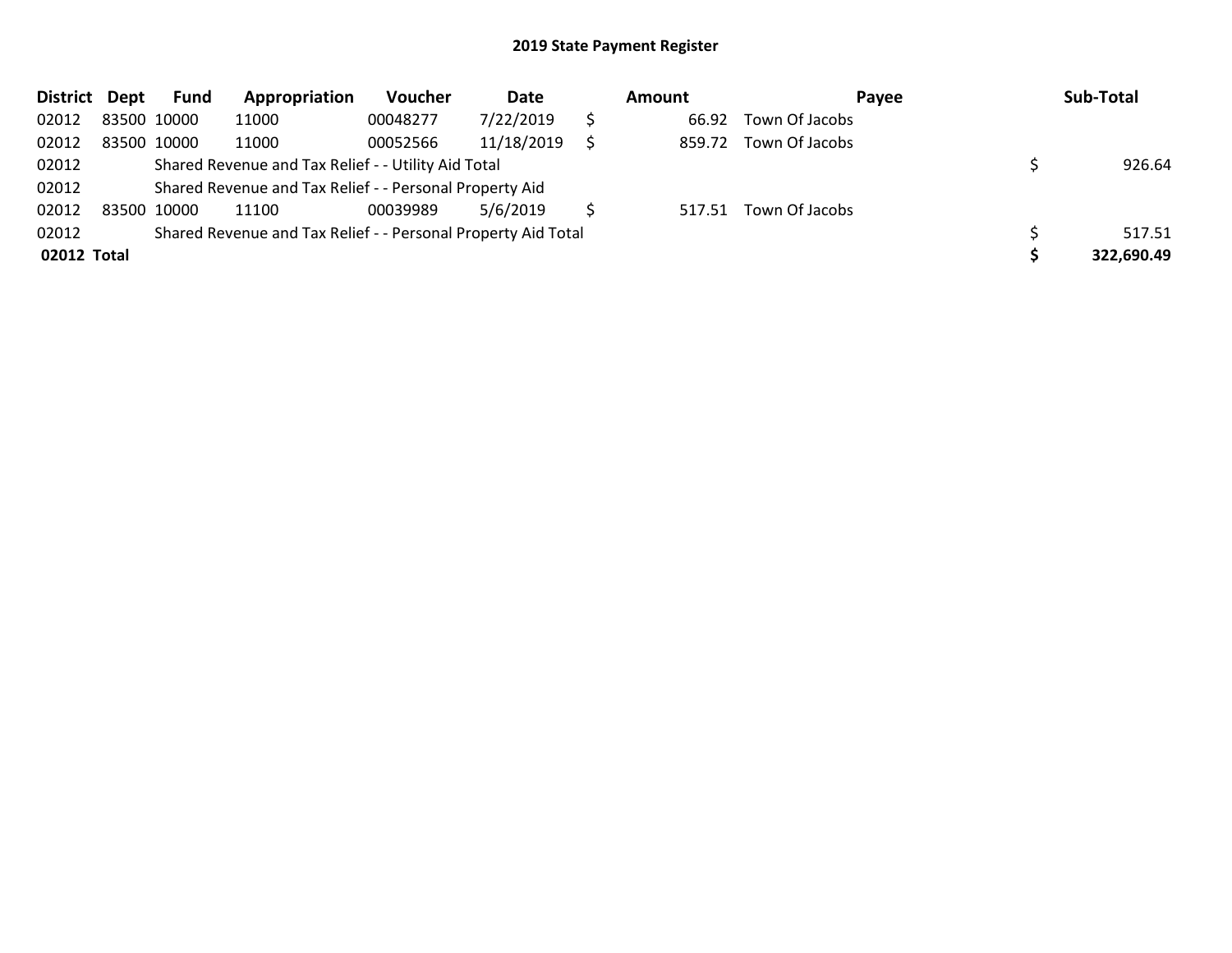## 2019 State Payment Register

| District | Dept | Fund | Appropriation | Voucher | Date | Amount | Payee | Sub-Total |
|---|---|---|---|---|---|---|---|---|
| 02012 | 83500 | 10000 | 11000 | 00048277 | 7/22/2019 | $ 66.92 | Town Of Jacobs | |
| 02012 | 83500 | 10000 | 11000 | 00052566 | 11/18/2019 | $ 859.72 | Town Of Jacobs | |
| 02012 | | Shared Revenue and Tax Relief - - Utility Aid Total | | | | | | $ 926.64 |
| 02012 | | Shared Revenue and Tax Relief - - Personal Property Aid | | | | | | |
| 02012 | 83500 | 10000 | 11100 | 00039989 | 5/6/2019 | $ 517.51 | Town Of Jacobs | |
| 02012 | | Shared Revenue and Tax Relief - - Personal Property Aid Total | | | | | | $ 517.51 |
| **02012 Total** | | | | | | | | **$ 322,690.49** |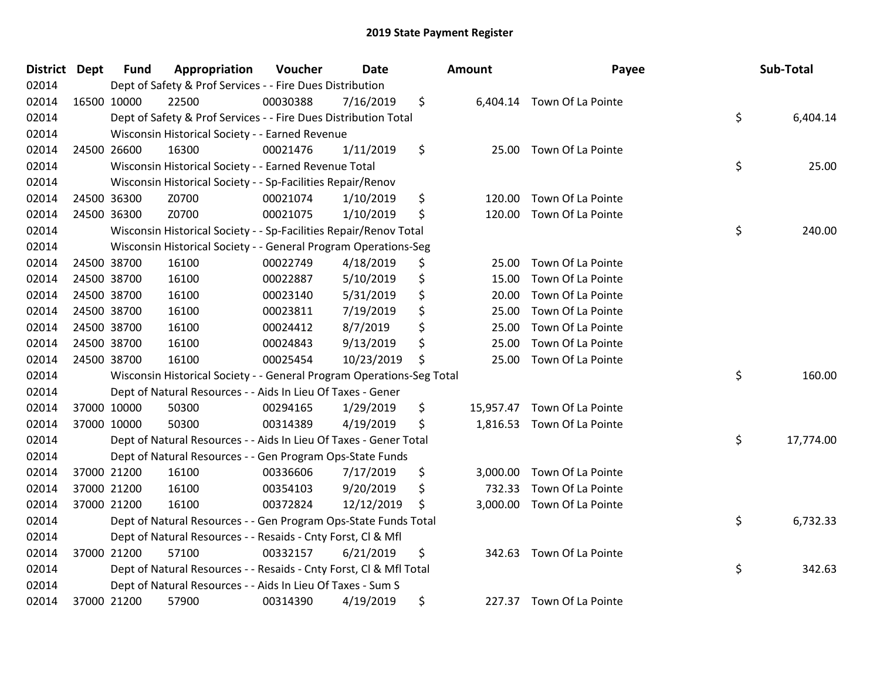# 2019 State Payment Register

| District | Dept | Fund | Appropriation | Voucher | Date | Amount | Payee | Sub-Total |
|---|---|---|---|---|---|---|---|---|
| 02014 | | Dept of Safety & Prof Services - - Fire Dues Distribution | | | | | | |
| 02014 | 16500 | 10000 | 22500 | 00030388 | 7/16/2019 | $ 6,404.14 | Town Of La Pointe | |
| 02014 | | Dept of Safety & Prof Services - - Fire Dues Distribution Total | | | | | | $ 6,404.14 |
| 02014 | | Wisconsin Historical Society - - Earned Revenue | | | | | | |
| 02014 | 24500 | 26600 | 16300 | 00021476 | 1/11/2019 | $ 25.00 | Town Of La Pointe | |
| 02014 | | Wisconsin Historical Society - - Earned Revenue Total | | | | | | $ 25.00 |
| 02014 | | Wisconsin Historical Society - - Sp-Facilities Repair/Renov | | | | | | |
| 02014 | 24500 | 36300 | Z0700 | 00021074 | 1/10/2019 | $ 120.00 | Town Of La Pointe | |
| 02014 | 24500 | 36300 | Z0700 | 00021075 | 1/10/2019 | $ 120.00 | Town Of La Pointe | |
| 02014 | | Wisconsin Historical Society - - Sp-Facilities Repair/Renov Total | | | | | | $ 240.00 |
| 02014 | | Wisconsin Historical Society - - General Program Operations-Seg | | | | | | |
| 02014 | 24500 | 38700 | 16100 | 00022749 | 4/18/2019 | $ 25.00 | Town Of La Pointe | |
| 02014 | 24500 | 38700 | 16100 | 00022887 | 5/10/2019 | $ 15.00 | Town Of La Pointe | |
| 02014 | 24500 | 38700 | 16100 | 00023140 | 5/31/2019 | $ 20.00 | Town Of La Pointe | |
| 02014 | 24500 | 38700 | 16100 | 00023811 | 7/19/2019 | $ 25.00 | Town Of La Pointe | |
| 02014 | 24500 | 38700 | 16100 | 00024412 | 8/7/2019 | $ 25.00 | Town Of La Pointe | |
| 02014 | 24500 | 38700 | 16100 | 00024843 | 9/13/2019 | $ 25.00 | Town Of La Pointe | |
| 02014 | 24500 | 38700 | 16100 | 00025454 | 10/23/2019 | $ 25.00 | Town Of La Pointe | |
| 02014 | | Wisconsin Historical Society - - General Program Operations-Seg Total | | | | | | $ 160.00 |
| 02014 | | Dept of Natural Resources - - Aids In Lieu Of Taxes - Gener | | | | | | |
| 02014 | 37000 | 10000 | 50300 | 00294165 | 1/29/2019 | $ 15,957.47 | Town Of La Pointe | |
| 02014 | 37000 | 10000 | 50300 | 00314389 | 4/19/2019 | $ 1,816.53 | Town Of La Pointe | |
| 02014 | | Dept of Natural Resources - - Aids In Lieu Of Taxes - Gener Total | | | | | | $ 17,774.00 |
| 02014 | | Dept of Natural Resources - - Gen Program Ops-State Funds | | | | | | |
| 02014 | 37000 | 21200 | 16100 | 00336606 | 7/17/2019 | $ 3,000.00 | Town Of La Pointe | |
| 02014 | 37000 | 21200 | 16100 | 00354103 | 9/20/2019 | $ 732.33 | Town Of La Pointe | |
| 02014 | 37000 | 21200 | 16100 | 00372824 | 12/12/2019 | $ 3,000.00 | Town Of La Pointe | |
| 02014 | | Dept of Natural Resources - - Gen Program Ops-State Funds Total | | | | | | $ 6,732.33 |
| 02014 | | Dept of Natural Resources - - Resaids - Cnty Forst, Cl & Mfl | | | | | | |
| 02014 | 37000 | 21200 | 57100 | 00332157 | 6/21/2019 | $ 342.63 | Town Of La Pointe | |
| 02014 | | Dept of Natural Resources - - Resaids - Cnty Forst, Cl & Mfl Total | | | | | | $ 342.63 |
| 02014 | | Dept of Natural Resources - - Aids In Lieu Of Taxes - Sum S | | | | | | |
| 02014 | 37000 | 21200 | 57900 | 00314390 | 4/19/2019 | $ 227.37 | Town Of La Pointe | |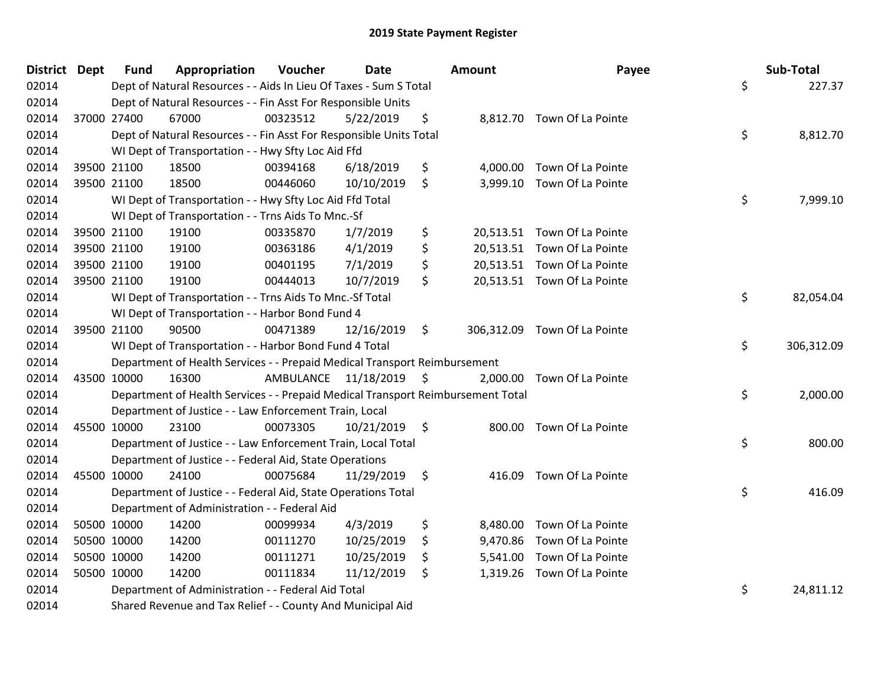# 2019 State Payment Register

| District | Dept | Fund | Appropriation | Voucher | Date | Amount | Payee | Sub-Total |
|---|---|---|---|---|---|---|---|---|
| 02014 | | Dept of Natural Resources - - Aids In Lieu Of Taxes - Sum S Total | | | | | | $ 227.37 |
| 02014 | | Dept of Natural Resources - - Fin Asst For Responsible Units | | | | | | |
| 02014 | 37000 | 27400 | 67000 | 00323512 | 5/22/2019 | $ 8,812.70 | Town Of La Pointe | |
| 02014 | | Dept of Natural Resources - - Fin Asst For Responsible Units Total | | | | | | $ 8,812.70 |
| 02014 | | WI Dept of Transportation - - Hwy Sfty Loc Aid Ffd | | | | | | |
| 02014 | 39500 | 21100 | 18500 | 00394168 | 6/18/2019 | $ 4,000.00 | Town Of La Pointe | |
| 02014 | 39500 | 21100 | 18500 | 00446060 | 10/10/2019 | $ 3,999.10 | Town Of La Pointe | |
| 02014 | | WI Dept of Transportation - - Hwy Sfty Loc Aid Ffd Total | | | | | | $ 7,999.10 |
| 02014 | | WI Dept of Transportation - - Trns Aids To Mnc.-Sf | | | | | | |
| 02014 | 39500 | 21100 | 19100 | 00335870 | 1/7/2019 | $ 20,513.51 | Town Of La Pointe | |
| 02014 | 39500 | 21100 | 19100 | 00363186 | 4/1/2019 | $ 20,513.51 | Town Of La Pointe | |
| 02014 | 39500 | 21100 | 19100 | 00401195 | 7/1/2019 | $ 20,513.51 | Town Of La Pointe | |
| 02014 | 39500 | 21100 | 19100 | 00444013 | 10/7/2019 | $ 20,513.51 | Town Of La Pointe | |
| 02014 | | WI Dept of Transportation - - Trns Aids To Mnc.-Sf Total | | | | | | $ 82,054.04 |
| 02014 | | WI Dept of Transportation - - Harbor Bond Fund 4 | | | | | | |
| 02014 | 39500 | 21100 | 90500 | 00471389 | 12/16/2019 | $ 306,312.09 | Town Of La Pointe | |
| 02014 | | WI Dept of Transportation - - Harbor Bond Fund 4 Total | | | | | | $ 306,312.09 |
| 02014 | | Department of Health Services - - Prepaid Medical Transport Reimbursement | | | | | | |
| 02014 | 43500 | 10000 | 16300 | AMBULANCE | 11/18/2019 | $ 2,000.00 | Town Of La Pointe | |
| 02014 | | Department of Health Services - - Prepaid Medical Transport Reimbursement Total | | | | | | $ 2,000.00 |
| 02014 | | Department of Justice - - Law Enforcement Train, Local | | | | | | |
| 02014 | 45500 | 10000 | 23100 | 00073305 | 10/21/2019 | $ 800.00 | Town Of La Pointe | |
| 02014 | | Department of Justice - - Law Enforcement Train, Local Total | | | | | | $ 800.00 |
| 02014 | | Department of Justice - - Federal Aid, State Operations | | | | | | |
| 02014 | 45500 | 10000 | 24100 | 00075684 | 11/29/2019 | $ 416.09 | Town Of La Pointe | |
| 02014 | | Department of Justice - - Federal Aid, State Operations Total | | | | | | $ 416.09 |
| 02014 | | Department of Administration - - Federal Aid | | | | | | |
| 02014 | 50500 | 10000 | 14200 | 00099934 | 4/3/2019 | $ 8,480.00 | Town Of La Pointe | |
| 02014 | 50500 | 10000 | 14200 | 00111270 | 10/25/2019 | $ 9,470.86 | Town Of La Pointe | |
| 02014 | 50500 | 10000 | 14200 | 00111271 | 10/25/2019 | $ 5,541.00 | Town Of La Pointe | |
| 02014 | 50500 | 10000 | 14200 | 00111834 | 11/12/2019 | $ 1,319.26 | Town Of La Pointe | |
| 02014 | | Department of Administration - - Federal Aid Total | | | | | | $ 24,811.12 |
| 02014 | | Shared Revenue and Tax Relief - - County And Municipal Aid | | | | | | |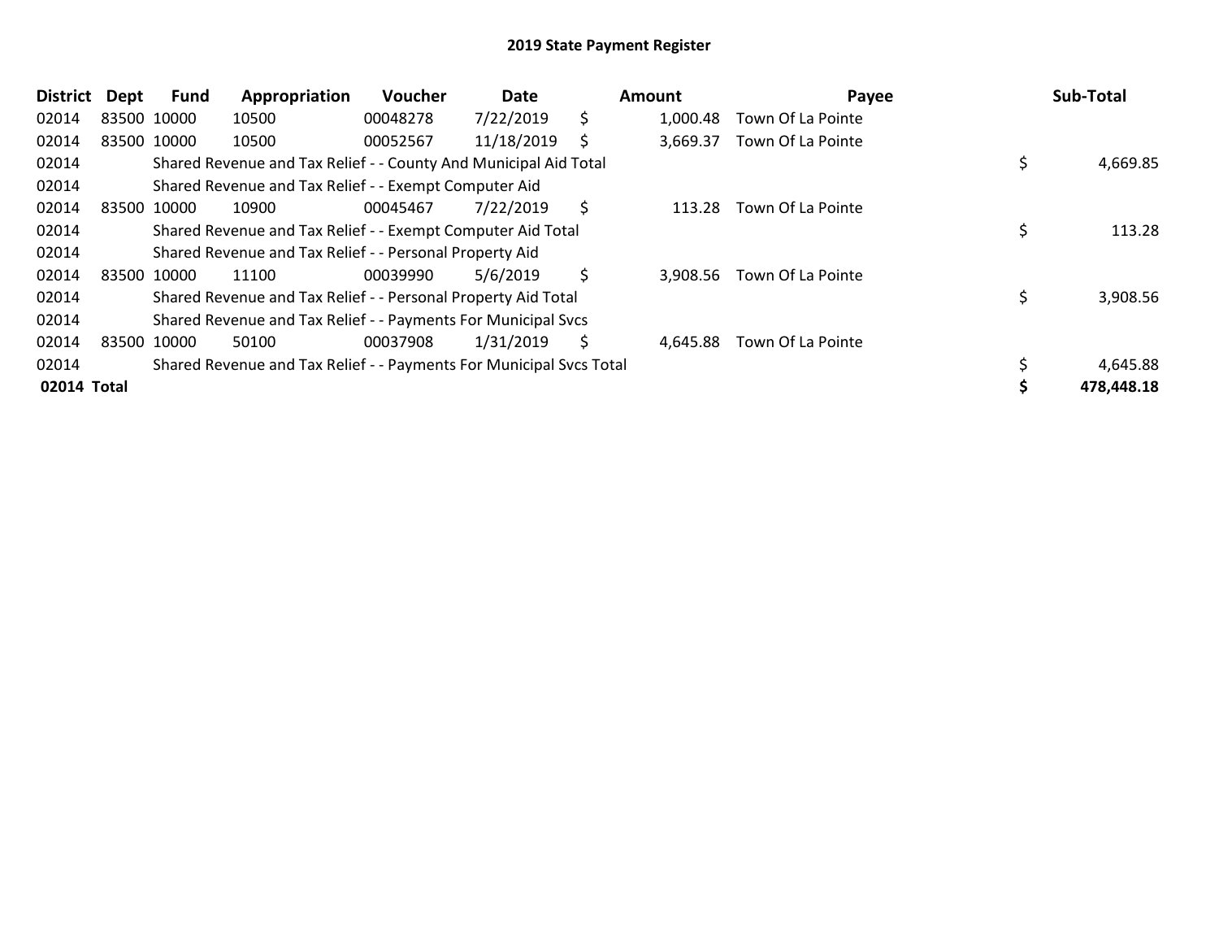## 2019 State Payment Register

| District | Dept | Fund | Appropriation | Voucher | Date | Amount | Payee | Sub-Total |
|---|---|---|---|---|---|---|---|---|
| 02014 | 83500 | 10000 | 10500 | 00048278 | 7/22/2019 | $ 1,000.48 | Town Of La Pointe | |
| 02014 | 83500 | 10000 | 10500 | 00052567 | 11/18/2019 | $ 3,669.37 | Town Of La Pointe | |
| 02014 | | Shared Revenue and Tax Relief - - County And Municipal Aid Total | | | | | | $ 4,669.85 |
| 02014 | | Shared Revenue and Tax Relief - - Exempt Computer Aid | | | | | | |
| 02014 | 83500 | 10000 | 10900 | 00045467 | 7/22/2019 | $ 113.28 | Town Of La Pointe | |
| 02014 | | Shared Revenue and Tax Relief - - Exempt Computer Aid Total | | | | | | $ 113.28 |
| 02014 | | Shared Revenue and Tax Relief - - Personal Property Aid | | | | | | |
| 02014 | 83500 | 10000 | 11100 | 00039990 | 5/6/2019 | $ 3,908.56 | Town Of La Pointe | |
| 02014 | | Shared Revenue and Tax Relief - - Personal Property Aid Total | | | | | | $ 3,908.56 |
| 02014 | | Shared Revenue and Tax Relief - - Payments For Municipal Svcs | | | | | | |
| 02014 | 83500 | 10000 | 50100 | 00037908 | 1/31/2019 | $ 4,645.88 | Town Of La Pointe | |
| 02014 | | Shared Revenue and Tax Relief - - Payments For Municipal Svcs Total | | | | | | $ 4,645.88 |
| **02014 Total** | | | | | | | | **$ 478,448.18** |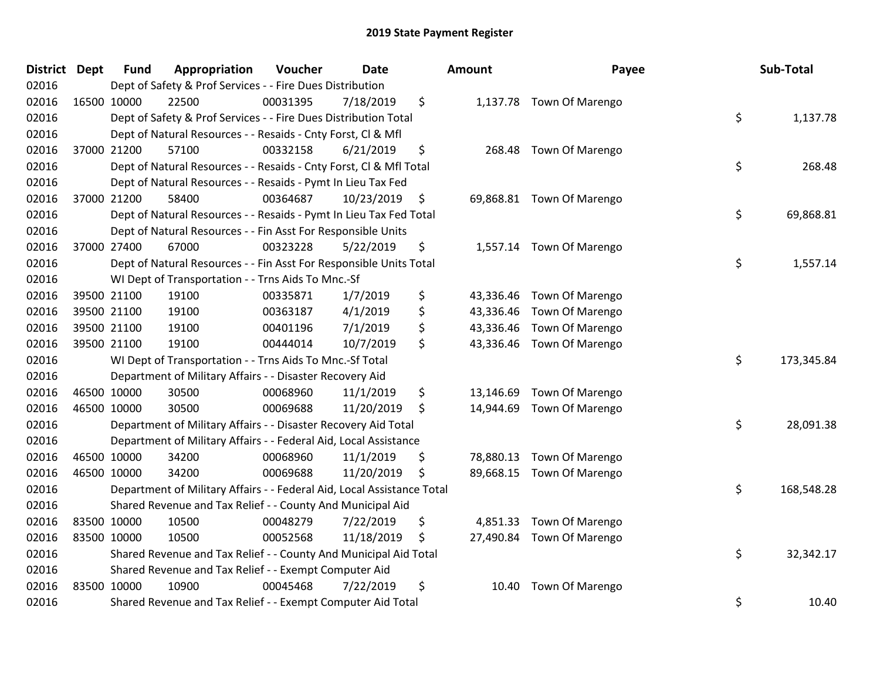## 2019 State Payment Register

| District | Dept | Fund | Appropriation | Voucher | Date | Amount | Payee | Sub-Total |
|---|---|---|---|---|---|---|---|---|
| 02016 | | Dept of Safety & Prof Services - - Fire Dues Distribution | | | | | | |
| 02016 | 16500 | 10000 | 22500 | 00031395 | 7/18/2019 | $ 1,137.78 | Town Of Marengo | |
| 02016 | | Dept of Safety & Prof Services - - Fire Dues Distribution Total | | | | | | $ 1,137.78 |
| 02016 | | Dept of Natural Resources - - Resaids - Cnty Forst, Cl & Mfl | | | | | | |
| 02016 | 37000 | 21200 | 57100 | 00332158 | 6/21/2019 | $ 268.48 | Town Of Marengo | |
| 02016 | | Dept of Natural Resources - - Resaids - Cnty Forst, Cl & Mfl Total | | | | | | $ 268.48 |
| 02016 | | Dept of Natural Resources - - Resaids - Pymt In Lieu Tax Fed | | | | | | |
| 02016 | 37000 | 21200 | 58400 | 00364687 | 10/23/2019 | $ 69,868.81 | Town Of Marengo | |
| 02016 | | Dept of Natural Resources - - Resaids - Pymt In Lieu Tax Fed Total | | | | | | $ 69,868.81 |
| 02016 | | Dept of Natural Resources - - Fin Asst For Responsible Units | | | | | | |
| 02016 | 37000 | 27400 | 67000 | 00323228 | 5/22/2019 | $ 1,557.14 | Town Of Marengo | |
| 02016 | | Dept of Natural Resources - - Fin Asst For Responsible Units Total | | | | | | $ 1,557.14 |
| 02016 | | WI Dept of Transportation - - Trns Aids To Mnc.-Sf | | | | | | |
| 02016 | 39500 | 21100 | 19100 | 00335871 | 1/7/2019 | $ 43,336.46 | Town Of Marengo | |
| 02016 | 39500 | 21100 | 19100 | 00363187 | 4/1/2019 | $ 43,336.46 | Town Of Marengo | |
| 02016 | 39500 | 21100 | 19100 | 00401196 | 7/1/2019 | $ 43,336.46 | Town Of Marengo | |
| 02016 | 39500 | 21100 | 19100 | 00444014 | 10/7/2019 | $ 43,336.46 | Town Of Marengo | |
| 02016 | | WI Dept of Transportation - - Trns Aids To Mnc.-Sf Total | | | | | | $ 173,345.84 |
| 02016 | | Department of Military Affairs - - Disaster Recovery Aid | | | | | | |
| 02016 | 46500 | 10000 | 30500 | 00068960 | 11/1/2019 | $ 13,146.69 | Town Of Marengo | |
| 02016 | 46500 | 10000 | 30500 | 00069688 | 11/20/2019 | $ 14,944.69 | Town Of Marengo | |
| 02016 | | Department of Military Affairs - - Disaster Recovery Aid Total | | | | | | $ 28,091.38 |
| 02016 | | Department of Military Affairs - - Federal Aid, Local Assistance | | | | | | |
| 02016 | 46500 | 10000 | 34200 | 00068960 | 11/1/2019 | $ 78,880.13 | Town Of Marengo | |
| 02016 | 46500 | 10000 | 34200 | 00069688 | 11/20/2019 | $ 89,668.15 | Town Of Marengo | |
| 02016 | | Department of Military Affairs - - Federal Aid, Local Assistance Total | | | | | | $ 168,548.28 |
| 02016 | | Shared Revenue and Tax Relief - - County And Municipal Aid | | | | | | |
| 02016 | 83500 | 10000 | 10500 | 00048279 | 7/22/2019 | $ 4,851.33 | Town Of Marengo | |
| 02016 | 83500 | 10000 | 10500 | 00052568 | 11/18/2019 | $ 27,490.84 | Town Of Marengo | |
| 02016 | | Shared Revenue and Tax Relief - - County And Municipal Aid Total | | | | | | $ 32,342.17 |
| 02016 | | Shared Revenue and Tax Relief - - Exempt Computer Aid | | | | | | |
| 02016 | 83500 | 10000 | 10900 | 00045468 | 7/22/2019 | $ 10.40 | Town Of Marengo | |
| 02016 | | Shared Revenue and Tax Relief - - Exempt Computer Aid Total | | | | | | $ 10.40 |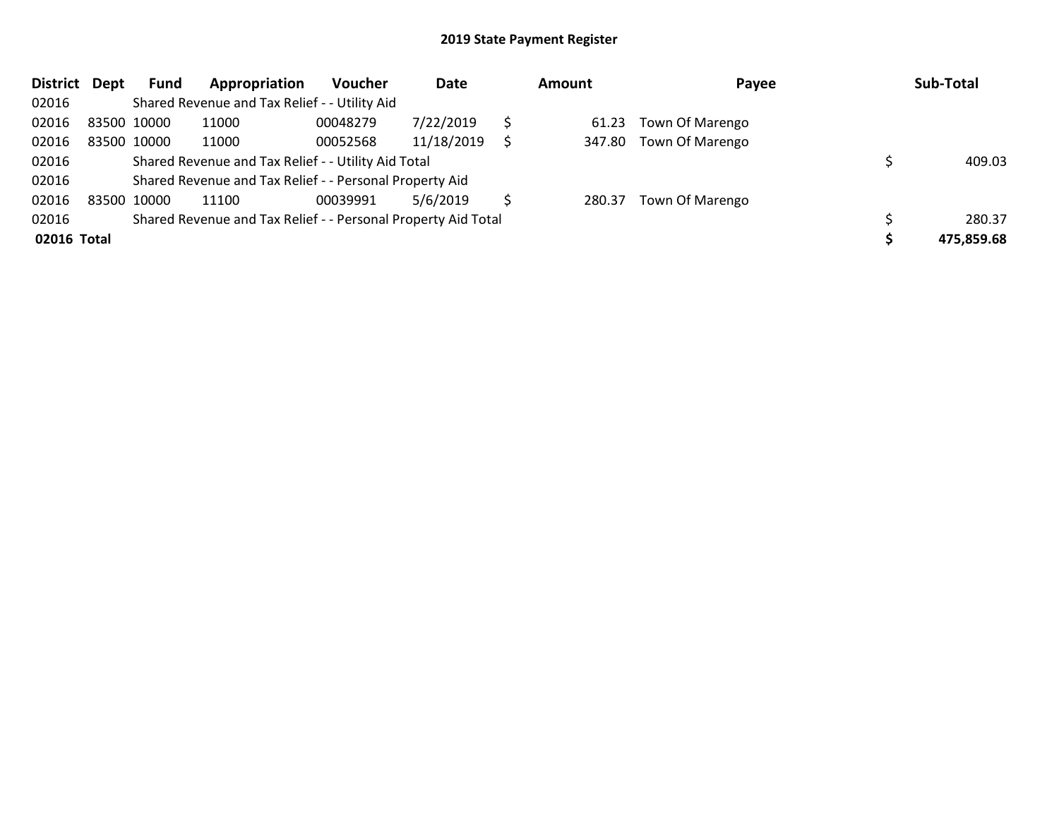## 2019 State Payment Register

| District | Dept | Fund | Appropriation | Voucher | Date | Amount | Payee | Sub-Total |
|---|---|---|---|---|---|---|---|---|
| 02016 | | Shared Revenue and Tax Relief - - Utility Aid | | | | | | |
| 02016 | 83500 | 10000 | 11000 | 00048279 | 7/22/2019 | $ 61.23 | Town Of Marengo | |
| 02016 | 83500 | 10000 | 11000 | 00052568 | 11/18/2019 | $ 347.80 | Town Of Marengo | |
| 02016 | | Shared Revenue and Tax Relief - - Utility Aid Total | | | | | | $ 409.03 |
| 02016 | | Shared Revenue and Tax Relief - - Personal Property Aid | | | | | | |
| 02016 | 83500 | 10000 | 11100 | 00039991 | 5/6/2019 | $ 280.37 | Town Of Marengo | |
| 02016 | | Shared Revenue and Tax Relief - - Personal Property Aid Total | | | | | | $ 280.37 |
| **02016** | **Total** | | | | | | | **$ 475,859.68** |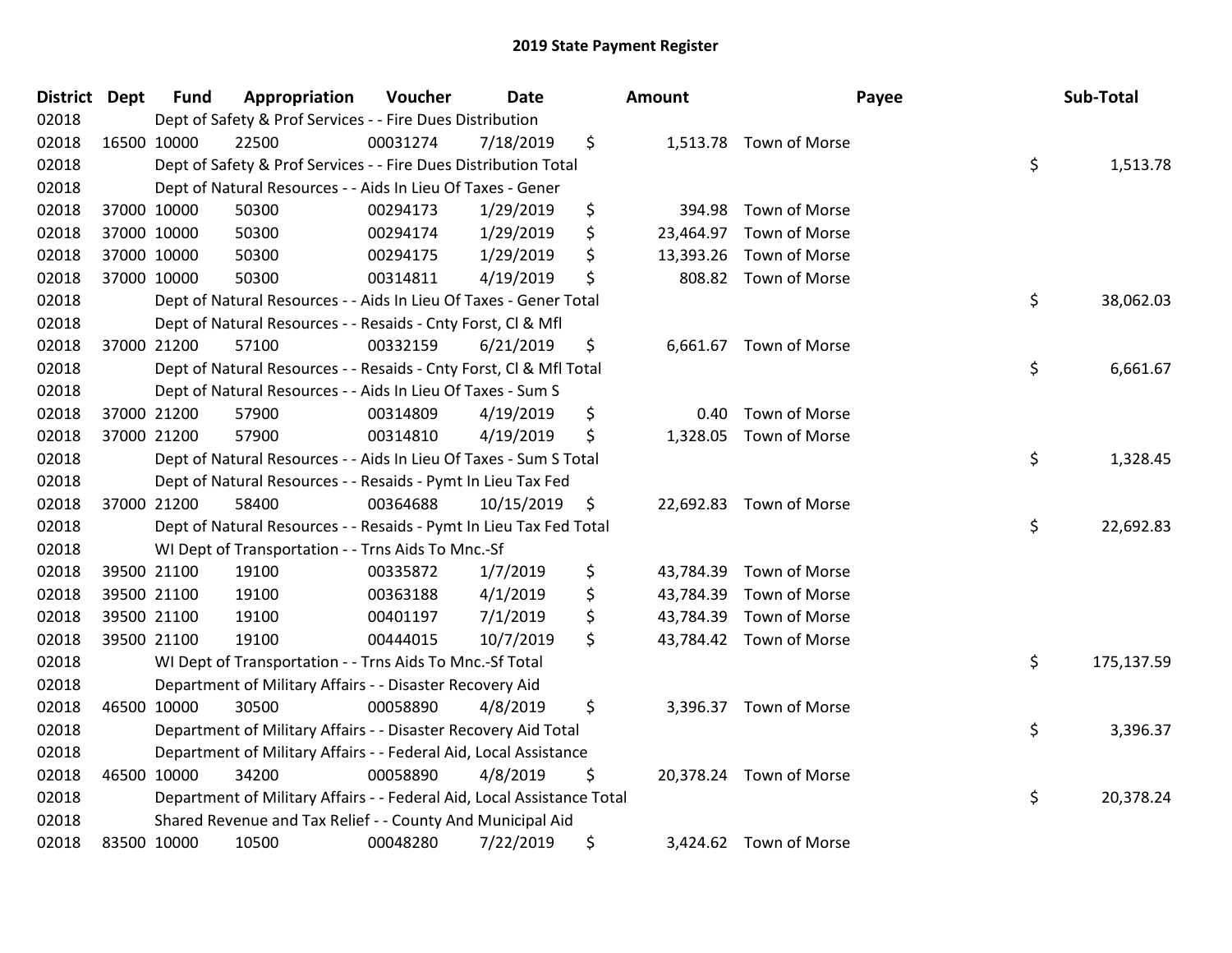# 2019 State Payment Register

| District | Dept | Fund | Appropriation | Voucher | Date | Amount | Payee | Sub-Total |
|---|---|---|---|---|---|---|---|---|
| 02018 | | Dept of Safety & Prof Services - - Fire Dues Distribution | | | | | | |
| 02018 | 16500 | 10000 | 22500 | 00031274 | 7/18/2019 | $ 1,513.78 | Town of Morse | |
| 02018 | | Dept of Safety & Prof Services - - Fire Dues Distribution Total | | | | | | $ 1,513.78 |
| 02018 | | Dept of Natural Resources - - Aids In Lieu Of Taxes - Gener | | | | | | |
| 02018 | 37000 | 10000 | 50300 | 00294173 | 1/29/2019 | $ 394.98 | Town of Morse | |
| 02018 | 37000 | 10000 | 50300 | 00294174 | 1/29/2019 | $ 23,464.97 | Town of Morse | |
| 02018 | 37000 | 10000 | 50300 | 00294175 | 1/29/2019 | $ 13,393.26 | Town of Morse | |
| 02018 | 37000 | 10000 | 50300 | 00314811 | 4/19/2019 | $ 808.82 | Town of Morse | |
| 02018 | | Dept of Natural Resources - - Aids In Lieu Of Taxes - Gener Total | | | | | | $ 38,062.03 |
| 02018 | | Dept of Natural Resources - - Resaids - Cnty Forst, Cl & Mfl | | | | | | |
| 02018 | 37000 | 21200 | 57100 | 00332159 | 6/21/2019 | $ 6,661.67 | Town of Morse | |
| 02018 | | Dept of Natural Resources - - Resaids - Cnty Forst, Cl & Mfl Total | | | | | | $ 6,661.67 |
| 02018 | | Dept of Natural Resources - - Aids In Lieu Of Taxes - Sum S | | | | | | |
| 02018 | 37000 | 21200 | 57900 | 00314809 | 4/19/2019 | $ 0.40 | Town of Morse | |
| 02018 | 37000 | 21200 | 57900 | 00314810 | 4/19/2019 | $ 1,328.05 | Town of Morse | |
| 02018 | | Dept of Natural Resources - - Aids In Lieu Of Taxes - Sum S Total | | | | | | $ 1,328.45 |
| 02018 | | Dept of Natural Resources - - Resaids - Pymt In Lieu Tax Fed | | | | | | |
| 02018 | 37000 | 21200 | 58400 | 00364688 | 10/15/2019 | $ 22,692.83 | Town of Morse | |
| 02018 | | Dept of Natural Resources - - Resaids - Pymt In Lieu Tax Fed Total | | | | | | $ 22,692.83 |
| 02018 | | WI Dept of Transportation - - Trns Aids To Mnc.-Sf | | | | | | |
| 02018 | 39500 | 21100 | 19100 | 00335872 | 1/7/2019 | $ 43,784.39 | Town of Morse | |
| 02018 | 39500 | 21100 | 19100 | 00363188 | 4/1/2019 | $ 43,784.39 | Town of Morse | |
| 02018 | 39500 | 21100 | 19100 | 00401197 | 7/1/2019 | $ 43,784.39 | Town of Morse | |
| 02018 | 39500 | 21100 | 19100 | 00444015 | 10/7/2019 | $ 43,784.42 | Town of Morse | |
| 02018 | | WI Dept of Transportation - - Trns Aids To Mnc.-Sf Total | | | | | | $ 175,137.59 |
| 02018 | | Department of Military Affairs - - Disaster Recovery Aid | | | | | | |
| 02018 | 46500 | 10000 | 30500 | 00058890 | 4/8/2019 | $ 3,396.37 | Town of Morse | |
| 02018 | | Department of Military Affairs - - Disaster Recovery Aid Total | | | | | | $ 3,396.37 |
| 02018 | | Department of Military Affairs - - Federal Aid, Local Assistance | | | | | | |
| 02018 | 46500 | 10000 | 34200 | 00058890 | 4/8/2019 | $ 20,378.24 | Town of Morse | |
| 02018 | | Department of Military Affairs - - Federal Aid, Local Assistance Total | | | | | | $ 20,378.24 |
| 02018 | | Shared Revenue and Tax Relief - - County And Municipal Aid | | | | | | |
| 02018 | 83500 | 10000 | 10500 | 00048280 | 7/22/2019 | $ 3,424.62 | Town of Morse | |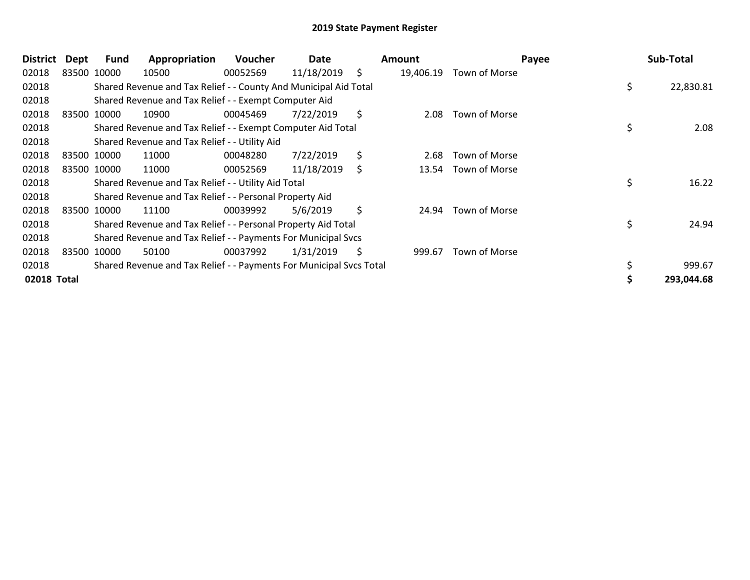# 2019 State Payment Register

| District | Dept | Fund | Appropriation | Voucher | Date | Amount | Payee | Sub-Total |
|---|---|---|---|---|---|---|---|---|
| 02018 | 83500 | 10000 | 10500 | 00052569 | 11/18/2019 | $ 19,406.19 | Town of Morse | |
| 02018 | | Shared Revenue and Tax Relief - - County And Municipal Aid Total | | | | | | $ 22,830.81 |
| 02018 | | Shared Revenue and Tax Relief - - Exempt Computer Aid | | | | | | |
| 02018 | 83500 | 10000 | 10900 | 00045469 | 7/22/2019 | $ 2.08 | Town of Morse | |
| 02018 | | Shared Revenue and Tax Relief - - Exempt Computer Aid Total | | | | | | $ 2.08 |
| 02018 | | Shared Revenue and Tax Relief - - Utility Aid | | | | | | |
| 02018 | 83500 | 10000 | 11000 | 00048280 | 7/22/2019 | $ 2.68 | Town of Morse | |
| 02018 | 83500 | 10000 | 11000 | 00052569 | 11/18/2019 | $ 13.54 | Town of Morse | |
| 02018 | | Shared Revenue and Tax Relief - - Utility Aid Total | | | | | | $ 16.22 |
| 02018 | | Shared Revenue and Tax Relief - - Personal Property Aid | | | | | | |
| 02018 | 83500 | 10000 | 11100 | 00039992 | 5/6/2019 | $ 24.94 | Town of Morse | |
| 02018 | | Shared Revenue and Tax Relief - - Personal Property Aid Total | | | | | | $ 24.94 |
| 02018 | | Shared Revenue and Tax Relief - - Payments For Municipal Svcs | | | | | | |
| 02018 | 83500 | 10000 | 50100 | 00037992 | 1/31/2019 | $ 999.67 | Town of Morse | |
| 02018 | | Shared Revenue and Tax Relief - - Payments For Municipal Svcs Total | | | | | | $ 999.67 |
| **02018 Total** | | | | | | | | **$ 293,044.68** |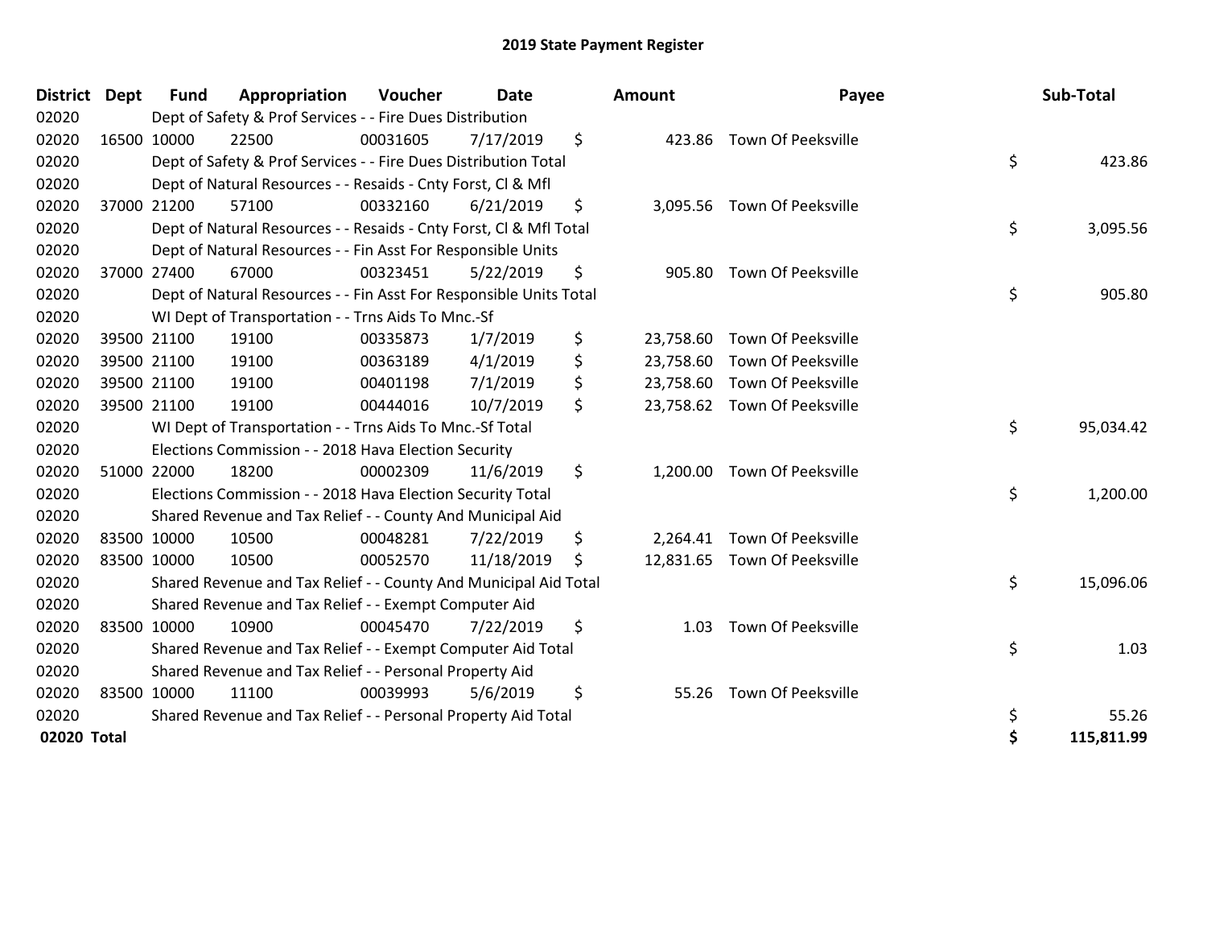# 2019 State Payment Register

| District | Dept | Fund | Appropriation | Voucher | Date | Amount | Payee | Sub-Total |
|---|---|---|---|---|---|---|---|---|
| 02020 | | Dept of Safety & Prof Services - - Fire Dues Distribution | | | | | | |
| 02020 | 16500 | 10000 | 22500 | 00031605 | 7/17/2019 | $ 423.86 | Town Of Peeksville | |
| 02020 | | Dept of Safety & Prof Services - - Fire Dues Distribution Total | | | | | | $ 423.86 |
| 02020 | | Dept of Natural Resources - - Resaids - Cnty Forst, Cl & Mfl | | | | | | |
| 02020 | 37000 | 21200 | 57100 | 00332160 | 6/21/2019 | $ 3,095.56 | Town Of Peeksville | |
| 02020 | | Dept of Natural Resources - - Resaids - Cnty Forst, Cl & Mfl Total | | | | | | $ 3,095.56 |
| 02020 | | Dept of Natural Resources - - Fin Asst For Responsible Units | | | | | | |
| 02020 | 37000 | 27400 | 67000 | 00323451 | 5/22/2019 | $ 905.80 | Town Of Peeksville | |
| 02020 | | Dept of Natural Resources - - Fin Asst For Responsible Units Total | | | | | | $ 905.80 |
| 02020 | | WI Dept of Transportation - - Trns Aids To Mnc.-Sf | | | | | | |
| 02020 | 39500 | 21100 | 19100 | 00335873 | 1/7/2019 | $ 23,758.60 | Town Of Peeksville | |
| 02020 | 39500 | 21100 | 19100 | 00363189 | 4/1/2019 | $ 23,758.60 | Town Of Peeksville | |
| 02020 | 39500 | 21100 | 19100 | 00401198 | 7/1/2019 | $ 23,758.60 | Town Of Peeksville | |
| 02020 | 39500 | 21100 | 19100 | 00444016 | 10/7/2019 | $ 23,758.62 | Town Of Peeksville | |
| 02020 | | WI Dept of Transportation - - Trns Aids To Mnc.-Sf Total | | | | | | $ 95,034.42 |
| 02020 | | Elections Commission - - 2018 Hava Election Security | | | | | | |
| 02020 | 51000 | 22000 | 18200 | 00002309 | 11/6/2019 | $ 1,200.00 | Town Of Peeksville | |
| 02020 | | Elections Commission - - 2018 Hava Election Security Total | | | | | | $ 1,200.00 |
| 02020 | | Shared Revenue and Tax Relief - - County And Municipal Aid | | | | | | |
| 02020 | 83500 | 10000 | 10500 | 00048281 | 7/22/2019 | $ 2,264.41 | Town Of Peeksville | |
| 02020 | 83500 | 10000 | 10500 | 00052570 | 11/18/2019 | $ 12,831.65 | Town Of Peeksville | |
| 02020 | | Shared Revenue and Tax Relief - - County And Municipal Aid Total | | | | | | $ 15,096.06 |
| 02020 | | Shared Revenue and Tax Relief - - Exempt Computer Aid | | | | | | |
| 02020 | 83500 | 10000 | 10900 | 00045470 | 7/22/2019 | $ 1.03 | Town Of Peeksville | |
| 02020 | | Shared Revenue and Tax Relief - - Exempt Computer Aid Total | | | | | | $ 1.03 |
| 02020 | | Shared Revenue and Tax Relief - - Personal Property Aid | | | | | | |
| 02020 | 83500 | 10000 | 11100 | 00039993 | 5/6/2019 | $ 55.26 | Town Of Peeksville | |
| 02020 | | Shared Revenue and Tax Relief - - Personal Property Aid Total | | | | | | $ 55.26 |
| **02020 Total** | | | | | | | | **$ 115,811.99** |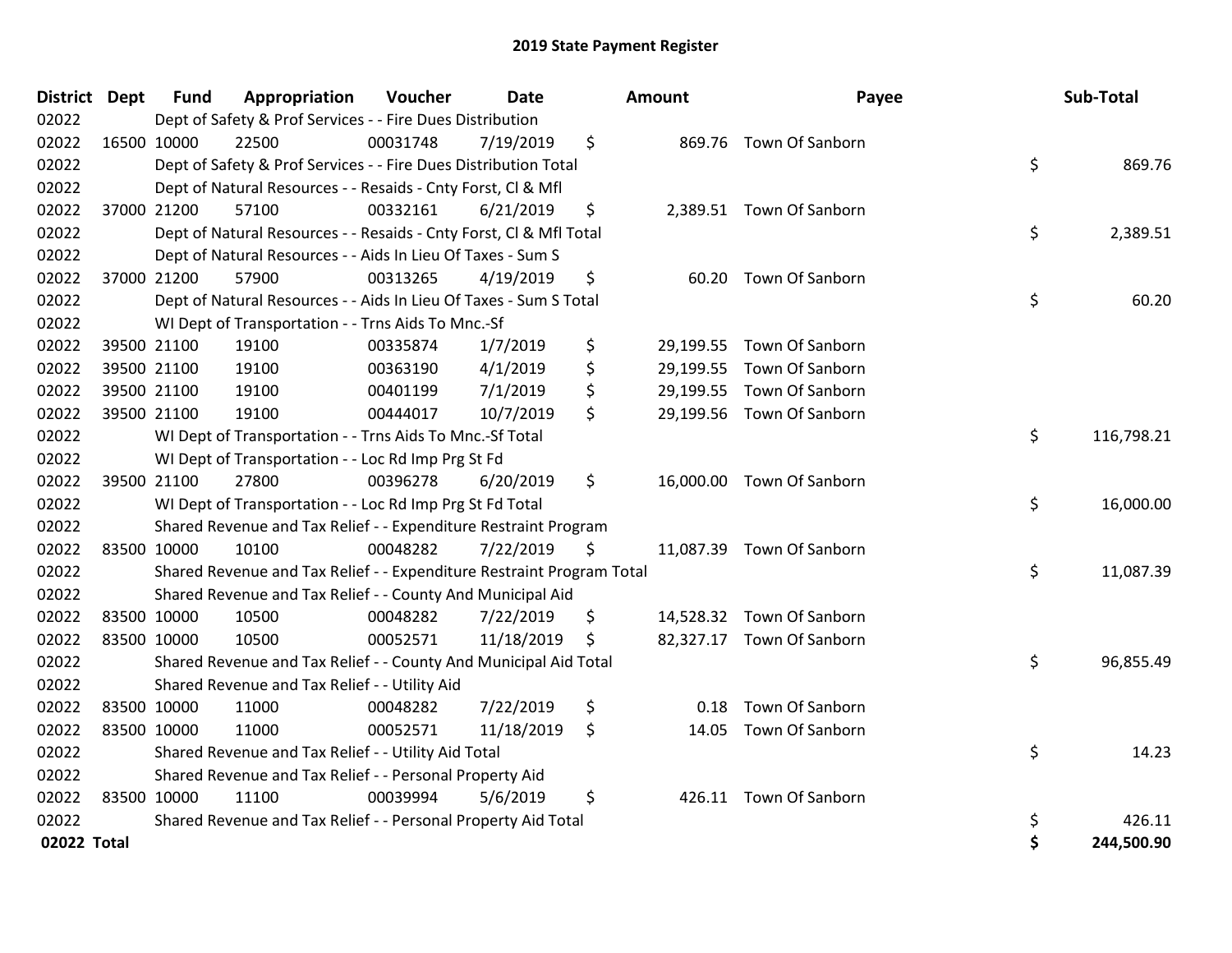# 2019 State Payment Register

| District | Dept | Fund | Appropriation | Voucher | Date | Amount | Payee | Sub-Total |
|---|---|---|---|---|---|---|---|---|
| 02022 | | Dept of Safety & Prof Services - - Fire Dues Distribution | | | | | | |
| 02022 | 16500 | 10000 | 22500 | 00031748 | 7/19/2019 | $ 869.76 | Town Of Sanborn | |
| 02022 | | Dept of Safety & Prof Services - - Fire Dues Distribution Total | | | | | | $ 869.76 |
| 02022 | | Dept of Natural Resources - - Resaids - Cnty Forst, Cl & Mfl | | | | | | |
| 02022 | 37000 | 21200 | 57100 | 00332161 | 6/21/2019 | $ 2,389.51 | Town Of Sanborn | |
| 02022 | | Dept of Natural Resources - - Resaids - Cnty Forst, Cl & Mfl Total | | | | | | $ 2,389.51 |
| 02022 | | Dept of Natural Resources - - Aids In Lieu Of Taxes - Sum S | | | | | | |
| 02022 | 37000 | 21200 | 57900 | 00313265 | 4/19/2019 | $ 60.20 | Town Of Sanborn | |
| 02022 | | Dept of Natural Resources - - Aids In Lieu Of Taxes - Sum S Total | | | | | | $ 60.20 |
| 02022 | | WI Dept of Transportation - - Trns Aids To Mnc.-Sf | | | | | | |
| 02022 | 39500 | 21100 | 19100 | 00335874 | 1/7/2019 | $ 29,199.55 | Town Of Sanborn | |
| 02022 | 39500 | 21100 | 19100 | 00363190 | 4/1/2019 | $ 29,199.55 | Town Of Sanborn | |
| 02022 | 39500 | 21100 | 19100 | 00401199 | 7/1/2019 | $ 29,199.55 | Town Of Sanborn | |
| 02022 | 39500 | 21100 | 19100 | 00444017 | 10/7/2019 | $ 29,199.56 | Town Of Sanborn | |
| 02022 | | WI Dept of Transportation - - Trns Aids To Mnc.-Sf Total | | | | | | $ 116,798.21 |
| 02022 | | WI Dept of Transportation - - Loc Rd Imp Prg St Fd | | | | | | |
| 02022 | 39500 | 21100 | 27800 | 00396278 | 6/20/2019 | $ 16,000.00 | Town Of Sanborn | |
| 02022 | | WI Dept of Transportation - - Loc Rd Imp Prg St Fd Total | | | | | | $ 16,000.00 |
| 02022 | | Shared Revenue and Tax Relief - - Expenditure Restraint Program | | | | | | |
| 02022 | 83500 | 10000 | 10100 | 00048282 | 7/22/2019 | $ 11,087.39 | Town Of Sanborn | |
| 02022 | | Shared Revenue and Tax Relief - - Expenditure Restraint Program Total | | | | | | $ 11,087.39 |
| 02022 | | Shared Revenue and Tax Relief - - County And Municipal Aid | | | | | | |
| 02022 | 83500 | 10000 | 10500 | 00048282 | 7/22/2019 | $ 14,528.32 | Town Of Sanborn | |
| 02022 | 83500 | 10000 | 10500 | 00052571 | 11/18/2019 | $ 82,327.17 | Town Of Sanborn | |
| 02022 | | Shared Revenue and Tax Relief - - County And Municipal Aid Total | | | | | | $ 96,855.49 |
| 02022 | | Shared Revenue and Tax Relief - - Utility Aid | | | | | | |
| 02022 | 83500 | 10000 | 11000 | 00048282 | 7/22/2019 | $ 0.18 | Town Of Sanborn | |
| 02022 | 83500 | 10000 | 11000 | 00052571 | 11/18/2019 | $ 14.05 | Town Of Sanborn | |
| 02022 | | Shared Revenue and Tax Relief - - Utility Aid Total | | | | | | $ 14.23 |
| 02022 | | Shared Revenue and Tax Relief - - Personal Property Aid | | | | | | |
| 02022 | 83500 | 10000 | 11100 | 00039994 | 5/6/2019 | $ 426.11 | Town Of Sanborn | |
| 02022 | | Shared Revenue and Tax Relief - - Personal Property Aid Total | | | | | | $ 426.11 |
| **02022 Total** | | | | | | | | **$ 244,500.90** |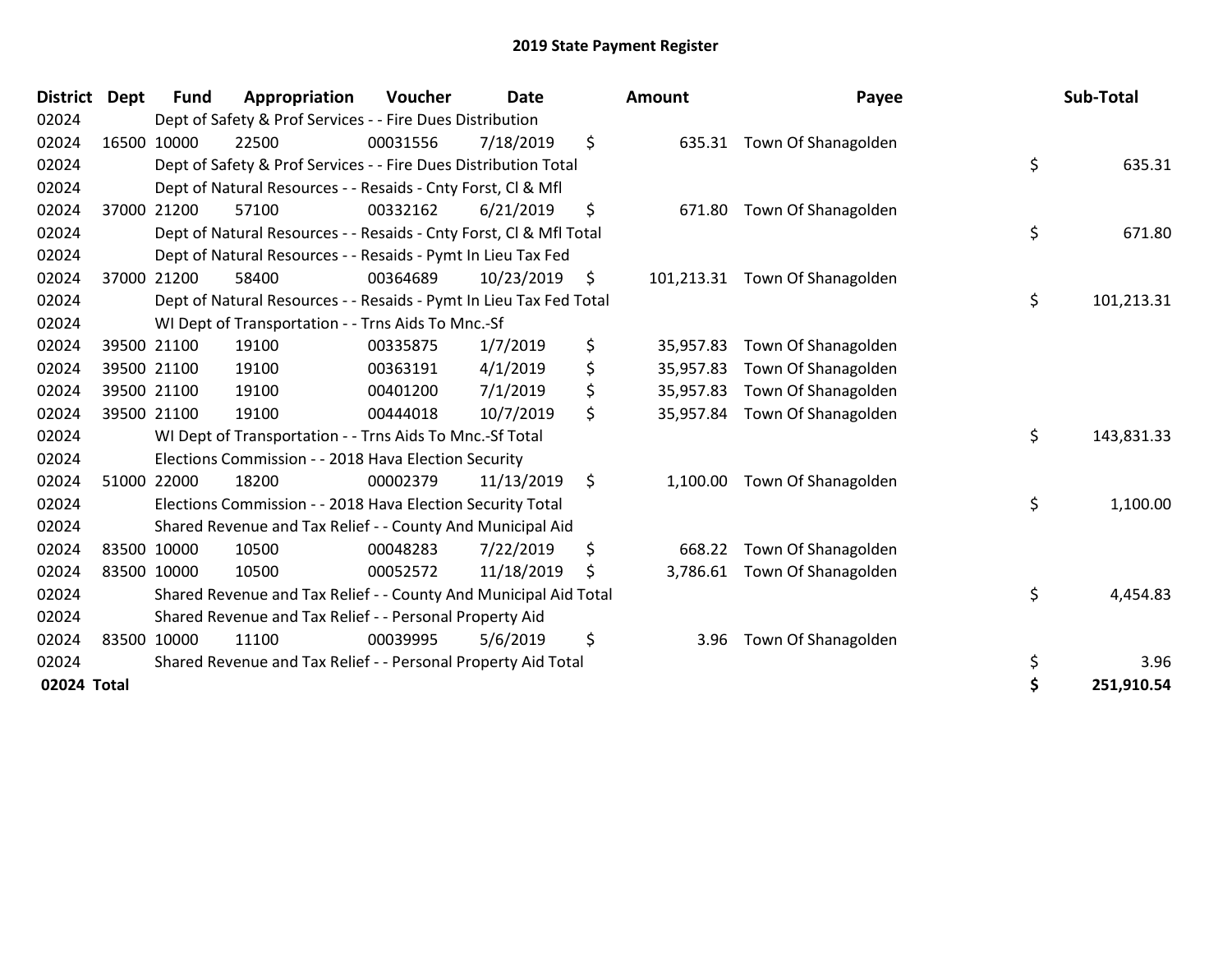# 2019 State Payment Register

| District | Dept | Fund | Appropriation | Voucher | Date | Amount | Payee | Sub-Total |
|---|---|---|---|---|---|---|---|---|
| 02024 | | Dept of Safety & Prof Services - - Fire Dues Distribution | | | | | | |
| 02024 | 16500 | 10000 | 22500 | 00031556 | 7/18/2019 | $ 635.31 | Town Of Shanagolden | |
| 02024 | | Dept of Safety & Prof Services - - Fire Dues Distribution Total | | | | | | $ 635.31 |
| 02024 | | Dept of Natural Resources - - Resaids - Cnty Forst, Cl & Mfl | | | | | | |
| 02024 | 37000 | 21200 | 57100 | 00332162 | 6/21/2019 | $ 671.80 | Town Of Shanagolden | |
| 02024 | | Dept of Natural Resources - - Resaids - Cnty Forst, Cl & Mfl Total | | | | | | $ 671.80 |
| 02024 | | Dept of Natural Resources - - Resaids - Pymt In Lieu Tax Fed | | | | | | |
| 02024 | 37000 | 21200 | 58400 | 00364689 | 10/23/2019 | $ 101,213.31 | Town Of Shanagolden | |
| 02024 | | Dept of Natural Resources - - Resaids - Pymt In Lieu Tax Fed Total | | | | | | $ 101,213.31 |
| 02024 | | WI Dept of Transportation - - Trns Aids To Mnc.-Sf | | | | | | |
| 02024 | 39500 | 21100 | 19100 | 00335875 | 1/7/2019 | $ 35,957.83 | Town Of Shanagolden | |
| 02024 | 39500 | 21100 | 19100 | 00363191 | 4/1/2019 | $ 35,957.83 | Town Of Shanagolden | |
| 02024 | 39500 | 21100 | 19100 | 00401200 | 7/1/2019 | $ 35,957.83 | Town Of Shanagolden | |
| 02024 | 39500 | 21100 | 19100 | 00444018 | 10/7/2019 | $ 35,957.84 | Town Of Shanagolden | |
| 02024 | | WI Dept of Transportation - - Trns Aids To Mnc.-Sf Total | | | | | | $ 143,831.33 |
| 02024 | | Elections Commission - - 2018 Hava Election Security | | | | | | |
| 02024 | 51000 | 22000 | 18200 | 00002379 | 11/13/2019 | $ 1,100.00 | Town Of Shanagolden | |
| 02024 | | Elections Commission - - 2018 Hava Election Security Total | | | | | | $ 1,100.00 |
| 02024 | | Shared Revenue and Tax Relief - - County And Municipal Aid | | | | | | |
| 02024 | 83500 | 10000 | 10500 | 00048283 | 7/22/2019 | $ 668.22 | Town Of Shanagolden | |
| 02024 | 83500 | 10000 | 10500 | 00052572 | 11/18/2019 | $ 3,786.61 | Town Of Shanagolden | |
| 02024 | | Shared Revenue and Tax Relief - - County And Municipal Aid Total | | | | | | $ 4,454.83 |
| 02024 | | Shared Revenue and Tax Relief - - Personal Property Aid | | | | | | |
| 02024 | 83500 | 10000 | 11100 | 00039995 | 5/6/2019 | $ 3.96 | Town Of Shanagolden | |
| 02024 | | Shared Revenue and Tax Relief - - Personal Property Aid Total | | | | | | $ 3.96 |
| **02024 Total** | | | | | | | | **$ 251,910.54** |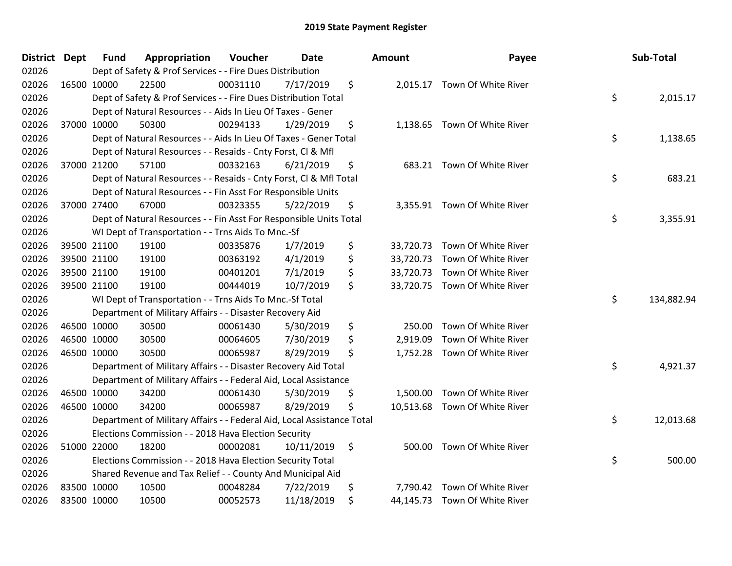# 2019 State Payment Register

| District | Dept | Fund | Appropriation | Voucher | Date | Amount | Payee | Sub-Total |
|---|---|---|---|---|---|---|---|---|
| 02026 | | Dept of Safety & Prof Services - - Fire Dues Distribution | | | | | | |
| 02026 | 16500 | 10000 | 22500 | 00031110 | 7/17/2019 | $ 2,015.17 | Town Of White River | |
| 02026 | | Dept of Safety & Prof Services - - Fire Dues Distribution Total | | | | | | $ 2,015.17 |
| 02026 | | Dept of Natural Resources - - Aids In Lieu Of Taxes - Gener | | | | | | |
| 02026 | 37000 | 10000 | 50300 | 00294133 | 1/29/2019 | $ 1,138.65 | Town Of White River | |
| 02026 | | Dept of Natural Resources - - Aids In Lieu Of Taxes - Gener Total | | | | | | $ 1,138.65 |
| 02026 | | Dept of Natural Resources - - Resaids - Cnty Forst, Cl & Mfl | | | | | | |
| 02026 | 37000 | 21200 | 57100 | 00332163 | 6/21/2019 | $ 683.21 | Town Of White River | |
| 02026 | | Dept of Natural Resources - - Resaids - Cnty Forst, Cl & Mfl Total | | | | | | $ 683.21 |
| 02026 | | Dept of Natural Resources - - Fin Asst For Responsible Units | | | | | | |
| 02026 | 37000 | 27400 | 67000 | 00323355 | 5/22/2019 | $ 3,355.91 | Town Of White River | |
| 02026 | | Dept of Natural Resources - - Fin Asst For Responsible Units Total | | | | | | $ 3,355.91 |
| 02026 | | WI Dept of Transportation - - Trns Aids To Mnc.-Sf | | | | | | |
| 02026 | 39500 | 21100 | 19100 | 00335876 | 1/7/2019 | $ 33,720.73 | Town Of White River | |
| 02026 | 39500 | 21100 | 19100 | 00363192 | 4/1/2019 | $ 33,720.73 | Town Of White River | |
| 02026 | 39500 | 21100 | 19100 | 00401201 | 7/1/2019 | $ 33,720.73 | Town Of White River | |
| 02026 | 39500 | 21100 | 19100 | 00444019 | 10/7/2019 | $ 33,720.75 | Town Of White River | |
| 02026 | | WI Dept of Transportation - - Trns Aids To Mnc.-Sf Total | | | | | | $ 134,882.94 |
| 02026 | | Department of Military Affairs - - Disaster Recovery Aid | | | | | | |
| 02026 | 46500 | 10000 | 30500 | 00061430 | 5/30/2019 | $ 250.00 | Town Of White River | |
| 02026 | 46500 | 10000 | 30500 | 00064605 | 7/30/2019 | $ 2,919.09 | Town Of White River | |
| 02026 | 46500 | 10000 | 30500 | 00065987 | 8/29/2019 | $ 1,752.28 | Town Of White River | |
| 02026 | | Department of Military Affairs - - Disaster Recovery Aid Total | | | | | | $ 4,921.37 |
| 02026 | | Department of Military Affairs - - Federal Aid, Local Assistance | | | | | | |
| 02026 | 46500 | 10000 | 34200 | 00061430 | 5/30/2019 | $ 1,500.00 | Town Of White River | |
| 02026 | 46500 | 10000 | 34200 | 00065987 | 8/29/2019 | $ 10,513.68 | Town Of White River | |
| 02026 | | Department of Military Affairs - - Federal Aid, Local Assistance Total | | | | | | $ 12,013.68 |
| 02026 | | Elections Commission - - 2018 Hava Election Security | | | | | | |
| 02026 | 51000 | 22000 | 18200 | 00002081 | 10/11/2019 | $ 500.00 | Town Of White River | |
| 02026 | | Elections Commission - - 2018 Hava Election Security Total | | | | | | $ 500.00 |
| 02026 | | Shared Revenue and Tax Relief - - County And Municipal Aid | | | | | | |
| 02026 | 83500 | 10000 | 10500 | 00048284 | 7/22/2019 | $ 7,790.42 | Town Of White River | |
| 02026 | 83500 | 10000 | 10500 | 00052573 | 11/18/2019 | $ 44,145.73 | Town Of White River | |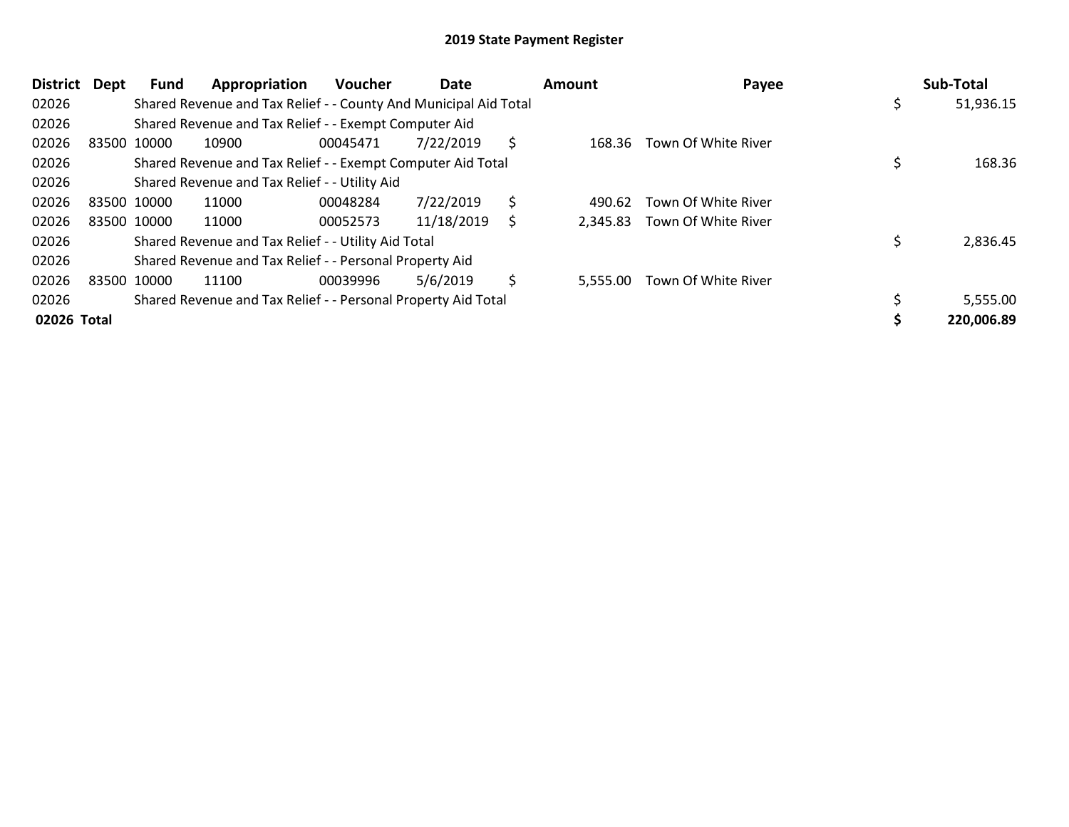# 2019 State Payment Register

| District | Dept | Fund | Appropriation | Voucher | Date | Amount | Payee | Sub-Total |
|---|---|---|---|---|---|---|---|---|
| 02026 | | Shared Revenue and Tax Relief - - County And Municipal Aid Total | | | | | | $ 51,936.15 |
| 02026 | | Shared Revenue and Tax Relief - - Exempt Computer Aid | | | | | | |
| 02026 | 83500 | 10000 | 10900 | 00045471 | 7/22/2019 | $ 168.36 | Town Of White River | |
| 02026 | | Shared Revenue and Tax Relief - - Exempt Computer Aid Total | | | | | | $ 168.36 |
| 02026 | | Shared Revenue and Tax Relief - - Utility Aid | | | | | | |
| 02026 | 83500 | 10000 | 11000 | 00048284 | 7/22/2019 | $ 490.62 | Town Of White River | |
| 02026 | 83500 | 10000 | 11000 | 00052573 | 11/18/2019 | $ 2,345.83 | Town Of White River | |
| 02026 | | Shared Revenue and Tax Relief - - Utility Aid Total | | | | | | $ 2,836.45 |
| 02026 | | Shared Revenue and Tax Relief - - Personal Property Aid | | | | | | |
| 02026 | 83500 | 10000 | 11100 | 00039996 | 5/6/2019 | $ 5,555.00 | Town Of White River | |
| 02026 | | Shared Revenue and Tax Relief - - Personal Property Aid Total | | | | | | $ 5,555.00 |
| **02026 Total** | | | | | | | | **$ 220,006.89** |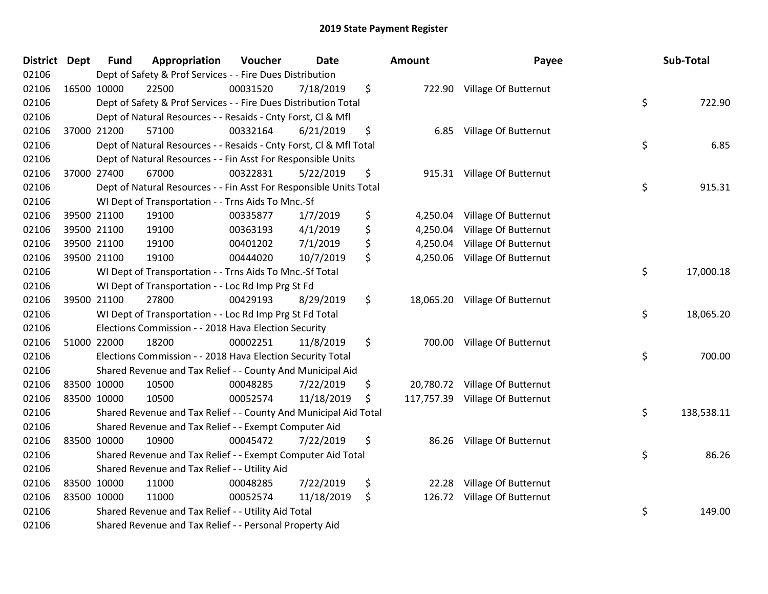# 2019 State Payment Register

| District | Dept | Fund | Appropriation | Voucher | Date | Amount | Payee | Sub-Total |
|---|---|---|---|---|---|---|---|---|
| 02106 | | Dept of Safety & Prof Services - - Fire Dues Distribution | | | | | | |
| 02106 | 16500 | 10000 | 22500 | 00031520 | 7/18/2019 | $ 722.90 | Village Of Butternut | |
| 02106 | | Dept of Safety & Prof Services - - Fire Dues Distribution Total | | | | | | $ 722.90 |
| 02106 | | Dept of Natural Resources - - Resaids - Cnty Forst, Cl & Mfl | | | | | | |
| 02106 | 37000 | 21200 | 57100 | 00332164 | 6/21/2019 | $ 6.85 | Village Of Butternut | |
| 02106 | | Dept of Natural Resources - - Resaids - Cnty Forst, Cl & Mfl Total | | | | | | $ 6.85 |
| 02106 | | Dept of Natural Resources - - Fin Asst For Responsible Units | | | | | | |
| 02106 | 37000 | 27400 | 67000 | 00322831 | 5/22/2019 | $ 915.31 | Village Of Butternut | |
| 02106 | | Dept of Natural Resources - - Fin Asst For Responsible Units Total | | | | | | $ 915.31 |
| 02106 | | WI Dept of Transportation - - Trns Aids To Mnc.-Sf | | | | | | |
| 02106 | 39500 | 21100 | 19100 | 00335877 | 1/7/2019 | $ 4,250.04 | Village Of Butternut | |
| 02106 | 39500 | 21100 | 19100 | 00363193 | 4/1/2019 | $ 4,250.04 | Village Of Butternut | |
| 02106 | 39500 | 21100 | 19100 | 00401202 | 7/1/2019 | $ 4,250.04 | Village Of Butternut | |
| 02106 | 39500 | 21100 | 19100 | 00444020 | 10/7/2019 | $ 4,250.06 | Village Of Butternut | |
| 02106 | | WI Dept of Transportation - - Trns Aids To Mnc.-Sf Total | | | | | | $ 17,000.18 |
| 02106 | | WI Dept of Transportation - - Loc Rd Imp Prg St Fd | | | | | | |
| 02106 | 39500 | 21100 | 27800 | 00429193 | 8/29/2019 | $ 18,065.20 | Village Of Butternut | |
| 02106 | | WI Dept of Transportation - - Loc Rd Imp Prg St Fd Total | | | | | | $ 18,065.20 |
| 02106 | | Elections Commission - - 2018 Hava Election Security | | | | | | |
| 02106 | 51000 | 22000 | 18200 | 00002251 | 11/8/2019 | $ 700.00 | Village Of Butternut | |
| 02106 | | Elections Commission - - 2018 Hava Election Security Total | | | | | | $ 700.00 |
| 02106 | | Shared Revenue and Tax Relief - - County And Municipal Aid | | | | | | |
| 02106 | 83500 | 10000 | 10500 | 00048285 | 7/22/2019 | $ 20,780.72 | Village Of Butternut | |
| 02106 | 83500 | 10000 | 10500 | 00052574 | 11/18/2019 | $ 117,757.39 | Village Of Butternut | |
| 02106 | | Shared Revenue and Tax Relief - - County And Municipal Aid Total | | | | | | $ 138,538.11 |
| 02106 | | Shared Revenue and Tax Relief - - Exempt Computer Aid | | | | | | |
| 02106 | 83500 | 10000 | 10900 | 00045472 | 7/22/2019 | $ 86.26 | Village Of Butternut | |
| 02106 | | Shared Revenue and Tax Relief - - Exempt Computer Aid Total | | | | | | $ 86.26 |
| 02106 | | Shared Revenue and Tax Relief - - Utility Aid | | | | | | |
| 02106 | 83500 | 10000 | 11000 | 00048285 | 7/22/2019 | $ 22.28 | Village Of Butternut | |
| 02106 | 83500 | 10000 | 11000 | 00052574 | 11/18/2019 | $ 126.72 | Village Of Butternut | |
| 02106 | | Shared Revenue and Tax Relief - - Utility Aid Total | | | | | | $ 149.00 |
| 02106 | | Shared Revenue and Tax Relief - - Personal Property Aid | | | | | | |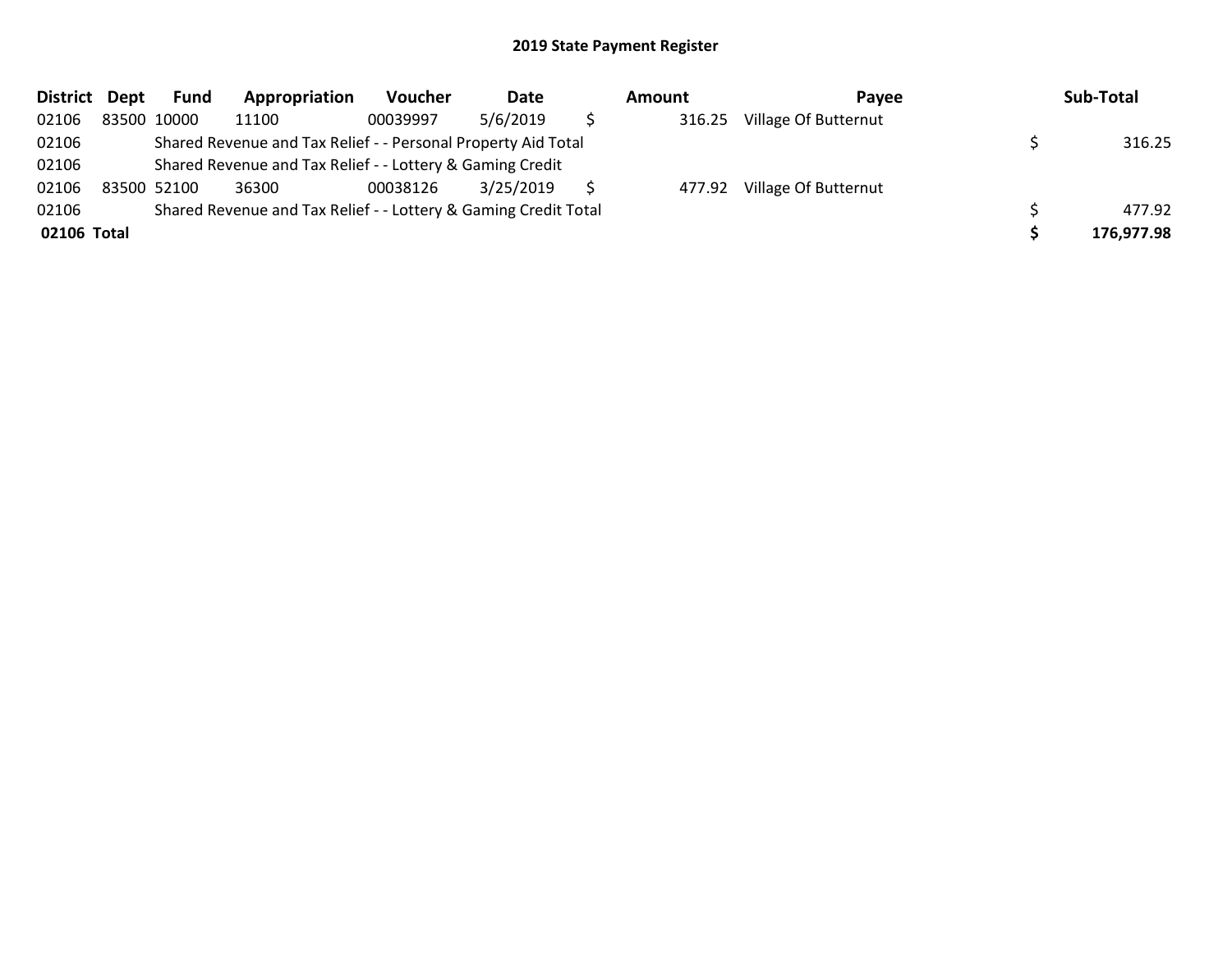# 2019 State Payment Register

| District | Dept | Fund | Appropriation | Voucher | Date | Amount | Payee | Sub-Total |
|---|---|---|---|---|---|---|---|---|
| 02106 | 83500 | 10000 | 11100 | 00039997 | 5/6/2019 | $ 316.25 | Village Of Butternut | |
| 02106 | | Shared Revenue and Tax Relief - - Personal Property Aid Total | | | | | | $ 316.25 |
| 02106 | | Shared Revenue and Tax Relief - - Lottery & Gaming Credit | | | | | | |
| 02106 | 83500 | 52100 | 36300 | 00038126 | 3/25/2019 | $ 477.92 | Village Of Butternut | |
| 02106 | | Shared Revenue and Tax Relief - - Lottery & Gaming Credit Total | | | | | | $ 477.92 |
| **02106 Total** | | | | | | | | **$ 176,977.98** |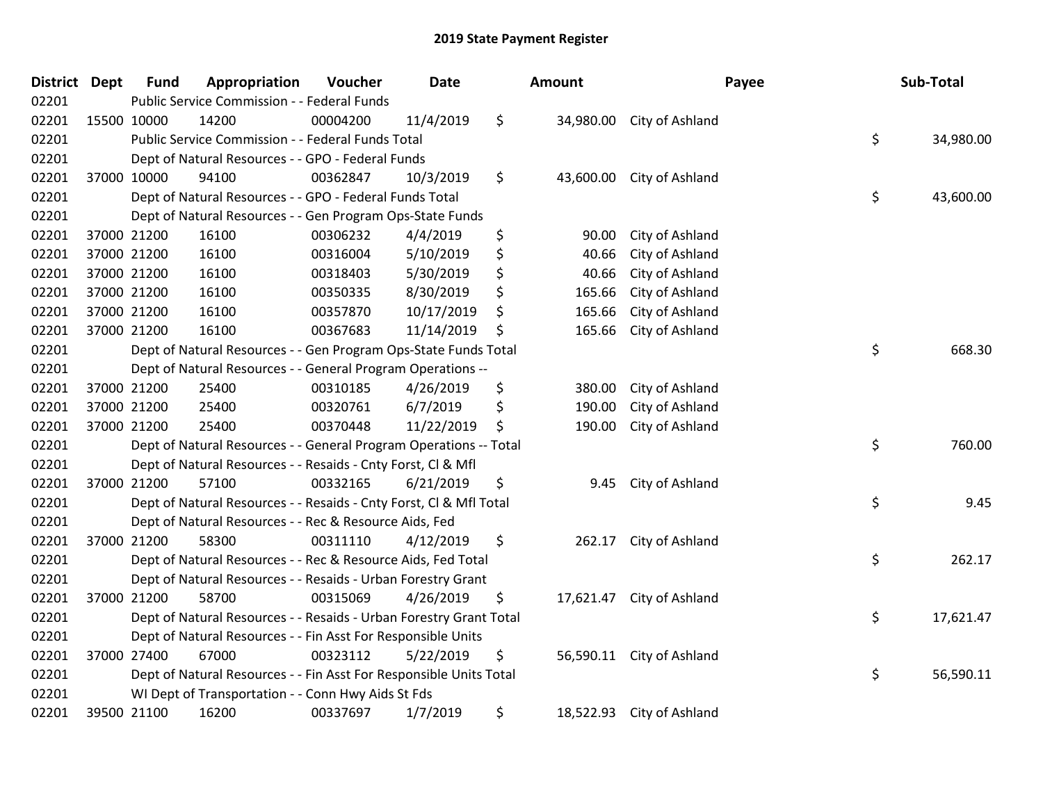# 2019 State Payment Register

| District | Dept | Fund | Appropriation | Voucher | Date | Amount | Payee | Sub-Total |
|---|---|---|---|---|---|---|---|---|
| 02201 | | Public Service Commission - - Federal Funds | | | | | | |
| 02201 | 15500 | 10000 | 14200 | 00004200 | 11/4/2019 | $ 34,980.00 | City of Ashland | |
| 02201 | | Public Service Commission - - Federal Funds Total | | | | | | $ 34,980.00 |
| 02201 | | Dept of Natural Resources - - GPO - Federal Funds | | | | | | |
| 02201 | 37000 | 10000 | 94100 | 00362847 | 10/3/2019 | $ 43,600.00 | City of Ashland | |
| 02201 | | Dept of Natural Resources - - GPO - Federal Funds Total | | | | | | $ 43,600.00 |
| 02201 | | Dept of Natural Resources - - Gen Program Ops-State Funds | | | | | | |
| 02201 | 37000 | 21200 | 16100 | 00306232 | 4/4/2019 | $ 90.00 | City of Ashland | |
| 02201 | 37000 | 21200 | 16100 | 00316004 | 5/10/2019 | $ 40.66 | City of Ashland | |
| 02201 | 37000 | 21200 | 16100 | 00318403 | 5/30/2019 | $ 40.66 | City of Ashland | |
| 02201 | 37000 | 21200 | 16100 | 00350335 | 8/30/2019 | $ 165.66 | City of Ashland | |
| 02201 | 37000 | 21200 | 16100 | 00357870 | 10/17/2019 | $ 165.66 | City of Ashland | |
| 02201 | 37000 | 21200 | 16100 | 00367683 | 11/14/2019 | $ 165.66 | City of Ashland | |
| 02201 | | Dept of Natural Resources - - Gen Program Ops-State Funds Total | | | | | | $ 668.30 |
| 02201 | | Dept of Natural Resources - - General Program Operations -- | | | | | | |
| 02201 | 37000 | 21200 | 25400 | 00310185 | 4/26/2019 | $ 380.00 | City of Ashland | |
| 02201 | 37000 | 21200 | 25400 | 00320761 | 6/7/2019 | $ 190.00 | City of Ashland | |
| 02201 | 37000 | 21200 | 25400 | 00370448 | 11/22/2019 | $ 190.00 | City of Ashland | |
| 02201 | | Dept of Natural Resources - - General Program Operations -- Total | | | | | | $ 760.00 |
| 02201 | | Dept of Natural Resources - - Resaids - Cnty Forst, Cl & Mfl | | | | | | |
| 02201 | 37000 | 21200 | 57100 | 00332165 | 6/21/2019 | $ 9.45 | City of Ashland | |
| 02201 | | Dept of Natural Resources - - Resaids - Cnty Forst, Cl & Mfl Total | | | | | | $ 9.45 |
| 02201 | | Dept of Natural Resources - - Rec & Resource Aids, Fed | | | | | | |
| 02201 | 37000 | 21200 | 58300 | 00311110 | 4/12/2019 | $ 262.17 | City of Ashland | |
| 02201 | | Dept of Natural Resources - - Rec & Resource Aids, Fed Total | | | | | | $ 262.17 |
| 02201 | | Dept of Natural Resources - - Resaids - Urban Forestry Grant | | | | | | |
| 02201 | 37000 | 21200 | 58700 | 00315069 | 4/26/2019 | $ 17,621.47 | City of Ashland | |
| 02201 | | Dept of Natural Resources - - Resaids - Urban Forestry Grant Total | | | | | | $ 17,621.47 |
| 02201 | | Dept of Natural Resources - - Fin Asst For Responsible Units | | | | | | |
| 02201 | 37000 | 27400 | 67000 | 00323112 | 5/22/2019 | $ 56,590.11 | City of Ashland | |
| 02201 | | Dept of Natural Resources - - Fin Asst For Responsible Units Total | | | | | | $ 56,590.11 |
| 02201 | | WI Dept of Transportation - - Conn Hwy Aids St Fds | | | | | | |
| 02201 | 39500 | 21100 | 16200 | 00337697 | 1/7/2019 | $ 18,522.93 | City of Ashland | |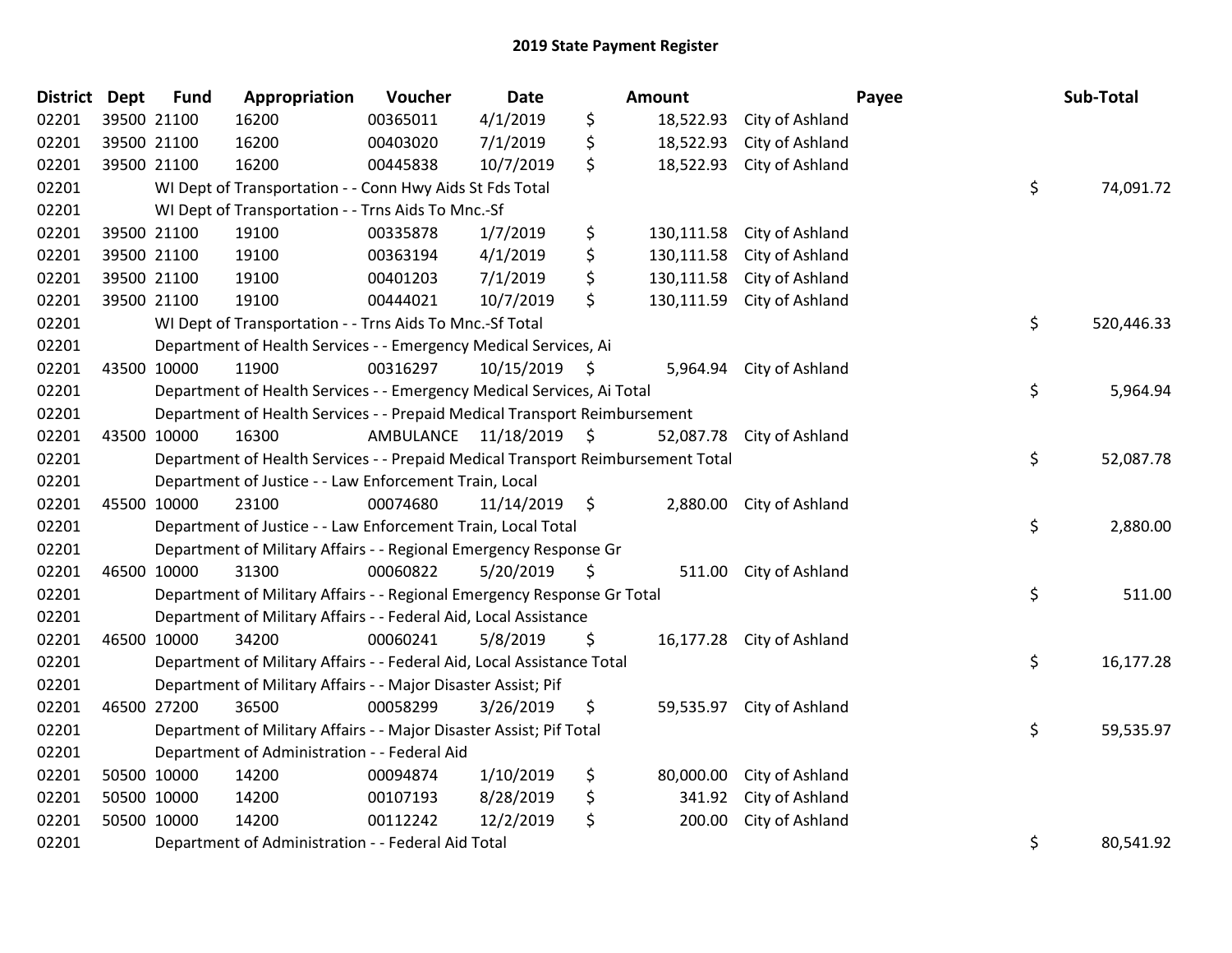# 2019 State Payment Register

| District | Dept | Fund | Appropriation | Voucher | Date | Amount | Payee | Sub-Total |
|---|---|---|---|---|---|---|---|---|
| 02201 | 39500 | 21100 | 16200 | 00365011 | 4/1/2019 | $ 18,522.93 | City of Ashland | |
| 02201 | 39500 | 21100 | 16200 | 00403020 | 7/1/2019 | $ 18,522.93 | City of Ashland | |
| 02201 | 39500 | 21100 | 16200 | 00445838 | 10/7/2019 | $ 18,522.93 | City of Ashland | |
| 02201 | | | WI Dept of Transportation - - Conn Hwy Aids St Fds Total | | | | | $ 74,091.72 |
| 02201 | | | WI Dept of Transportation - - Trns Aids To Mnc.-Sf | | | | | |
| 02201 | 39500 | 21100 | 19100 | 00335878 | 1/7/2019 | $ 130,111.58 | City of Ashland | |
| 02201 | 39500 | 21100 | 19100 | 00363194 | 4/1/2019 | $ 130,111.58 | City of Ashland | |
| 02201 | 39500 | 21100 | 19100 | 00401203 | 7/1/2019 | $ 130,111.58 | City of Ashland | |
| 02201 | 39500 | 21100 | 19100 | 00444021 | 10/7/2019 | $ 130,111.59 | City of Ashland | |
| 02201 | | | WI Dept of Transportation - - Trns Aids To Mnc.-Sf Total | | | | | $ 520,446.33 |
| 02201 | | | Department of Health Services - - Emergency Medical Services, Ai | | | | | |
| 02201 | 43500 | 10000 | 11900 | 00316297 | 10/15/2019 | $ 5,964.94 | City of Ashland | |
| 02201 | | | Department of Health Services - - Emergency Medical Services, Ai Total | | | | | $ 5,964.94 |
| 02201 | | | Department of Health Services - - Prepaid Medical Transport Reimbursement | | | | | |
| 02201 | 43500 | 10000 | 16300 | AMBULANCE | 11/18/2019 | $ 52,087.78 | City of Ashland | |
| 02201 | | | Department of Health Services - - Prepaid Medical Transport Reimbursement Total | | | | | $ 52,087.78 |
| 02201 | | | Department of Justice - - Law Enforcement Train, Local | | | | | |
| 02201 | 45500 | 10000 | 23100 | 00074680 | 11/14/2019 | $ 2,880.00 | City of Ashland | |
| 02201 | | | Department of Justice - - Law Enforcement Train, Local Total | | | | | $ 2,880.00 |
| 02201 | | | Department of Military Affairs - - Regional Emergency Response Gr | | | | | |
| 02201 | 46500 | 10000 | 31300 | 00060822 | 5/20/2019 | $ 511.00 | City of Ashland | |
| 02201 | | | Department of Military Affairs - - Regional Emergency Response Gr Total | | | | | $ 511.00 |
| 02201 | | | Department of Military Affairs - - Federal Aid, Local Assistance | | | | | |
| 02201 | 46500 | 10000 | 34200 | 00060241 | 5/8/2019 | $ 16,177.28 | City of Ashland | |
| 02201 | | | Department of Military Affairs - - Federal Aid, Local Assistance Total | | | | | $ 16,177.28 |
| 02201 | | | Department of Military Affairs - - Major Disaster Assist; Pif | | | | | |
| 02201 | 46500 | 27200 | 36500 | 00058299 | 3/26/2019 | $ 59,535.97 | City of Ashland | |
| 02201 | | | Department of Military Affairs - - Major Disaster Assist; Pif Total | | | | | $ 59,535.97 |
| 02201 | | | Department of Administration - - Federal Aid | | | | | |
| 02201 | 50500 | 10000 | 14200 | 00094874 | 1/10/2019 | $ 80,000.00 | City of Ashland | |
| 02201 | 50500 | 10000 | 14200 | 00107193 | 8/28/2019 | $ 341.92 | City of Ashland | |
| 02201 | 50500 | 10000 | 14200 | 00112242 | 12/2/2019 | $ 200.00 | City of Ashland | |
| 02201 | | | Department of Administration - - Federal Aid Total | | | | | $ 80,541.92 |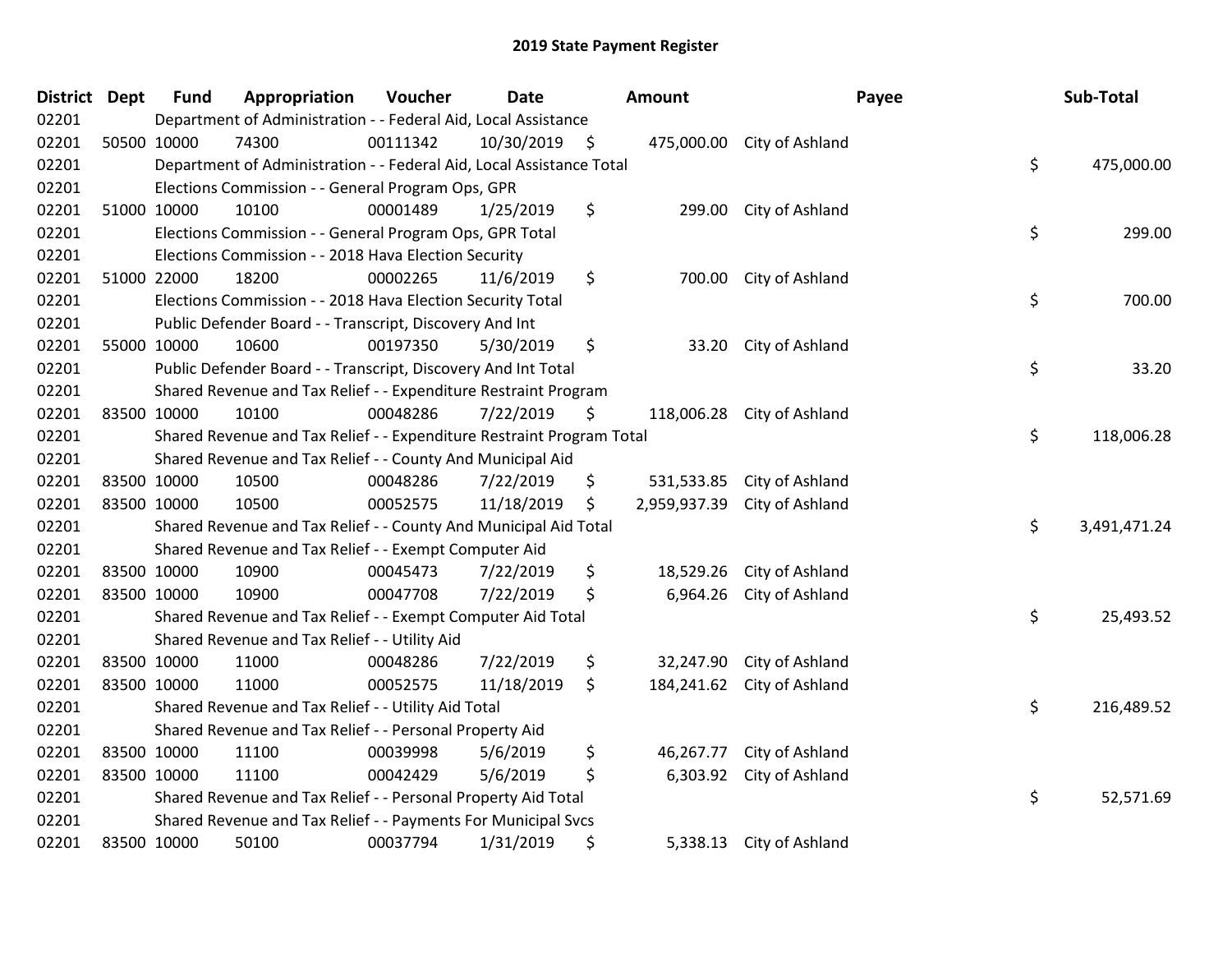# 2019 State Payment Register

| District | Dept | Fund | Appropriation | Voucher | Date | Amount | Payee | Sub-Total |
|---|---|---|---|---|---|---|---|---|
| 02201 | | Department of Administration - - Federal Aid, Local Assistance | | | | | | |
| 02201 | 50500 | 10000 | 74300 | 00111342 | 10/30/2019 | $ 475,000.00 | City of Ashland | |
| 02201 | | Department of Administration - - Federal Aid, Local Assistance Total | | | | | | $ 475,000.00 |
| 02201 | | Elections Commission - - General Program Ops, GPR | | | | | | |
| 02201 | 51000 | 10000 | 10100 | 00001489 | 1/25/2019 | $ 299.00 | City of Ashland | |
| 02201 | | Elections Commission - - General Program Ops, GPR Total | | | | | | $ 299.00 |
| 02201 | | Elections Commission - - 2018 Hava Election Security | | | | | | |
| 02201 | 51000 | 22000 | 18200 | 00002265 | 11/6/2019 | $ 700.00 | City of Ashland | |
| 02201 | | Elections Commission - - 2018 Hava Election Security Total | | | | | | $ 700.00 |
| 02201 | | Public Defender Board - - Transcript, Discovery And Int | | | | | | |
| 02201 | 55000 | 10000 | 10600 | 00197350 | 5/30/2019 | $ 33.20 | City of Ashland | |
| 02201 | | Public Defender Board - - Transcript, Discovery And Int Total | | | | | | $ 33.20 |
| 02201 | | Shared Revenue and Tax Relief - - Expenditure Restraint Program | | | | | | |
| 02201 | 83500 | 10000 | 10100 | 00048286 | 7/22/2019 | $ 118,006.28 | City of Ashland | |
| 02201 | | Shared Revenue and Tax Relief - - Expenditure Restraint Program Total | | | | | | $ 118,006.28 |
| 02201 | | Shared Revenue and Tax Relief - - County And Municipal Aid | | | | | | |
| 02201 | 83500 | 10000 | 10500 | 00048286 | 7/22/2019 | $ 531,533.85 | City of Ashland | |
| 02201 | 83500 | 10000 | 10500 | 00052575 | 11/18/2019 | $ 2,959,937.39 | City of Ashland | |
| 02201 | | Shared Revenue and Tax Relief - - County And Municipal Aid Total | | | | | | $ 3,491,471.24 |
| 02201 | | Shared Revenue and Tax Relief - - Exempt Computer Aid | | | | | | |
| 02201 | 83500 | 10000 | 10900 | 00045473 | 7/22/2019 | $ 18,529.26 | City of Ashland | |
| 02201 | 83500 | 10000 | 10900 | 00047708 | 7/22/2019 | $ 6,964.26 | City of Ashland | |
| 02201 | | Shared Revenue and Tax Relief - - Exempt Computer Aid Total | | | | | | $ 25,493.52 |
| 02201 | | Shared Revenue and Tax Relief - - Utility Aid | | | | | | |
| 02201 | 83500 | 10000 | 11000 | 00048286 | 7/22/2019 | $ 32,247.90 | City of Ashland | |
| 02201 | 83500 | 10000 | 11000 | 00052575 | 11/18/2019 | $ 184,241.62 | City of Ashland | |
| 02201 | | Shared Revenue and Tax Relief - - Utility Aid Total | | | | | | $ 216,489.52 |
| 02201 | | Shared Revenue and Tax Relief - - Personal Property Aid | | | | | | |
| 02201 | 83500 | 10000 | 11100 | 00039998 | 5/6/2019 | $ 46,267.77 | City of Ashland | |
| 02201 | 83500 | 10000 | 11100 | 00042429 | 5/6/2019 | $ 6,303.92 | City of Ashland | |
| 02201 | | Shared Revenue and Tax Relief - - Personal Property Aid Total | | | | | | $ 52,571.69 |
| 02201 | | Shared Revenue and Tax Relief - - Payments For Municipal Svcs | | | | | | |
| 02201 | 83500 | 10000 | 50100 | 00037794 | 1/31/2019 | $ 5,338.13 | City of Ashland | |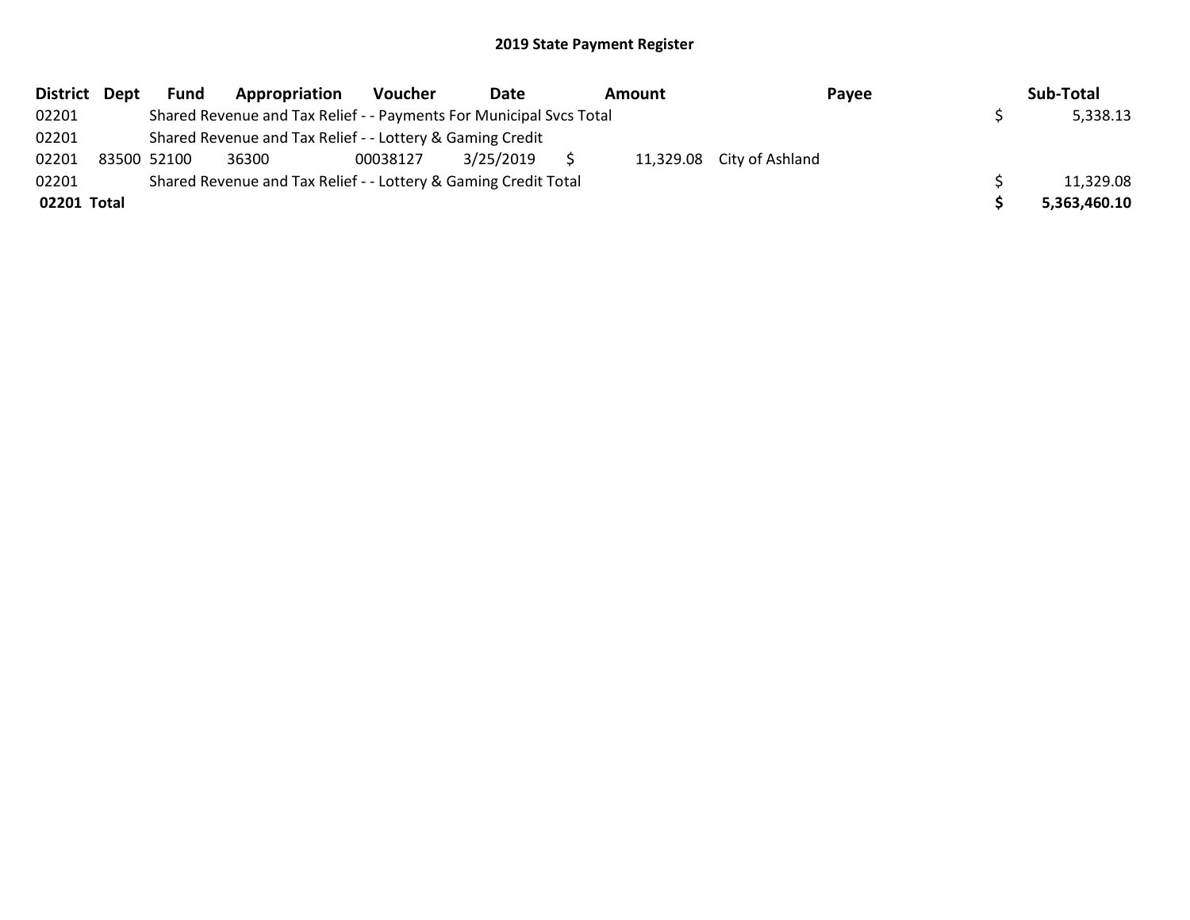# 2019 State Payment Register

| District | Dept | Fund | Appropriation | Voucher | Date | Amount | Payee | Sub-Total |
|---|---|---|---|---|---|---|---|---|
| 02201 | | Shared Revenue and Tax Relief - - Payments For Municipal Svcs Total | | | | | | $ 5,338.13 |
| 02201 | | Shared Revenue and Tax Relief - - Lottery & Gaming Credit | | | | | | |
| 02201 | 83500 | 52100 | 36300 | 00038127 | 3/25/2019 | $ 11,329.08 | City of Ashland | |
| 02201 | | Shared Revenue and Tax Relief - - Lottery & Gaming Credit Total | | | | | | $ 11,329.08 |
| **02201 Total** | | | | | | | | **$ 5,363,460.10** |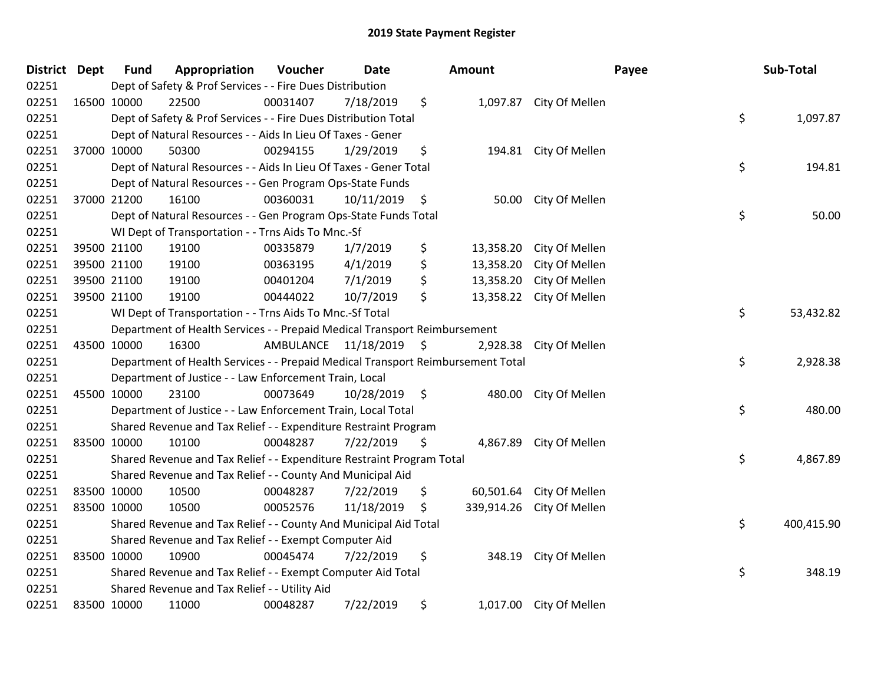# 2019 State Payment Register

| District | Dept | Fund | Appropriation | Voucher | Date | Amount | Payee | Sub-Total |
|---|---|---|---|---|---|---|---|---|
| 02251 | | Dept of Safety & Prof Services - - Fire Dues Distribution | | | | | | |
| 02251 | 16500 | 10000 | 22500 | 00031407 | 7/18/2019 | $ 1,097.87 | City Of Mellen | |
| 02251 | | Dept of Safety & Prof Services - - Fire Dues Distribution Total | | | | | | $ 1,097.87 |
| 02251 | | Dept of Natural Resources - - Aids In Lieu Of Taxes - Gener | | | | | | |
| 02251 | 37000 | 10000 | 50300 | 00294155 | 1/29/2019 | $ 194.81 | City Of Mellen | |
| 02251 | | Dept of Natural Resources - - Aids In Lieu Of Taxes - Gener Total | | | | | | $ 194.81 |
| 02251 | | Dept of Natural Resources - - Gen Program Ops-State Funds | | | | | | |
| 02251 | 37000 | 21200 | 16100 | 00360031 | 10/11/2019 | $ 50.00 | City Of Mellen | |
| 02251 | | Dept of Natural Resources - - Gen Program Ops-State Funds Total | | | | | | $ 50.00 |
| 02251 | | WI Dept of Transportation - - Trns Aids To Mnc.-Sf | | | | | | |
| 02251 | 39500 | 21100 | 19100 | 00335879 | 1/7/2019 | $ 13,358.20 | City Of Mellen | |
| 02251 | 39500 | 21100 | 19100 | 00363195 | 4/1/2019 | $ 13,358.20 | City Of Mellen | |
| 02251 | 39500 | 21100 | 19100 | 00401204 | 7/1/2019 | $ 13,358.20 | City Of Mellen | |
| 02251 | 39500 | 21100 | 19100 | 00444022 | 10/7/2019 | $ 13,358.22 | City Of Mellen | |
| 02251 | | WI Dept of Transportation - - Trns Aids To Mnc.-Sf Total | | | | | | $ 53,432.82 |
| 02251 | | Department of Health Services - - Prepaid Medical Transport Reimbursement | | | | | | |
| 02251 | 43500 | 10000 | 16300 | AMBULANCE | 11/18/2019 | $ 2,928.38 | City Of Mellen | |
| 02251 | | Department of Health Services - - Prepaid Medical Transport Reimbursement Total | | | | | | $ 2,928.38 |
| 02251 | | Department of Justice - - Law Enforcement Train, Local | | | | | | |
| 02251 | 45500 | 10000 | 23100 | 00073649 | 10/28/2019 | $ 480.00 | City Of Mellen | |
| 02251 | | Department of Justice - - Law Enforcement Train, Local Total | | | | | | $ 480.00 |
| 02251 | | Shared Revenue and Tax Relief - - Expenditure Restraint Program | | | | | | |
| 02251 | 83500 | 10000 | 10100 | 00048287 | 7/22/2019 | $ 4,867.89 | City Of Mellen | |
| 02251 | | Shared Revenue and Tax Relief - - Expenditure Restraint Program Total | | | | | | $ 4,867.89 |
| 02251 | | Shared Revenue and Tax Relief - - County And Municipal Aid | | | | | | |
| 02251 | 83500 | 10000 | 10500 | 00048287 | 7/22/2019 | $ 60,501.64 | City Of Mellen | |
| 02251 | 83500 | 10000 | 10500 | 00052576 | 11/18/2019 | $ 339,914.26 | City Of Mellen | |
| 02251 | | Shared Revenue and Tax Relief - - County And Municipal Aid Total | | | | | | $ 400,415.90 |
| 02251 | | Shared Revenue and Tax Relief - - Exempt Computer Aid | | | | | | |
| 02251 | 83500 | 10000 | 10900 | 00045474 | 7/22/2019 | $ 348.19 | City Of Mellen | |
| 02251 | | Shared Revenue and Tax Relief - - Exempt Computer Aid Total | | | | | | $ 348.19 |
| 02251 | | Shared Revenue and Tax Relief - - Utility Aid | | | | | | |
| 02251 | 83500 | 10000 | 11000 | 00048287 | 7/22/2019 | $ 1,017.00 | City Of Mellen | |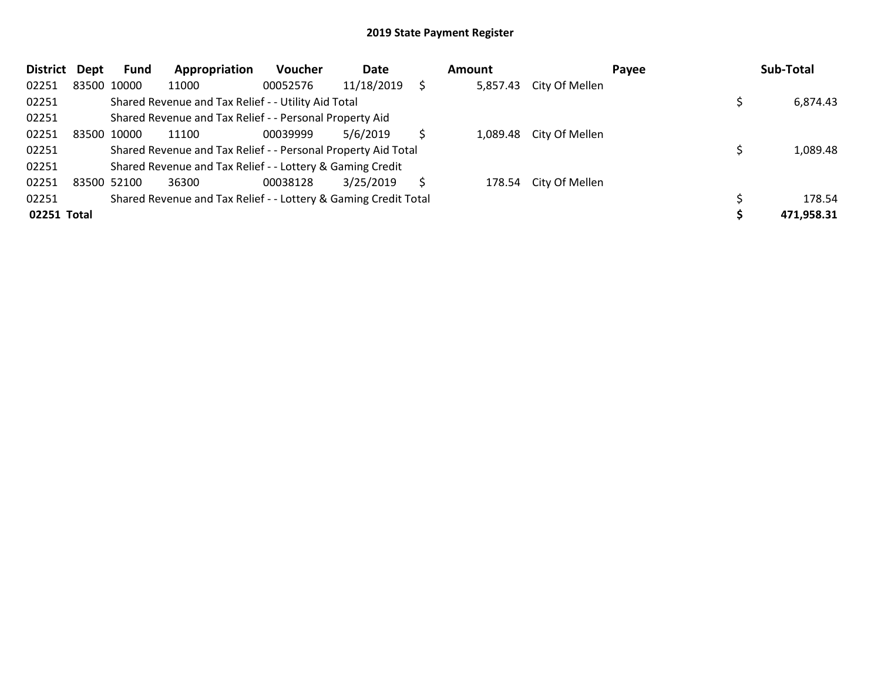# 2019 State Payment Register

| District | Dept | Fund | Appropriation | Voucher | Date | Amount | Payee | Sub-Total |
|---|---|---|---|---|---|---|---|---|
| 02251 | 83500 | 10000 | 11000 | 00052576 | 11/18/2019 | $ 5,857.43 | City Of Mellen | |
| 02251 | | Shared Revenue and Tax Relief - - Utility Aid Total | | | | | | $ 6,874.43 |
| 02251 | | Shared Revenue and Tax Relief - - Personal Property Aid | | | | | | |
| 02251 | 83500 | 10000 | 11100 | 00039999 | 5/6/2019 | $ 1,089.48 | City Of Mellen | |
| 02251 | | Shared Revenue and Tax Relief - - Personal Property Aid Total | | | | | | $ 1,089.48 |
| 02251 | | Shared Revenue and Tax Relief - - Lottery & Gaming Credit | | | | | | |
| 02251 | 83500 | 52100 | 36300 | 00038128 | 3/25/2019 | $ 178.54 | City Of Mellen | |
| 02251 | | Shared Revenue and Tax Relief - - Lottery & Gaming Credit Total | | | | | | $ 178.54 |
| **02251 Total** | | | | | | | | **$ 471,958.31** |